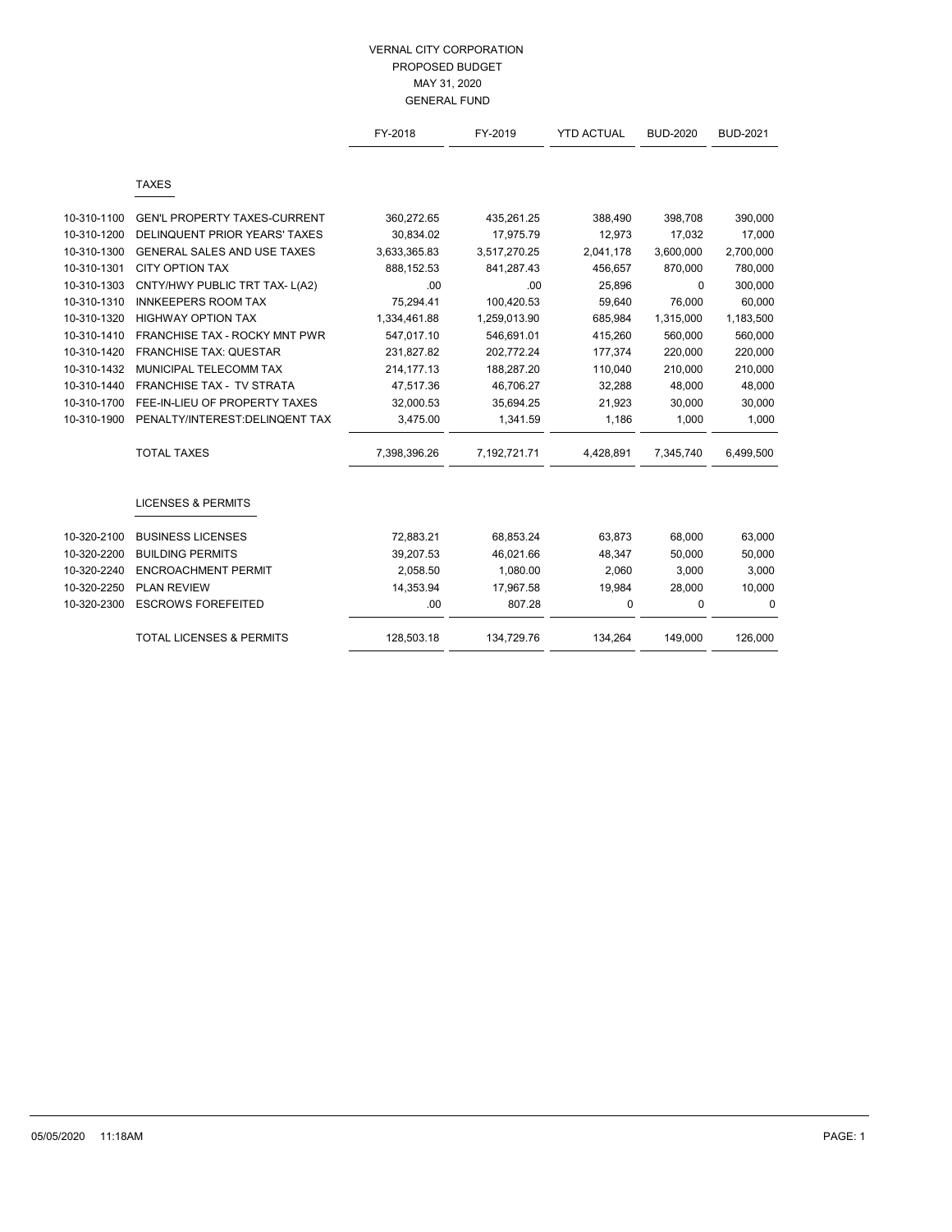# VERNAL CITY CORPORATION
## PROPOSED BUDGET
### MAY 31, 2020
### GENERAL FUND

| | | FY-2018 | FY-2019 | YTD ACTUAL | BUD-2020 | BUD-2021 |
|---|---|---|---|---|---|---|
| | **TAXES** | | | | | |
| 10-310-1100 | GEN'L PROPERTY TAXES-CURRENT | 360,272.65 | 435,261.25 | 388,490 | 398,708 | 390,000 |
| 10-310-1200 | DELINQUENT PRIOR YEARS' TAXES | 30,834.02 | 17,975.79 | 12,973 | 17,032 | 17,000 |
| 10-310-1300 | GENERAL SALES AND USE TAXES | 3,633,365.83 | 3,517,270.25 | 2,041,178 | 3,600,000 | 2,700,000 |
| 10-310-1301 | CITY OPTION TAX | 888,152.53 | 841,287.43 | 456,657 | 870,000 | 780,000 |
| 10-310-1303 | CNTY/HWY PUBLIC TRT TAX- L(A2) | .00 | .00 | 25,896 | 0 | 300,000 |
| 10-310-1310 | INNKEEPERS ROOM TAX | 75,294.41 | 100,420.53 | 59,640 | 76,000 | 60,000 |
| 10-310-1320 | HIGHWAY OPTION TAX | 1,334,461.88 | 1,259,013.90 | 685,984 | 1,315,000 | 1,183,500 |
| 10-310-1410 | FRANCHISE TAX - ROCKY MNT PWR | 547,017.10 | 546,691.01 | 415,260 | 560,000 | 560,000 |
| 10-310-1420 | FRANCHISE TAX: QUESTAR | 231,827.82 | 202,772.24 | 177,374 | 220,000 | 220,000 |
| 10-310-1432 | MUNICIPAL TELECOMM TAX | 214,177.13 | 188,287.20 | 110,040 | 210,000 | 210,000 |
| 10-310-1440 | FRANCHISE TAX - TV STRATA | 47,517.36 | 46,706.27 | 32,288 | 48,000 | 48,000 |
| 10-310-1700 | FEE-IN-LIEU OF PROPERTY TAXES | 32,000.53 | 35,694.25 | 21,923 | 30,000 | 30,000 |
| 10-310-1900 | PENALTY/INTEREST:DELINQENT TAX | 3,475.00 | 1,341.59 | 1,186 | 1,000 | 1,000 |
| | TOTAL TAXES | 7,398,396.26 | 7,192,721.71 | 4,428,891 | 7,345,740 | 6,499,500 |
| | **LICENSES & PERMITS** | | | | | |
| 10-320-2100 | BUSINESS LICENSES | 72,883.21 | 68,853.24 | 63,873 | 68,000 | 63,000 |
| 10-320-2200 | BUILDING PERMITS | 39,207.53 | 46,021.66 | 48,347 | 50,000 | 50,000 |
| 10-320-2240 | ENCROACHMENT PERMIT | 2,058.50 | 1,080.00 | 2,060 | 3,000 | 3,000 |
| 10-320-2250 | PLAN REVIEW | 14,353.94 | 17,967.58 | 19,984 | 28,000 | 10,000 |
| 10-320-2300 | ESCROWS FOREFEITED | .00 | 807.28 | 0 | 0 | 0 |
| | TOTAL LICENSES & PERMITS | 128,503.18 | 134,729.76 | 134,264 | 149,000 | 126,000 |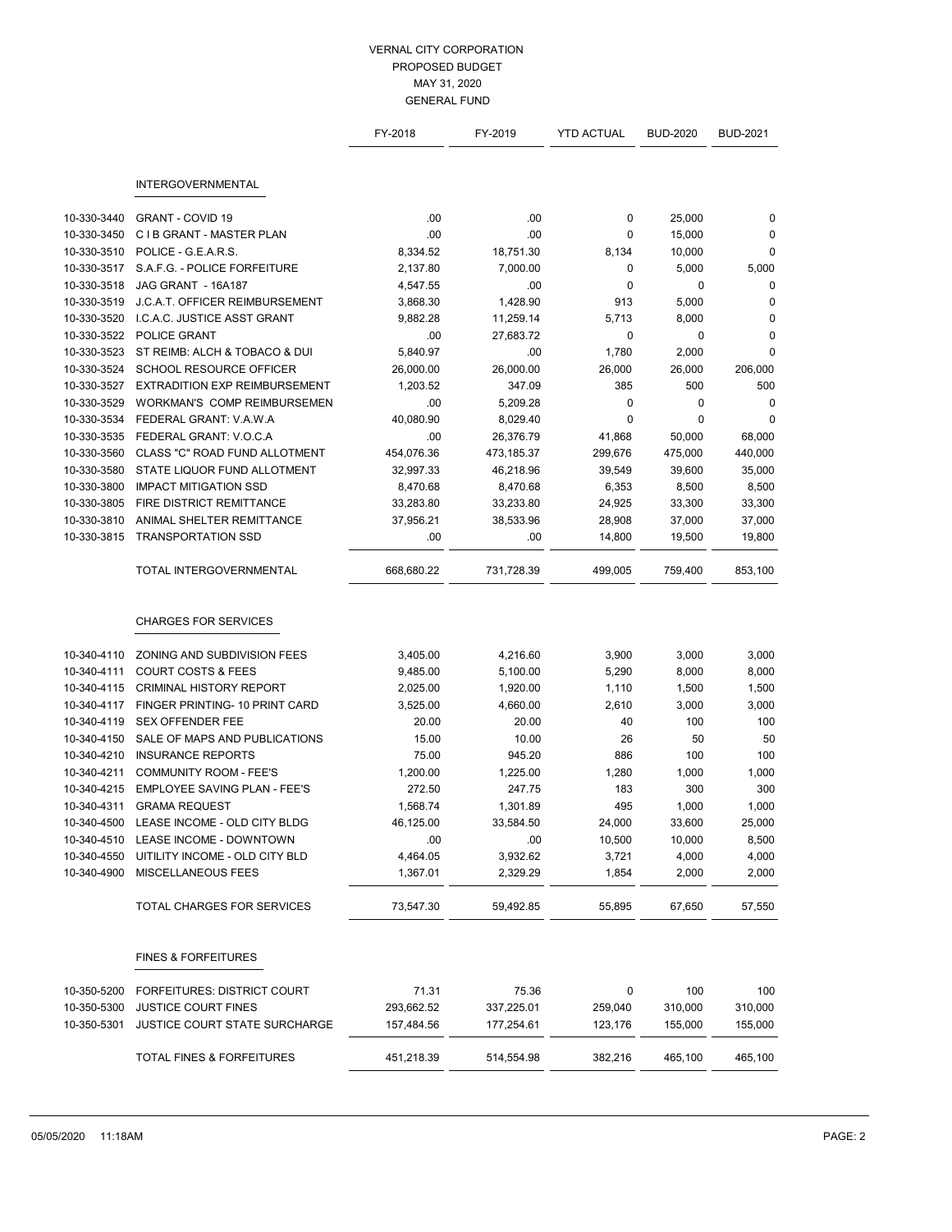# VERNAL CITY CORPORATION
## PROPOSED BUDGET
## MAY 31, 2020
## GENERAL FUND

| | | FY-2018 | FY-2019 | YTD ACTUAL | BUD-2020 | BUD-2021 |
|---|---|---|---|---|---|---|
| | **INTERGOVERNMENTAL** | | | | | |
| 10-330-3440 | GRANT - COVID 19 | .00 | .00 | 0 | 25,000 | 0 |
| 10-330-3450 | C I B GRANT - MASTER PLAN | .00 | .00 | 0 | 15,000 | 0 |
| 10-330-3510 | POLICE - G.E.A.R.S. | 8,334.52 | 18,751.30 | 8,134 | 10,000 | 0 |
| 10-330-3517 | S.A.F.G. - POLICE FORFEITURE | 2,137.80 | 7,000.00 | 0 | 5,000 | 5,000 |
| 10-330-3518 | JAG GRANT - 16A187 | 4,547.55 | .00 | 0 | 0 | 0 |
| 10-330-3519 | J.C.A.T. OFFICER REIMBURSEMENT | 3,868.30 | 1,428.90 | 913 | 5,000 | 0 |
| 10-330-3520 | I.C.A.C. JUSTICE ASST GRANT | 9,882.28 | 11,259.14 | 5,713 | 8,000 | 0 |
| 10-330-3522 | POLICE GRANT | .00 | 27,683.72 | 0 | 0 | 0 |
| 10-330-3523 | ST REIMB: ALCH & TOBACO & DUI | 5,840.97 | .00 | 1,780 | 2,000 | 0 |
| 10-330-3524 | SCHOOL RESOURCE OFFICER | 26,000.00 | 26,000.00 | 26,000 | 26,000 | 206,000 |
| 10-330-3527 | EXTRADITION EXP REIMBURSEMENT | 1,203.52 | 347.09 | 385 | 500 | 500 |
| 10-330-3529 | WORKMAN'S COMP REIMBURSEMEN | .00 | 5,209.28 | 0 | 0 | 0 |
| 10-330-3534 | FEDERAL GRANT: V.A.W.A | 40,080.90 | 8,029.40 | 0 | 0 | 0 |
| 10-330-3535 | FEDERAL GRANT: V.O.C.A | .00 | 26,376.79 | 41,868 | 50,000 | 68,000 |
| 10-330-3560 | CLASS "C" ROAD FUND ALLOTMENT | 454,076.36 | 473,185.37 | 299,676 | 475,000 | 440,000 |
| 10-330-3580 | STATE LIQUOR FUND ALLOTMENT | 32,997.33 | 46,218.96 | 39,549 | 39,600 | 35,000 |
| 10-330-3800 | IMPACT MITIGATION SSD | 8,470.68 | 8,470.68 | 6,353 | 8,500 | 8,500 |
| 10-330-3805 | FIRE DISTRICT REMITTANCE | 33,283.80 | 33,233.80 | 24,925 | 33,300 | 33,300 |
| 10-330-3810 | ANIMAL SHELTER REMITTANCE | 37,956.21 | 38,533.96 | 28,908 | 37,000 | 37,000 |
| 10-330-3815 | TRANSPORTATION SSD | .00 | .00 | 14,800 | 19,500 | 19,800 |
| | TOTAL INTERGOVERNMENTAL | 668,680.22 | 731,728.39 | 499,005 | 759,400 | 853,100 |
| | **CHARGES FOR SERVICES** | | | | | |
| 10-340-4110 | ZONING AND SUBDIVISION FEES | 3,405.00 | 4,216.60 | 3,900 | 3,000 | 3,000 |
| 10-340-4111 | COURT COSTS & FEES | 9,485.00 | 5,100.00 | 5,290 | 8,000 | 8,000 |
| 10-340-4115 | CRIMINAL HISTORY REPORT | 2,025.00 | 1,920.00 | 1,110 | 1,500 | 1,500 |
| 10-340-4117 | FINGER PRINTING- 10 PRINT CARD | 3,525.00 | 4,660.00 | 2,610 | 3,000 | 3,000 |
| 10-340-4119 | SEX OFFENDER FEE | 20.00 | 20.00 | 40 | 100 | 100 |
| 10-340-4150 | SALE OF MAPS AND PUBLICATIONS | 15.00 | 10.00 | 26 | 50 | 50 |
| 10-340-4210 | INSURANCE REPORTS | 75.00 | 945.20 | 886 | 100 | 100 |
| 10-340-4211 | COMMUNITY ROOM - FEE'S | 1,200.00 | 1,225.00 | 1,280 | 1,000 | 1,000 |
| 10-340-4215 | EMPLOYEE SAVING PLAN - FEE'S | 272.50 | 247.75 | 183 | 300 | 300 |
| 10-340-4311 | GRAMA REQUEST | 1,568.74 | 1,301.89 | 495 | 1,000 | 1,000 |
| 10-340-4500 | LEASE INCOME - OLD CITY BLDG | 46,125.00 | 33,584.50 | 24,000 | 33,600 | 25,000 |
| 10-340-4510 | LEASE INCOME - DOWNTOWN | .00 | .00 | 10,500 | 10,000 | 8,500 |
| 10-340-4550 | UITILITY INCOME - OLD CITY BLD | 4,464.05 | 3,932.62 | 3,721 | 4,000 | 4,000 |
| 10-340-4900 | MISCELLANEOUS FEES | 1,367.01 | 2,329.29 | 1,854 | 2,000 | 2,000 |
| | TOTAL CHARGES FOR SERVICES | 73,547.30 | 59,492.85 | 55,895 | 67,650 | 57,550 |
| | **FINES & FORFEITURES** | | | | | |
| 10-350-5200 | FORFEITURES: DISTRICT COURT | 71.31 | 75.36 | 0 | 100 | 100 |
| 10-350-5300 | JUSTICE COURT FINES | 293,662.52 | 337,225.01 | 259,040 | 310,000 | 310,000 |
| 10-350-5301 | JUSTICE COURT STATE SURCHARGE | 157,484.56 | 177,254.61 | 123,176 | 155,000 | 155,000 |
| | TOTAL FINES & FORFEITURES | 451,218.39 | 514,554.98 | 382,216 | 465,100 | 465,100 |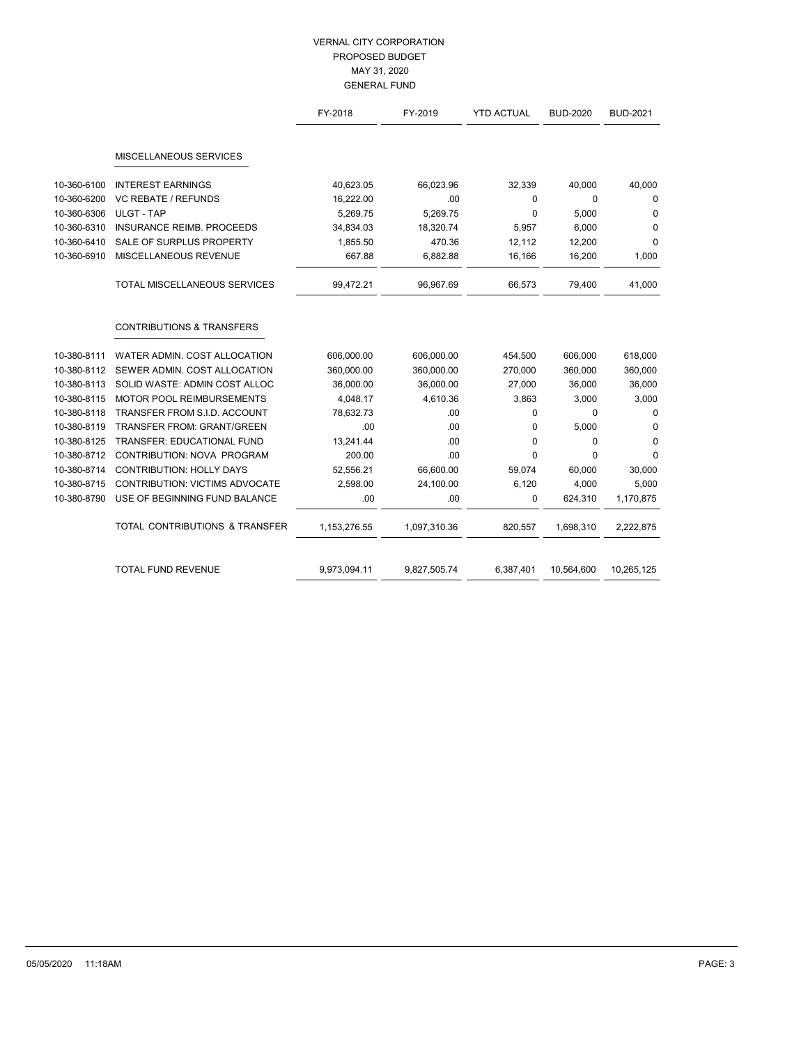# VERNAL CITY CORPORATION
## PROPOSED BUDGET
## MAY 31, 2020
## GENERAL FUND

| | | FY-2018 | FY-2019 | YTD ACTUAL | BUD-2020 | BUD-2021 |
|---|---|---|---|---|---|---|
| | MISCELLANEOUS SERVICES | | | | | |
| 10-360-6100 | INTEREST EARNINGS | 40,623.05 | 66,023.96 | 32,339 | 40,000 | 40,000 |
| 10-360-6200 | VC REBATE / REFUNDS | 16,222.00 | .00 | 0 | 0 | 0 |
| 10-360-6306 | ULGT - TAP | 5,269.75 | 5,269.75 | 0 | 5,000 | 0 |
| 10-360-6310 | INSURANCE REIMB. PROCEEDS | 34,834.03 | 18,320.74 | 5,957 | 6,000 | 0 |
| 10-360-6410 | SALE OF SURPLUS PROPERTY | 1,855.50 | 470.36 | 12,112 | 12,200 | 0 |
| 10-360-6910 | MISCELLANEOUS REVENUE | 667.88 | 6,882.88 | 16,166 | 16,200 | 1,000 |
| | TOTAL MISCELLANEOUS SERVICES | 99,472.21 | 96,967.69 | 66,573 | 79,400 | 41,000 |
| | CONTRIBUTIONS & TRANSFERS | | | | | |
| 10-380-8111 | WATER ADMIN. COST ALLOCATION | 606,000.00 | 606,000.00 | 454,500 | 606,000 | 618,000 |
| 10-380-8112 | SEWER ADMIN. COST ALLOCATION | 360,000.00 | 360,000.00 | 270,000 | 360,000 | 360,000 |
| 10-380-8113 | SOLID WASTE: ADMIN COST ALLOC | 36,000.00 | 36,000.00 | 27,000 | 36,000 | 36,000 |
| 10-380-8115 | MOTOR POOL REIMBURSEMENTS | 4,048.17 | 4,610.36 | 3,863 | 3,000 | 3,000 |
| 10-380-8118 | TRANSFER FROM S.I.D. ACCOUNT | 78,632.73 | .00 | 0 | 0 | 0 |
| 10-380-8119 | TRANSFER FROM: GRANT/GREEN | .00 | .00 | 0 | 5,000 | 0 |
| 10-380-8125 | TRANSFER: EDUCATIONAL FUND | 13,241.44 | .00 | 0 | 0 | 0 |
| 10-380-8712 | CONTRIBUTION: NOVA PROGRAM | 200.00 | .00 | 0 | 0 | 0 |
| 10-380-8714 | CONTRIBUTION: HOLLY DAYS | 52,556.21 | 66,600.00 | 59,074 | 60,000 | 30,000 |
| 10-380-8715 | CONTRIBUTION: VICTIMS ADVOCATE | 2,598.00 | 24,100.00 | 6,120 | 4,000 | 5,000 |
| 10-380-8790 | USE OF BEGINNING FUND BALANCE | .00 | .00 | 0 | 624,310 | 1,170,875 |
| | TOTAL CONTRIBUTIONS & TRANSFER | 1,153,276.55 | 1,097,310.36 | 820,557 | 1,698,310 | 2,222,875 |
| | TOTAL FUND REVENUE | 9,973,094.11 | 9,827,505.74 | 6,387,401 | 10,564,600 | 10,265,125 |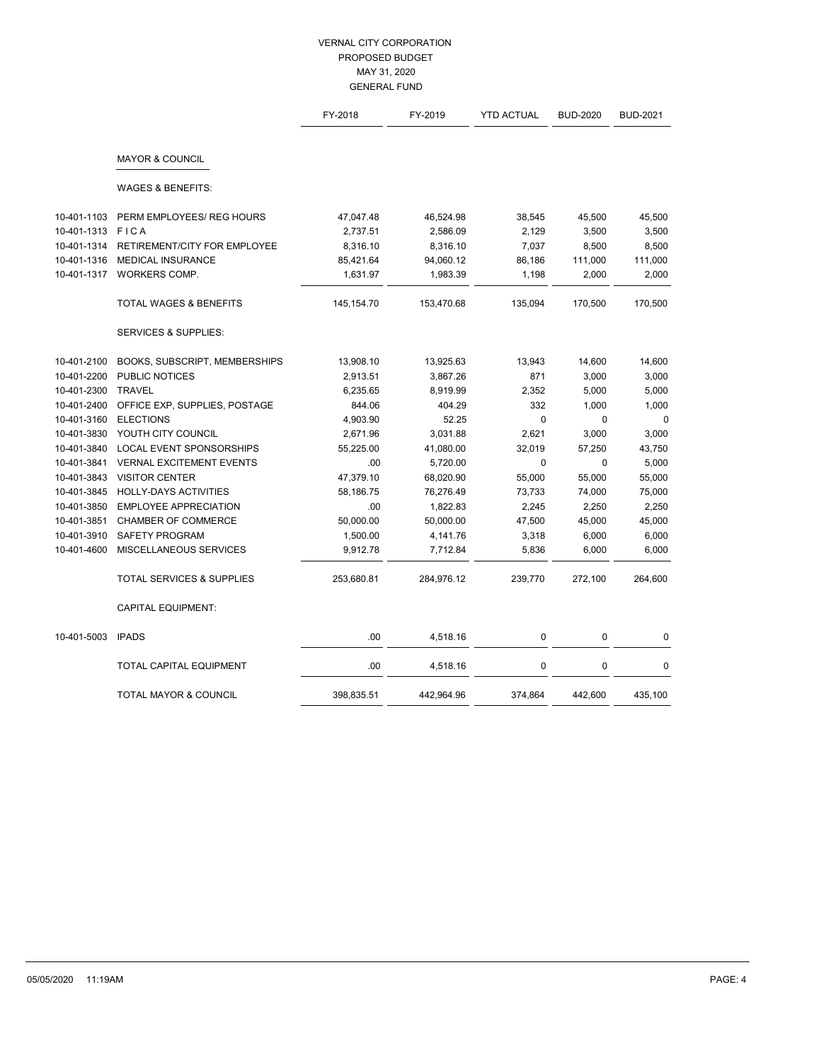# VERNAL CITY CORPORATION
## PROPOSED BUDGET
## MAY 31, 2020
## GENERAL FUND

| | | FY-2018 | FY-2019 | YTD ACTUAL | BUD-2020 | BUD-2021 |
|---|---|---|---|---|---|---|
| | **MAYOR & COUNCIL** | | | | | |
| | WAGES & BENEFITS: | | | | | |
| 10-401-1103 | PERM EMPLOYEES/ REG HOURS | 47,047.48 | 46,524.98 | 38,545 | 45,500 | 45,500 |
| 10-401-1313 | F I C A | 2,737.51 | 2,586.09 | 2,129 | 3,500 | 3,500 |
| 10-401-1314 | RETIREMENT/CITY FOR EMPLOYEE | 8,316.10 | 8,316.10 | 7,037 | 8,500 | 8,500 |
| 10-401-1316 | MEDICAL INSURANCE | 85,421.64 | 94,060.12 | 86,186 | 111,000 | 111,000 |
| 10-401-1317 | WORKERS COMP. | 1,631.97 | 1,983.39 | 1,198 | 2,000 | 2,000 |
| | TOTAL WAGES & BENEFITS | 145,154.70 | 153,470.68 | 135,094 | 170,500 | 170,500 |
| | SERVICES & SUPPLIES: | | | | | |
| 10-401-2100 | BOOKS, SUBSCRIPT, MEMBERSHIPS | 13,908.10 | 13,925.63 | 13,943 | 14,600 | 14,600 |
| 10-401-2200 | PUBLIC NOTICES | 2,913.51 | 3,867.26 | 871 | 3,000 | 3,000 |
| 10-401-2300 | TRAVEL | 6,235.65 | 8,919.99 | 2,352 | 5,000 | 5,000 |
| 10-401-2400 | OFFICE EXP, SUPPLIES, POSTAGE | 844.06 | 404.29 | 332 | 1,000 | 1,000 |
| 10-401-3160 | ELECTIONS | 4,903.90 | 52.25 | 0 | 0 | 0 |
| 10-401-3830 | YOUTH CITY COUNCIL | 2,671.96 | 3,031.88 | 2,621 | 3,000 | 3,000 |
| 10-401-3840 | LOCAL EVENT SPONSORSHIPS | 55,225.00 | 41,080.00 | 32,019 | 57,250 | 43,750 |
| 10-401-3841 | VERNAL EXCITEMENT EVENTS | .00 | 5,720.00 | 0 | 0 | 5,000 |
| 10-401-3843 | VISITOR CENTER | 47,379.10 | 68,020.90 | 55,000 | 55,000 | 55,000 |
| 10-401-3845 | HOLLY-DAYS ACTIVITIES | 58,186.75 | 76,276.49 | 73,733 | 74,000 | 75,000 |
| 10-401-3850 | EMPLOYEE APPRECIATION | .00 | 1,822.83 | 2,245 | 2,250 | 2,250 |
| 10-401-3851 | CHAMBER OF COMMERCE | 50,000.00 | 50,000.00 | 47,500 | 45,000 | 45,000 |
| 10-401-3910 | SAFETY PROGRAM | 1,500.00 | 4,141.76 | 3,318 | 6,000 | 6,000 |
| 10-401-4600 | MISCELLANEOUS SERVICES | 9,912.78 | 7,712.84 | 5,836 | 6,000 | 6,000 |
| | TOTAL SERVICES & SUPPLIES | 253,680.81 | 284,976.12 | 239,770 | 272,100 | 264,600 |
| | CAPITAL EQUIPMENT: | | | | | |
| 10-401-5003 | IPADS | .00 | 4,518.16 | 0 | 0 | 0 |
| | TOTAL CAPITAL EQUIPMENT | .00 | 4,518.16 | 0 | 0 | 0 |
| | TOTAL MAYOR & COUNCIL | 398,835.51 | 442,964.96 | 374,864 | 442,600 | 435,100 |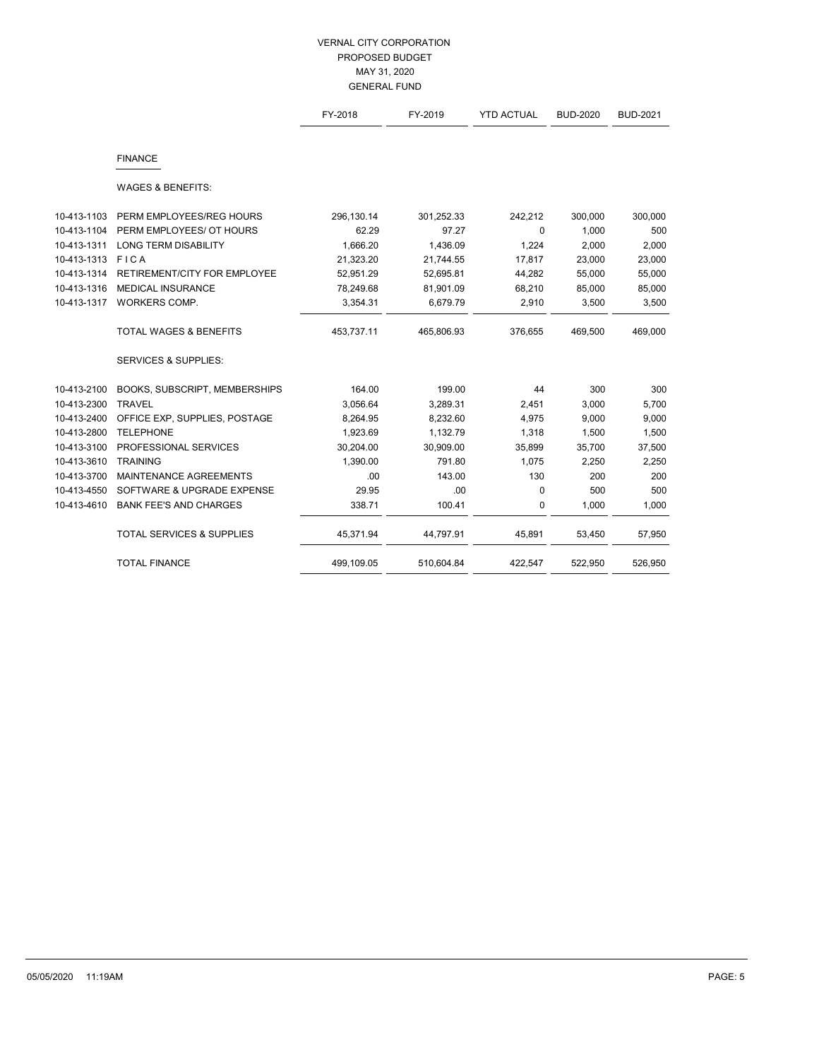# VERNAL CITY CORPORATION
## PROPOSED BUDGET
## MAY 31, 2020
## GENERAL FUND

| | | FY-2018 | FY-2019 | YTD ACTUAL | BUD-2020 | BUD-2021 |
|---|---|---|---|---|---|---|
| | **FINANCE** | | | | | |
| | WAGES & BENEFITS: | | | | | |
| 10-413-1103 | PERM EMPLOYEES/REG HOURS | 296,130.14 | 301,252.33 | 242,212 | 300,000 | 300,000 |
| 10-413-1104 | PERM EMPLOYEES/ OT HOURS | 62.29 | 97.27 | 0 | 1,000 | 500 |
| 10-413-1311 | LONG TERM DISABILITY | 1,666.20 | 1,436.09 | 1,224 | 2,000 | 2,000 |
| 10-413-1313 | F I C A | 21,323.20 | 21,744.55 | 17,817 | 23,000 | 23,000 |
| 10-413-1314 | RETIREMENT/CITY FOR EMPLOYEE | 52,951.29 | 52,695.81 | 44,282 | 55,000 | 55,000 |
| 10-413-1316 | MEDICAL INSURANCE | 78,249.68 | 81,901.09 | 68,210 | 85,000 | 85,000 |
| 10-413-1317 | WORKERS COMP. | 3,354.31 | 6,679.79 | 2,910 | 3,500 | 3,500 |
| | TOTAL WAGES & BENEFITS | 453,737.11 | 465,806.93 | 376,655 | 469,500 | 469,000 |
| | SERVICES & SUPPLIES: | | | | | |
| 10-413-2100 | BOOKS, SUBSCRIPT, MEMBERSHIPS | 164.00 | 199.00 | 44 | 300 | 300 |
| 10-413-2300 | TRAVEL | 3,056.64 | 3,289.31 | 2,451 | 3,000 | 5,700 |
| 10-413-2400 | OFFICE EXP, SUPPLIES, POSTAGE | 8,264.95 | 8,232.60 | 4,975 | 9,000 | 9,000 |
| 10-413-2800 | TELEPHONE | 1,923.69 | 1,132.79 | 1,318 | 1,500 | 1,500 |
| 10-413-3100 | PROFESSIONAL SERVICES | 30,204.00 | 30,909.00 | 35,899 | 35,700 | 37,500 |
| 10-413-3610 | TRAINING | 1,390.00 | 791.80 | 1,075 | 2,250 | 2,250 |
| 10-413-3700 | MAINTENANCE AGREEMENTS | .00 | 143.00 | 130 | 200 | 200 |
| 10-413-4550 | SOFTWARE & UPGRADE EXPENSE | 29.95 | .00 | 0 | 500 | 500 |
| 10-413-4610 | BANK FEE'S AND CHARGES | 338.71 | 100.41 | 0 | 1,000 | 1,000 |
| | TOTAL SERVICES & SUPPLIES | 45,371.94 | 44,797.91 | 45,891 | 53,450 | 57,950 |
| | TOTAL FINANCE | 499,109.05 | 510,604.84 | 422,547 | 522,950 | 526,950 |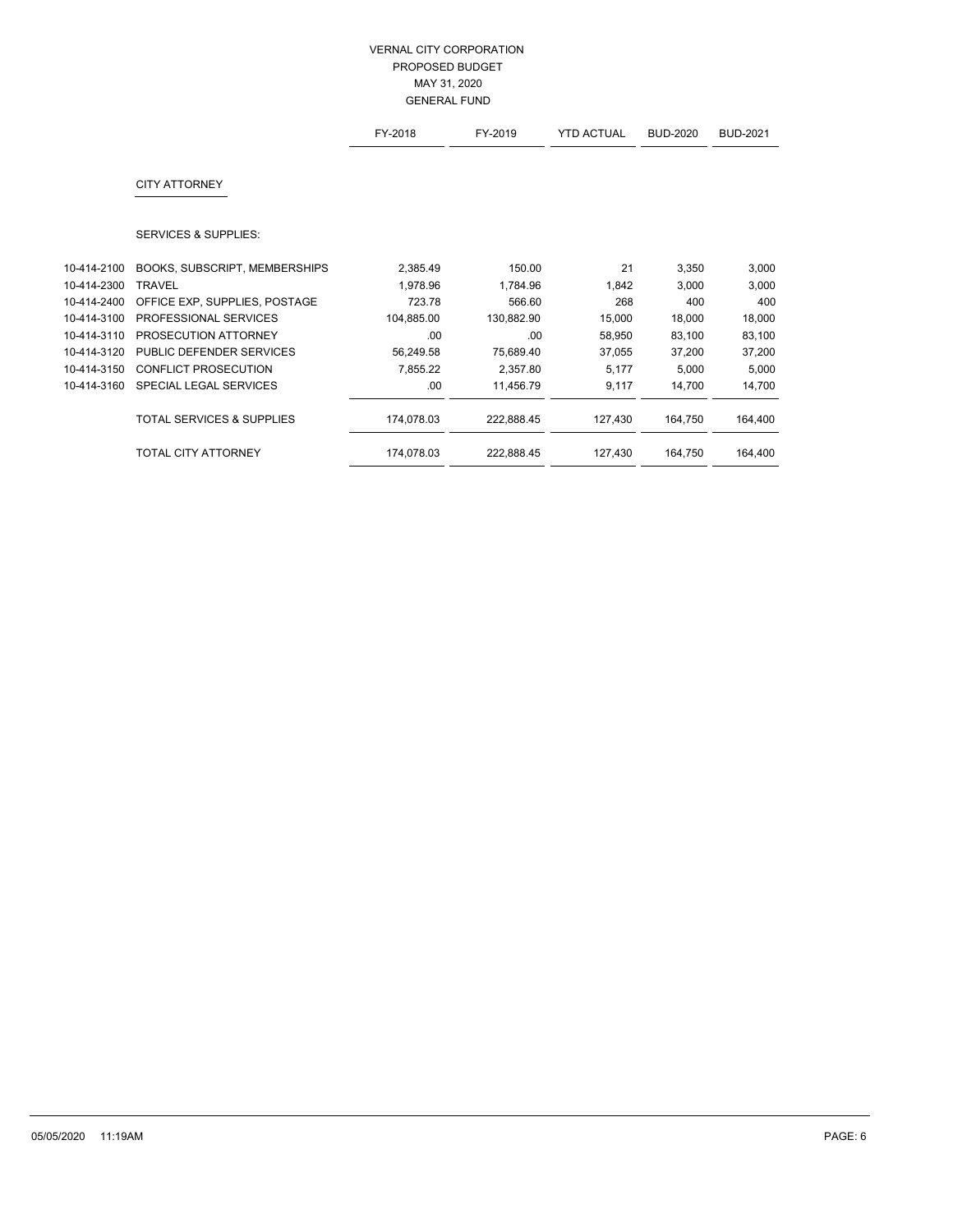# VERNAL CITY CORPORATION
## PROPOSED BUDGET
### MAY 31, 2020
### GENERAL FUND

| | | FY-2018 | FY-2019 | YTD ACTUAL | BUD-2020 | BUD-2021 |
|---|---|---|---|---|---|---|
| | **CITY ATTORNEY** | | | | | |
| | SERVICES & SUPPLIES: | | | | | |
| 10-414-2100 | BOOKS, SUBSCRIPT, MEMBERSHIPS | 2,385.49 | 150.00 | 21 | 3,350 | 3,000 |
| 10-414-2300 | TRAVEL | 1,978.96 | 1,784.96 | 1,842 | 3,000 | 3,000 |
| 10-414-2400 | OFFICE EXP, SUPPLIES, POSTAGE | 723.78 | 566.60 | 268 | 400 | 400 |
| 10-414-3100 | PROFESSIONAL SERVICES | 104,885.00 | 130,882.90 | 15,000 | 18,000 | 18,000 |
| 10-414-3110 | PROSECUTION ATTORNEY | .00 | .00 | 58,950 | 83,100 | 83,100 |
| 10-414-3120 | PUBLIC DEFENDER SERVICES | 56,249.58 | 75,689.40 | 37,055 | 37,200 | 37,200 |
| 10-414-3150 | CONFLICT PROSECUTION | 7,855.22 | 2,357.80 | 5,177 | 5,000 | 5,000 |
| 10-414-3160 | SPECIAL LEGAL SERVICES | .00 | 11,456.79 | 9,117 | 14,700 | 14,700 |
| | TOTAL SERVICES & SUPPLIES | 174,078.03 | 222,888.45 | 127,430 | 164,750 | 164,400 |
| | TOTAL CITY ATTORNEY | 174,078.03 | 222,888.45 | 127,430 | 164,750 | 164,400 |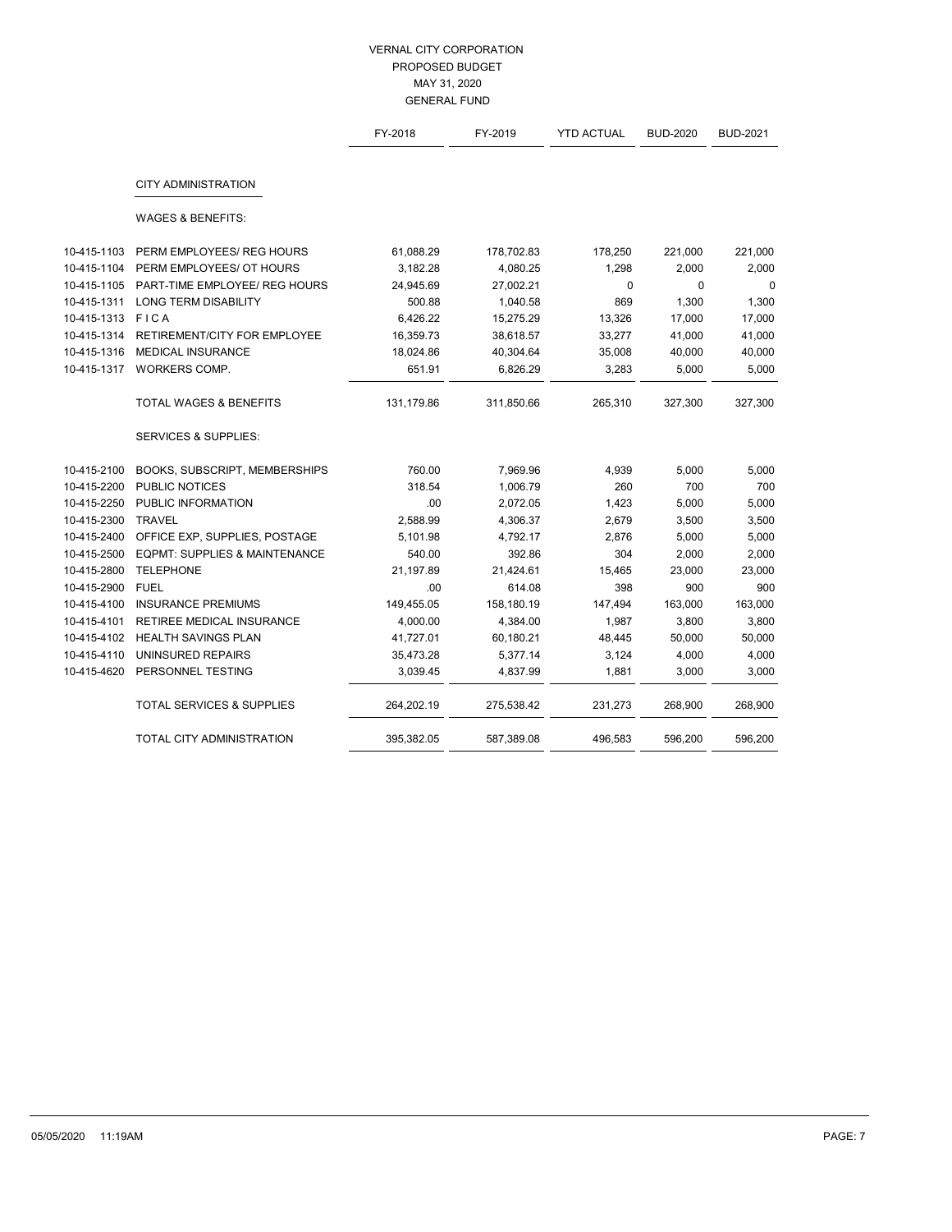# VERNAL CITY CORPORATION
## PROPOSED BUDGET
## MAY 31, 2020
## GENERAL FUND

| | | FY-2018 | FY-2019 | YTD ACTUAL | BUD-2020 | BUD-2021 |
|---|---|---|---|---|---|---|
| | **CITY ADMINISTRATION** | | | | | |
| | WAGES & BENEFITS: | | | | | |
| 10-415-1103 | PERM EMPLOYEES/ REG HOURS | 61,088.29 | 178,702.83 | 178,250 | 221,000 | 221,000 |
| 10-415-1104 | PERM EMPLOYEES/ OT HOURS | 3,182.28 | 4,080.25 | 1,298 | 2,000 | 2,000 |
| 10-415-1105 | PART-TIME EMPLOYEE/ REG HOURS | 24,945.69 | 27,002.21 | 0 | 0 | 0 |
| 10-415-1311 | LONG TERM DISABILITY | 500.88 | 1,040.58 | 869 | 1,300 | 1,300 |
| 10-415-1313 | F I C A | 6,426.22 | 15,275.29 | 13,326 | 17,000 | 17,000 |
| 10-415-1314 | RETIREMENT/CITY FOR EMPLOYEE | 16,359.73 | 38,618.57 | 33,277 | 41,000 | 41,000 |
| 10-415-1316 | MEDICAL INSURANCE | 18,024.86 | 40,304.64 | 35,008 | 40,000 | 40,000 |
| 10-415-1317 | WORKERS COMP. | 651.91 | 6,826.29 | 3,283 | 5,000 | 5,000 |
| | TOTAL WAGES & BENEFITS | 131,179.86 | 311,850.66 | 265,310 | 327,300 | 327,300 |
| | SERVICES & SUPPLIES: | | | | | |
| 10-415-2100 | BOOKS, SUBSCRIPT, MEMBERSHIPS | 760.00 | 7,969.96 | 4,939 | 5,000 | 5,000 |
| 10-415-2200 | PUBLIC NOTICES | 318.54 | 1,006.79 | 260 | 700 | 700 |
| 10-415-2250 | PUBLIC INFORMATION | .00 | 2,072.05 | 1,423 | 5,000 | 5,000 |
| 10-415-2300 | TRAVEL | 2,588.99 | 4,306.37 | 2,679 | 3,500 | 3,500 |
| 10-415-2400 | OFFICE EXP, SUPPLIES, POSTAGE | 5,101.98 | 4,792.17 | 2,876 | 5,000 | 5,000 |
| 10-415-2500 | EQPMT: SUPPLIES & MAINTENANCE | 540.00 | 392.86 | 304 | 2,000 | 2,000 |
| 10-415-2800 | TELEPHONE | 21,197.89 | 21,424.61 | 15,465 | 23,000 | 23,000 |
| 10-415-2900 | FUEL | .00 | 614.08 | 398 | 900 | 900 |
| 10-415-4100 | INSURANCE PREMIUMS | 149,455.05 | 158,180.19 | 147,494 | 163,000 | 163,000 |
| 10-415-4101 | RETIREE MEDICAL INSURANCE | 4,000.00 | 4,384.00 | 1,987 | 3,800 | 3,800 |
| 10-415-4102 | HEALTH SAVINGS PLAN | 41,727.01 | 60,180.21 | 48,445 | 50,000 | 50,000 |
| 10-415-4110 | UNINSURED REPAIRS | 35,473.28 | 5,377.14 | 3,124 | 4,000 | 4,000 |
| 10-415-4620 | PERSONNEL TESTING | 3,039.45 | 4,837.99 | 1,881 | 3,000 | 3,000 |
| | TOTAL SERVICES & SUPPLIES | 264,202.19 | 275,538.42 | 231,273 | 268,900 | 268,900 |
| | TOTAL CITY ADMINISTRATION | 395,382.05 | 587,389.08 | 496,583 | 596,200 | 596,200 |

05/05/2020 11:19AM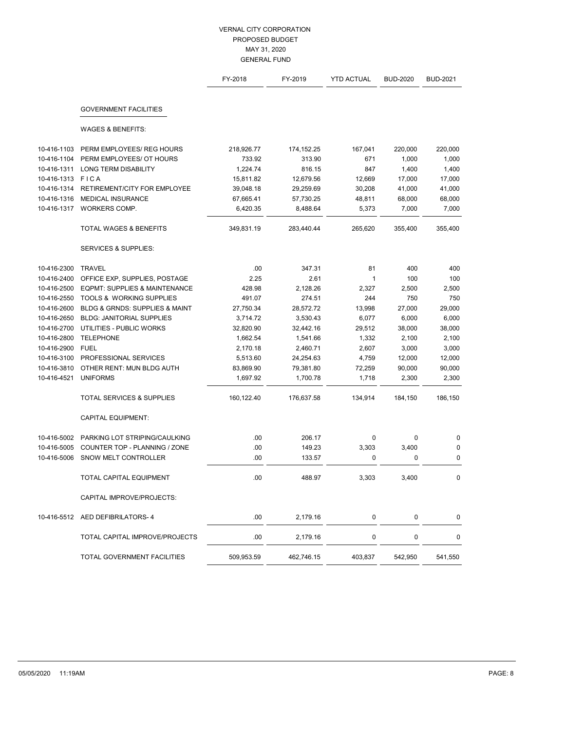VERNAL CITY CORPORATION
PROPOSED BUDGET
MAY 31, 2020
GENERAL FUND

| | | FY-2018 | FY-2019 | YTD ACTUAL | BUD-2020 | BUD-2021 |
|---|---|---|---|---|---|---|
| | **GOVERNMENT FACILITIES** | | | | | |
| | WAGES & BENEFITS: | | | | | |
| 10-416-1103 | PERM EMPLOYEES/ REG HOURS | 218,926.77 | 174,152.25 | 167,041 | 220,000 | 220,000 |
| 10-416-1104 | PERM EMPLOYEES/ OT HOURS | 733.92 | 313.90 | 671 | 1,000 | 1,000 |
| 10-416-1311 | LONG TERM DISABILITY | 1,224.74 | 816.15 | 847 | 1,400 | 1,400 |
| 10-416-1313 | F I C A | 15,811.82 | 12,679.56 | 12,669 | 17,000 | 17,000 |
| 10-416-1314 | RETIREMENT/CITY FOR EMPLOYEE | 39,048.18 | 29,259.69 | 30,208 | 41,000 | 41,000 |
| 10-416-1316 | MEDICAL INSURANCE | 67,665.41 | 57,730.25 | 48,811 | 68,000 | 68,000 |
| 10-416-1317 | WORKERS COMP. | 6,420.35 | 8,488.64 | 5,373 | 7,000 | 7,000 |
| | TOTAL WAGES & BENEFITS | 349,831.19 | 283,440.44 | 265,620 | 355,400 | 355,400 |
| | SERVICES & SUPPLIES: | | | | | |
| 10-416-2300 | TRAVEL | .00 | 347.31 | 81 | 400 | 400 |
| 10-416-2400 | OFFICE EXP, SUPPLIES, POSTAGE | 2.25 | 2.61 | 1 | 100 | 100 |
| 10-416-2500 | EQPMT: SUPPLIES & MAINTENANCE | 428.98 | 2,128.26 | 2,327 | 2,500 | 2,500 |
| 10-416-2550 | TOOLS & WORKING SUPPLIES | 491.07 | 274.51 | 244 | 750 | 750 |
| 10-416-2600 | BLDG & GRNDS: SUPPLIES & MAINT | 27,750.34 | 28,572.72 | 13,998 | 27,000 | 29,000 |
| 10-416-2650 | BLDG: JANITORIAL SUPPLIES | 3,714.72 | 3,530.43 | 6,077 | 6,000 | 6,000 |
| 10-416-2700 | UTILITIES - PUBLIC WORKS | 32,820.90 | 32,442.16 | 29,512 | 38,000 | 38,000 |
| 10-416-2800 | TELEPHONE | 1,662.54 | 1,541.66 | 1,332 | 2,100 | 2,100 |
| 10-416-2900 | FUEL | 2,170.18 | 2,460.71 | 2,607 | 3,000 | 3,000 |
| 10-416-3100 | PROFESSIONAL SERVICES | 5,513.60 | 24,254.63 | 4,759 | 12,000 | 12,000 |
| 10-416-3810 | OTHER RENT: MUN BLDG AUTH | 83,869.90 | 79,381.80 | 72,259 | 90,000 | 90,000 |
| 10-416-4521 | UNIFORMS | 1,697.92 | 1,700.78 | 1,718 | 2,300 | 2,300 |
| | TOTAL SERVICES & SUPPLIES | 160,122.40 | 176,637.58 | 134,914 | 184,150 | 186,150 |
| | CAPITAL EQUIPMENT: | | | | | |
| 10-416-5002 | PARKING LOT STRIPING/CAULKING | .00 | 206.17 | 0 | 0 | 0 |
| 10-416-5005 | COUNTER TOP - PLANNING / ZONE | .00 | 149.23 | 3,303 | 3,400 | 0 |
| 10-416-5006 | SNOW MELT CONTROLLER | .00 | 133.57 | 0 | 0 | 0 |
| | TOTAL CAPITAL EQUIPMENT | .00 | 488.97 | 3,303 | 3,400 | 0 |
| | CAPITAL IMPROVE/PROJECTS: | | | | | |
| 10-416-5512 | AED DEFIBRILATORS- 4 | .00 | 2,179.16 | 0 | 0 | 0 |
| | TOTAL CAPITAL IMPROVE/PROJECTS | .00 | 2,179.16 | 0 | 0 | 0 |
| | TOTAL GOVERNMENT FACILITIES | 509,953.59 | 462,746.15 | 403,837 | 542,950 | 541,550 |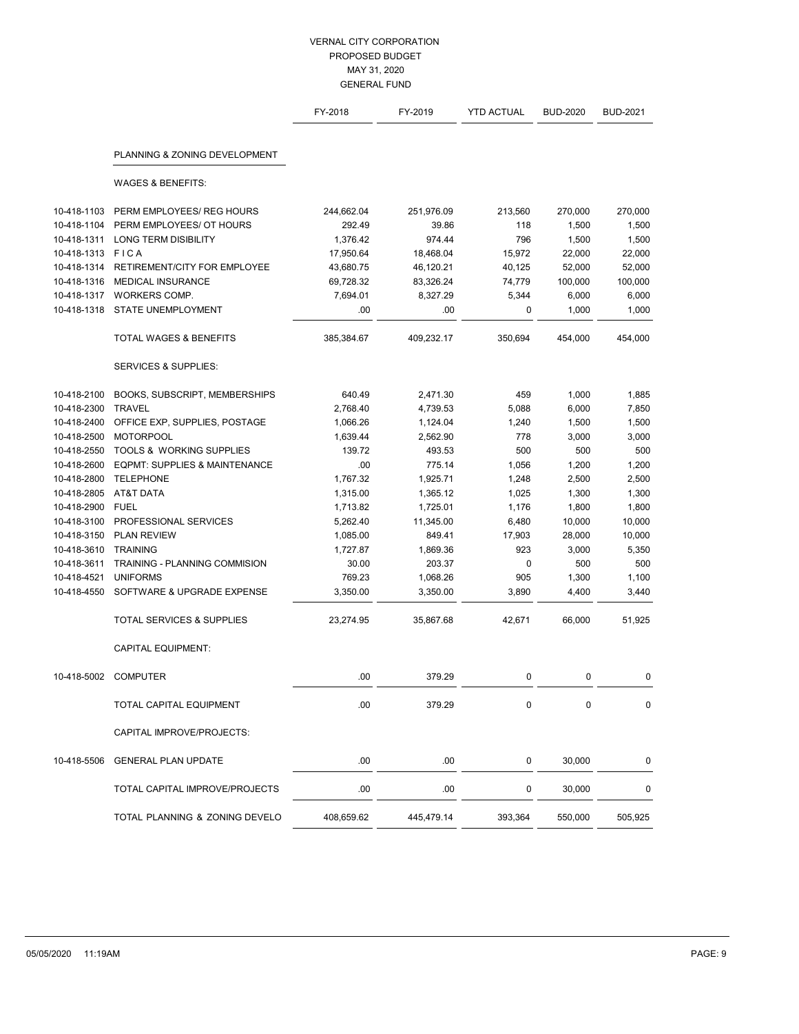VERNAL CITY CORPORATION
PROPOSED BUDGET
MAY 31, 2020
GENERAL FUND

| | | FY-2018 | FY-2019 | YTD ACTUAL | BUD-2020 | BUD-2021 |
|---|---|---|---|---|---|---|
| | **PLANNING & ZONING DEVELOPMENT** | | | | | |
| | WAGES & BENEFITS: | | | | | |
| 10-418-1103 | PERM EMPLOYEES/ REG HOURS | 244,662.04 | 251,976.09 | 213,560 | 270,000 | 270,000 |
| 10-418-1104 | PERM EMPLOYEES/ OT HOURS | 292.49 | 39.86 | 118 | 1,500 | 1,500 |
| 10-418-1311 | LONG TERM DISIBILITY | 1,376.42 | 974.44 | 796 | 1,500 | 1,500 |
| 10-418-1313 | F I C A | 17,950.64 | 18,468.04 | 15,972 | 22,000 | 22,000 |
| 10-418-1314 | RETIREMENT/CITY FOR EMPLOYEE | 43,680.75 | 46,120.21 | 40,125 | 52,000 | 52,000 |
| 10-418-1316 | MEDICAL INSURANCE | 69,728.32 | 83,326.24 | 74,779 | 100,000 | 100,000 |
| 10-418-1317 | WORKERS COMP. | 7,694.01 | 8,327.29 | 5,344 | 6,000 | 6,000 |
| 10-418-1318 | STATE UNEMPLOYMENT | .00 | .00 | 0 | 1,000 | 1,000 |
| | TOTAL WAGES & BENEFITS | 385,384.67 | 409,232.17 | 350,694 | 454,000 | 454,000 |
| | SERVICES & SUPPLIES: | | | | | |
| 10-418-2100 | BOOKS, SUBSCRIPT, MEMBERSHIPS | 640.49 | 2,471.30 | 459 | 1,000 | 1,885 |
| 10-418-2300 | TRAVEL | 2,768.40 | 4,739.53 | 5,088 | 6,000 | 7,850 |
| 10-418-2400 | OFFICE EXP, SUPPLIES, POSTAGE | 1,066.26 | 1,124.04 | 1,240 | 1,500 | 1,500 |
| 10-418-2500 | MOTORPOOL | 1,639.44 | 2,562.90 | 778 | 3,000 | 3,000 |
| 10-418-2550 | TOOLS & WORKING SUPPLIES | 139.72 | 493.53 | 500 | 500 | 500 |
| 10-418-2600 | EQPMT: SUPPLIES & MAINTENANCE | .00 | 775.14 | 1,056 | 1,200 | 1,200 |
| 10-418-2800 | TELEPHONE | 1,767.32 | 1,925.71 | 1,248 | 2,500 | 2,500 |
| 10-418-2805 | AT&T DATA | 1,315.00 | 1,365.12 | 1,025 | 1,300 | 1,300 |
| 10-418-2900 | FUEL | 1,713.82 | 1,725.01 | 1,176 | 1,800 | 1,800 |
| 10-418-3100 | PROFESSIONAL SERVICES | 5,262.40 | 11,345.00 | 6,480 | 10,000 | 10,000 |
| 10-418-3150 | PLAN REVIEW | 1,085.00 | 849.41 | 17,903 | 28,000 | 10,000 |
| 10-418-3610 | TRAINING | 1,727.87 | 1,869.36 | 923 | 3,000 | 5,350 |
| 10-418-3611 | TRAINING - PLANNING COMMISION | 30.00 | 203.37 | 0 | 500 | 500 |
| 10-418-4521 | UNIFORMS | 769.23 | 1,068.26 | 905 | 1,300 | 1,100 |
| 10-418-4550 | SOFTWARE & UPGRADE EXPENSE | 3,350.00 | 3,350.00 | 3,890 | 4,400 | 3,440 |
| | TOTAL SERVICES & SUPPLIES | 23,274.95 | 35,867.68 | 42,671 | 66,000 | 51,925 |
| | CAPITAL EQUIPMENT: | | | | | |
| 10-418-5002 | COMPUTER | .00 | 379.29 | 0 | 0 | 0 |
| | TOTAL CAPITAL EQUIPMENT | .00 | 379.29 | 0 | 0 | 0 |
| | CAPITAL IMPROVE/PROJECTS: | | | | | |
| 10-418-5506 | GENERAL PLAN UPDATE | .00 | .00 | 0 | 30,000 | 0 |
| | TOTAL CAPITAL IMPROVE/PROJECTS | .00 | .00 | 0 | 30,000 | 0 |
| | TOTAL PLANNING & ZONING DEVELO | 408,659.62 | 445,479.14 | 393,364 | 550,000 | 505,925 |

05/05/2020 11:19AM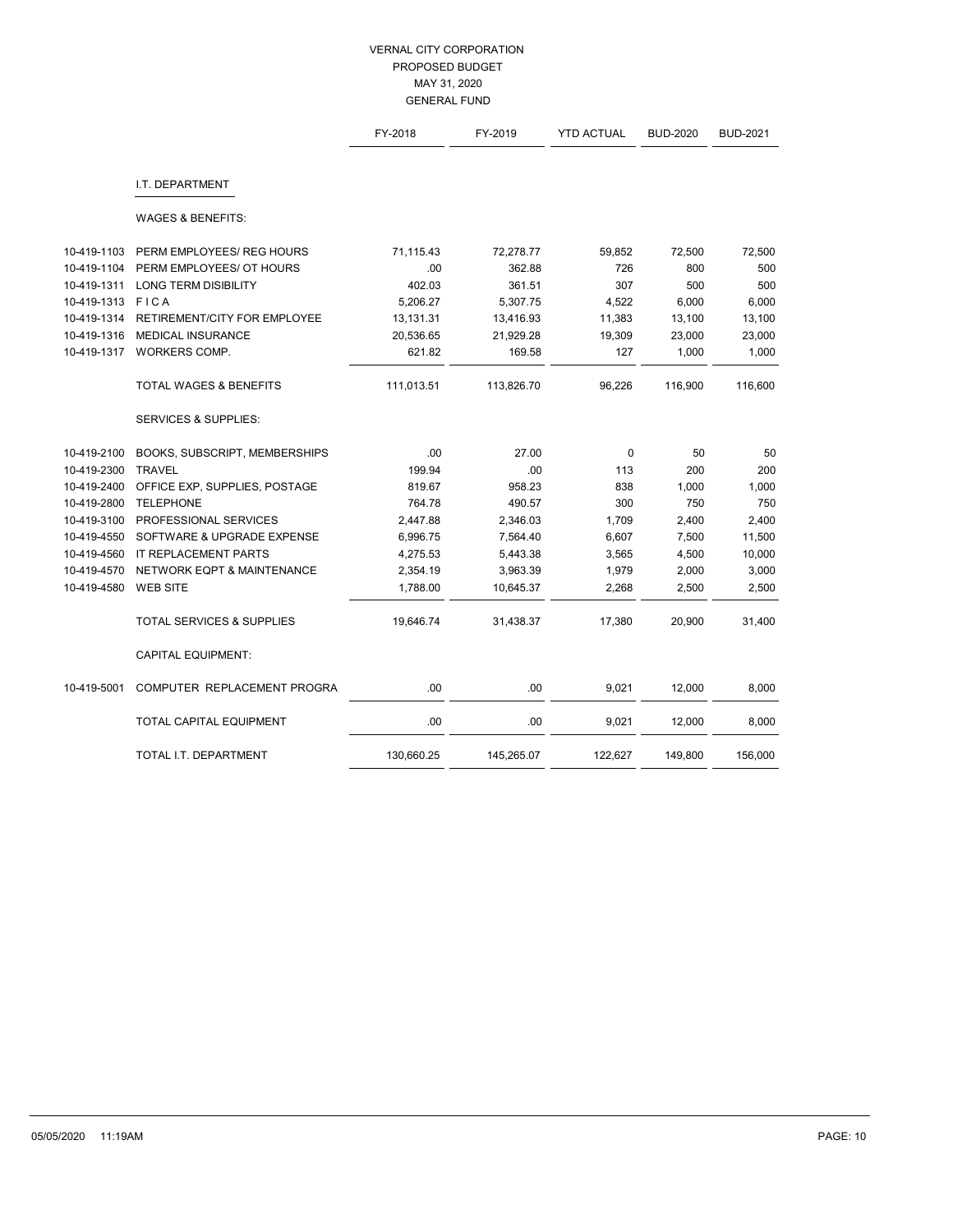VERNAL CITY CORPORATION
PROPOSED BUDGET
MAY 31, 2020
GENERAL FUND

| | | FY-2018 | FY-2019 | YTD ACTUAL | BUD-2020 | BUD-2021 |
|---|---|---|---|---|---|---|
| | **I.T. DEPARTMENT** | | | | | |
| | WAGES & BENEFITS: | | | | | |
| 10-419-1103 | PERM EMPLOYEES/ REG HOURS | 71,115.43 | 72,278.77 | 59,852 | 72,500 | 72,500 |
| 10-419-1104 | PERM EMPLOYEES/ OT HOURS | .00 | 362.88 | 726 | 800 | 500 |
| 10-419-1311 | LONG TERM DISIBILITY | 402.03 | 361.51 | 307 | 500 | 500 |
| 10-419-1313 | F I C A | 5,206.27 | 5,307.75 | 4,522 | 6,000 | 6,000 |
| 10-419-1314 | RETIREMENT/CITY FOR EMPLOYEE | 13,131.31 | 13,416.93 | 11,383 | 13,100 | 13,100 |
| 10-419-1316 | MEDICAL INSURANCE | 20,536.65 | 21,929.28 | 19,309 | 23,000 | 23,000 |
| 10-419-1317 | WORKERS COMP. | 621.82 | 169.58 | 127 | 1,000 | 1,000 |
| | TOTAL WAGES & BENEFITS | 111,013.51 | 113,826.70 | 96,226 | 116,900 | 116,600 |
| | SERVICES & SUPPLIES: | | | | | |
| 10-419-2100 | BOOKS, SUBSCRIPT, MEMBERSHIPS | .00 | 27.00 | 0 | 50 | 50 |
| 10-419-2300 | TRAVEL | 199.94 | .00 | 113 | 200 | 200 |
| 10-419-2400 | OFFICE EXP, SUPPLIES, POSTAGE | 819.67 | 958.23 | 838 | 1,000 | 1,000 |
| 10-419-2800 | TELEPHONE | 764.78 | 490.57 | 300 | 750 | 750 |
| 10-419-3100 | PROFESSIONAL SERVICES | 2,447.88 | 2,346.03 | 1,709 | 2,400 | 2,400 |
| 10-419-4550 | SOFTWARE & UPGRADE EXPENSE | 6,996.75 | 7,564.40 | 6,607 | 7,500 | 11,500 |
| 10-419-4560 | IT REPLACEMENT PARTS | 4,275.53 | 5,443.38 | 3,565 | 4,500 | 10,000 |
| 10-419-4570 | NETWORK EQPT & MAINTENANCE | 2,354.19 | 3,963.39 | 1,979 | 2,000 | 3,000 |
| 10-419-4580 | WEB SITE | 1,788.00 | 10,645.37 | 2,268 | 2,500 | 2,500 |
| | TOTAL SERVICES & SUPPLIES | 19,646.74 | 31,438.37 | 17,380 | 20,900 | 31,400 |
| | CAPITAL EQUIPMENT: | | | | | |
| 10-419-5001 | COMPUTER REPLACEMENT PROGRA | .00 | .00 | 9,021 | 12,000 | 8,000 |
| | TOTAL CAPITAL EQUIPMENT | .00 | .00 | 9,021 | 12,000 | 8,000 |
| | TOTAL I.T. DEPARTMENT | 130,660.25 | 145,265.07 | 122,627 | 149,800 | 156,000 |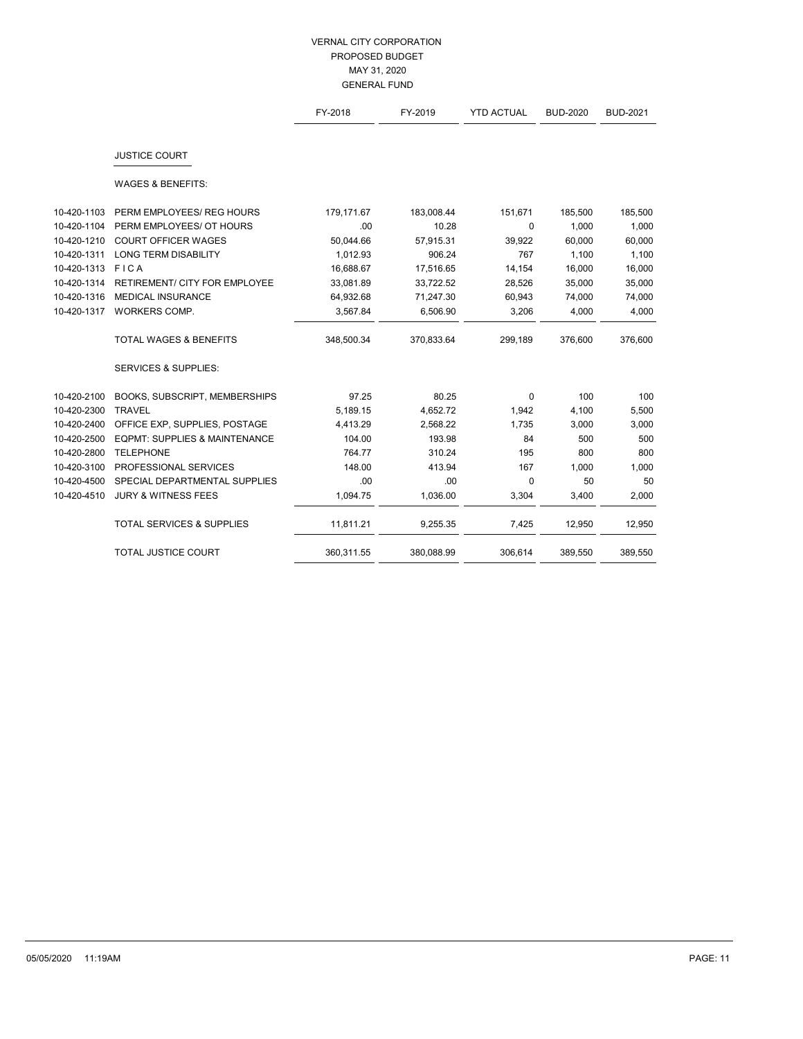VERNAL CITY CORPORATION
PROPOSED BUDGET
MAY 31, 2020
GENERAL FUND

| | | FY-2018 | FY-2019 | YTD ACTUAL | BUD-2020 | BUD-2021 |
|---|---|---|---|---|---|---|
| | **JUSTICE COURT** | | | | | |
| | WAGES & BENEFITS: | | | | | |
| 10-420-1103 | PERM EMPLOYEES/ REG HOURS | 179,171.67 | 183,008.44 | 151,671 | 185,500 | 185,500 |
| 10-420-1104 | PERM EMPLOYEES/ OT HOURS | .00 | 10.28 | 0 | 1,000 | 1,000 |
| 10-420-1210 | COURT OFFICER WAGES | 50,044.66 | 57,915.31 | 39,922 | 60,000 | 60,000 |
| 10-420-1311 | LONG TERM DISABILITY | 1,012.93 | 906.24 | 767 | 1,100 | 1,100 |
| 10-420-1313 | F I C A | 16,688.67 | 17,516.65 | 14,154 | 16,000 | 16,000 |
| 10-420-1314 | RETIREMENT/ CITY FOR EMPLOYEE | 33,081.89 | 33,722.52 | 28,526 | 35,000 | 35,000 |
| 10-420-1316 | MEDICAL INSURANCE | 64,932.68 | 71,247.30 | 60,943 | 74,000 | 74,000 |
| 10-420-1317 | WORKERS COMP. | 3,567.84 | 6,506.90 | 3,206 | 4,000 | 4,000 |
| | TOTAL WAGES & BENEFITS | 348,500.34 | 370,833.64 | 299,189 | 376,600 | 376,600 |
| | SERVICES & SUPPLIES: | | | | | |
| 10-420-2100 | BOOKS, SUBSCRIPT, MEMBERSHIPS | 97.25 | 80.25 | 0 | 100 | 100 |
| 10-420-2300 | TRAVEL | 5,189.15 | 4,652.72 | 1,942 | 4,100 | 5,500 |
| 10-420-2400 | OFFICE EXP, SUPPLIES, POSTAGE | 4,413.29 | 2,568.22 | 1,735 | 3,000 | 3,000 |
| 10-420-2500 | EQPMT: SUPPLIES & MAINTENANCE | 104.00 | 193.98 | 84 | 500 | 500 |
| 10-420-2800 | TELEPHONE | 764.77 | 310.24 | 195 | 800 | 800 |
| 10-420-3100 | PROFESSIONAL SERVICES | 148.00 | 413.94 | 167 | 1,000 | 1,000 |
| 10-420-4500 | SPECIAL DEPARTMENTAL SUPPLIES | .00 | .00 | 0 | 50 | 50 |
| 10-420-4510 | JURY & WITNESS FEES | 1,094.75 | 1,036.00 | 3,304 | 3,400 | 2,000 |
| | TOTAL SERVICES & SUPPLIES | 11,811.21 | 9,255.35 | 7,425 | 12,950 | 12,950 |
| | TOTAL JUSTICE COURT | 360,311.55 | 380,088.99 | 306,614 | 389,550 | 389,550 |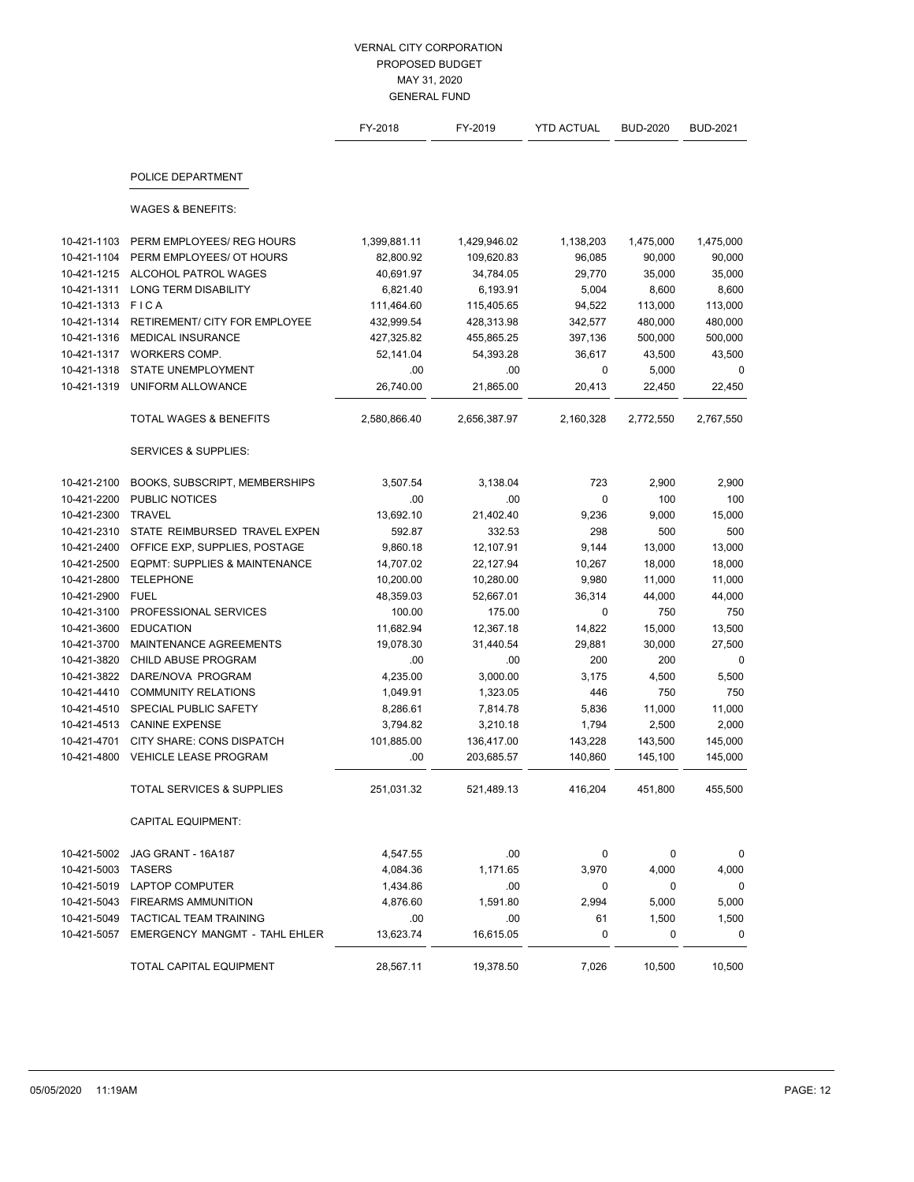# VERNAL CITY CORPORATION
## PROPOSED BUDGET
## MAY 31, 2020
## GENERAL FUND

| | | FY-2018 | FY-2019 | YTD ACTUAL | BUD-2020 | BUD-2021 |
|---|---|---|---|---|---|---|
| | **POLICE DEPARTMENT** | | | | | |
| | WAGES & BENEFITS: | | | | | |
| 10-421-1103 | PERM EMPLOYEES/ REG HOURS | 1,399,881.11 | 1,429,946.02 | 1,138,203 | 1,475,000 | 1,475,000 |
| 10-421-1104 | PERM EMPLOYEES/ OT HOURS | 82,800.92 | 109,620.83 | 96,085 | 90,000 | 90,000 |
| 10-421-1215 | ALCOHOL PATROL WAGES | 40,691.97 | 34,784.05 | 29,770 | 35,000 | 35,000 |
| 10-421-1311 | LONG TERM DISABILITY | 6,821.40 | 6,193.91 | 5,004 | 8,600 | 8,600 |
| 10-421-1313 | F I C A | 111,464.60 | 115,405.65 | 94,522 | 113,000 | 113,000 |
| 10-421-1314 | RETIREMENT/ CITY FOR EMPLOYEE | 432,999.54 | 428,313.98 | 342,577 | 480,000 | 480,000 |
| 10-421-1316 | MEDICAL INSURANCE | 427,325.82 | 455,865.25 | 397,136 | 500,000 | 500,000 |
| 10-421-1317 | WORKERS COMP. | 52,141.04 | 54,393.28 | 36,617 | 43,500 | 43,500 |
| 10-421-1318 | STATE UNEMPLOYMENT | .00 | .00 | 0 | 5,000 | 0 |
| 10-421-1319 | UNIFORM ALLOWANCE | 26,740.00 | 21,865.00 | 20,413 | 22,450 | 22,450 |
| | TOTAL WAGES & BENEFITS | 2,580,866.40 | 2,656,387.97 | 2,160,328 | 2,772,550 | 2,767,550 |
| | SERVICES & SUPPLIES: | | | | | |
| 10-421-2100 | BOOKS, SUBSCRIPT, MEMBERSHIPS | 3,507.54 | 3,138.04 | 723 | 2,900 | 2,900 |
| 10-421-2200 | PUBLIC NOTICES | .00 | .00 | 0 | 100 | 100 |
| 10-421-2300 | TRAVEL | 13,692.10 | 21,402.40 | 9,236 | 9,000 | 15,000 |
| 10-421-2310 | STATE REIMBURSED TRAVEL EXPEN | 592.87 | 332.53 | 298 | 500 | 500 |
| 10-421-2400 | OFFICE EXP, SUPPLIES, POSTAGE | 9,860.18 | 12,107.91 | 9,144 | 13,000 | 13,000 |
| 10-421-2500 | EQPMT: SUPPLIES & MAINTENANCE | 14,707.02 | 22,127.94 | 10,267 | 18,000 | 18,000 |
| 10-421-2800 | TELEPHONE | 10,200.00 | 10,280.00 | 9,980 | 11,000 | 11,000 |
| 10-421-2900 | FUEL | 48,359.03 | 52,667.01 | 36,314 | 44,000 | 44,000 |
| 10-421-3100 | PROFESSIONAL SERVICES | 100.00 | 175.00 | 0 | 750 | 750 |
| 10-421-3600 | EDUCATION | 11,682.94 | 12,367.18 | 14,822 | 15,000 | 13,500 |
| 10-421-3700 | MAINTENANCE AGREEMENTS | 19,078.30 | 31,440.54 | 29,881 | 30,000 | 27,500 |
| 10-421-3820 | CHILD ABUSE PROGRAM | .00 | .00 | 200 | 200 | 0 |
| 10-421-3822 | DARE/NOVA PROGRAM | 4,235.00 | 3,000.00 | 3,175 | 4,500 | 5,500 |
| 10-421-4410 | COMMUNITY RELATIONS | 1,049.91 | 1,323.05 | 446 | 750 | 750 |
| 10-421-4510 | SPECIAL PUBLIC SAFETY | 8,286.61 | 7,814.78 | 5,836 | 11,000 | 11,000 |
| 10-421-4513 | CANINE EXPENSE | 3,794.82 | 3,210.18 | 1,794 | 2,500 | 2,000 |
| 10-421-4701 | CITY SHARE: CONS DISPATCH | 101,885.00 | 136,417.00 | 143,228 | 143,500 | 145,000 |
| 10-421-4800 | VEHICLE LEASE PROGRAM | .00 | 203,685.57 | 140,860 | 145,100 | 145,000 |
| | TOTAL SERVICES & SUPPLIES | 251,031.32 | 521,489.13 | 416,204 | 451,800 | 455,500 |
| | CAPITAL EQUIPMENT: | | | | | |
| 10-421-5002 | JAG GRANT - 16A187 | 4,547.55 | .00 | 0 | 0 | 0 |
| 10-421-5003 | TASERS | 4,084.36 | 1,171.65 | 3,970 | 4,000 | 4,000 |
| 10-421-5019 | LAPTOP COMPUTER | 1,434.86 | .00 | 0 | 0 | 0 |
| 10-421-5043 | FIREARMS AMMUNITION | 4,876.60 | 1,591.80 | 2,994 | 5,000 | 5,000 |
| 10-421-5049 | TACTICAL TEAM TRAINING | .00 | .00 | 61 | 1,500 | 1,500 |
| 10-421-5057 | EMERGENCY MANGMT - TAHL EHLER | 13,623.74 | 16,615.05 | 0 | 0 | 0 |
| | TOTAL CAPITAL EQUIPMENT | 28,567.11 | 19,378.50 | 7,026 | 10,500 | 10,500 |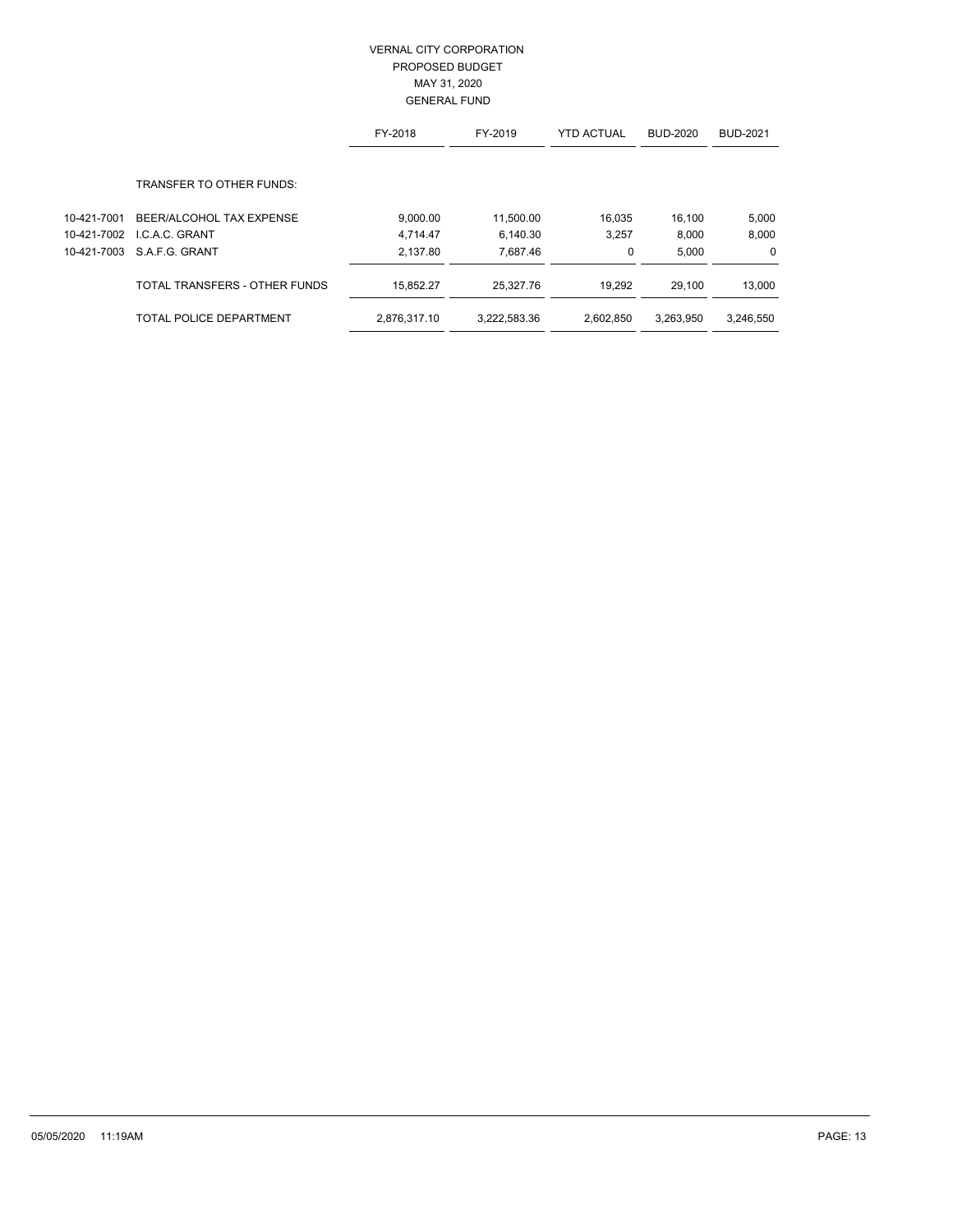VERNAL CITY CORPORATION
PROPOSED BUDGET
MAY 31, 2020
GENERAL FUND

| | | FY-2018 | FY-2019 | YTD ACTUAL | BUD-2020 | BUD-2021 |
|---|---|---|---|---|---|---|
| | TRANSFER TO OTHER FUNDS: | | | | | |
| 10-421-7001 | BEER/ALCOHOL TAX EXPENSE | 9,000.00 | 11,500.00 | 16,035 | 16,100 | 5,000 |
| 10-421-7002 | I.C.A.C. GRANT | 4,714.47 | 6,140.30 | 3,257 | 8,000 | 8,000 |
| 10-421-7003 | S.A.F.G. GRANT | 2,137.80 | 7,687.46 | 0 | 5,000 | 0 |
| | TOTAL TRANSFERS - OTHER FUNDS | 15,852.27 | 25,327.76 | 19,292 | 29,100 | 13,000 |
| | TOTAL POLICE DEPARTMENT | 2,876,317.10 | 3,222,583.36 | 2,602,850 | 3,263,950 | 3,246,550 |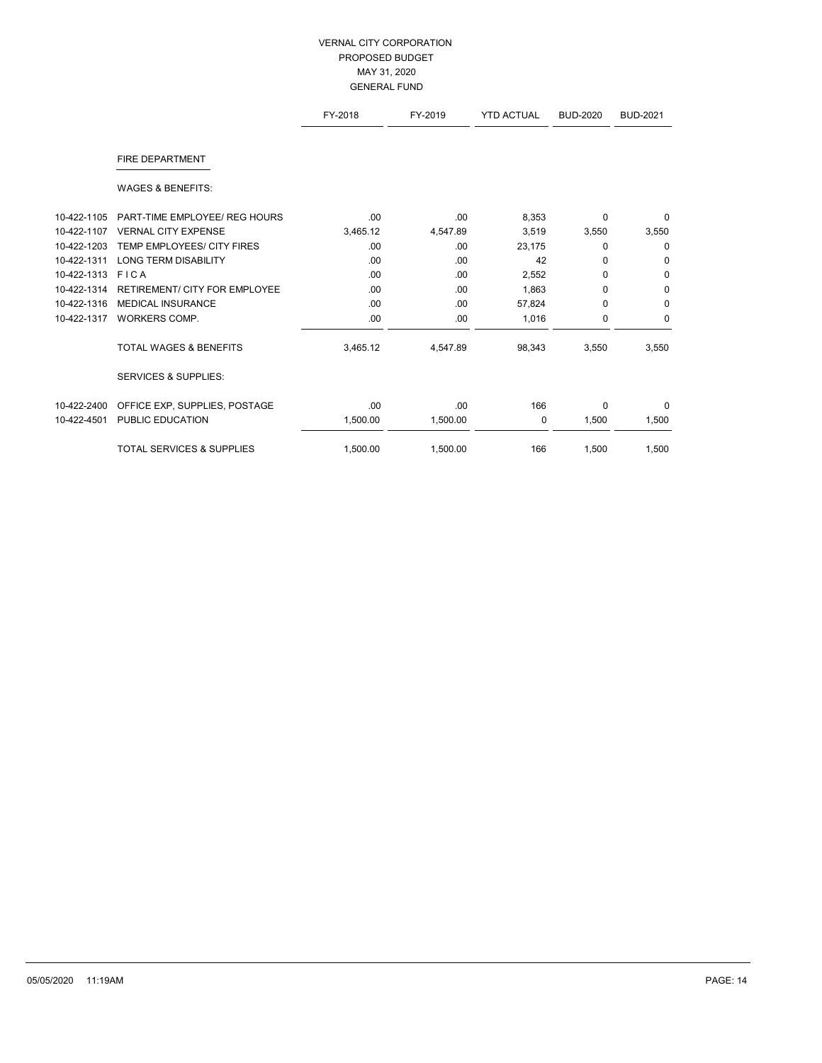# VERNAL CITY CORPORATION
## PROPOSED BUDGET
### MAY 31, 2020
### GENERAL FUND

| | | FY-2018 | FY-2019 | YTD ACTUAL | BUD-2020 | BUD-2021 |
|---|---|---|---|---|---|---|
| | **FIRE DEPARTMENT** | | | | | |
| | WAGES & BENEFITS: | | | | | |
| 10-422-1105 | PART-TIME EMPLOYEE/ REG HOURS | .00 | .00 | 8,353 | 0 | 0 |
| 10-422-1107 | VERNAL CITY EXPENSE | 3,465.12 | 4,547.89 | 3,519 | 3,550 | 3,550 |
| 10-422-1203 | TEMP EMPLOYEES/ CITY FIRES | .00 | .00 | 23,175 | 0 | 0 |
| 10-422-1311 | LONG TERM DISABILITY | .00 | .00 | 42 | 0 | 0 |
| 10-422-1313 | F I C A | .00 | .00 | 2,552 | 0 | 0 |
| 10-422-1314 | RETIREMENT/ CITY FOR EMPLOYEE | .00 | .00 | 1,863 | 0 | 0 |
| 10-422-1316 | MEDICAL INSURANCE | .00 | .00 | 57,824 | 0 | 0 |
| 10-422-1317 | WORKERS COMP. | .00 | .00 | 1,016 | 0 | 0 |
| | TOTAL WAGES & BENEFITS | 3,465.12 | 4,547.89 | 98,343 | 3,550 | 3,550 |
| | SERVICES & SUPPLIES: | | | | | |
| 10-422-2400 | OFFICE EXP, SUPPLIES, POSTAGE | .00 | .00 | 166 | 0 | 0 |
| 10-422-4501 | PUBLIC EDUCATION | 1,500.00 | 1,500.00 | 0 | 1,500 | 1,500 |
| | TOTAL SERVICES & SUPPLIES | 1,500.00 | 1,500.00 | 166 | 1,500 | 1,500 |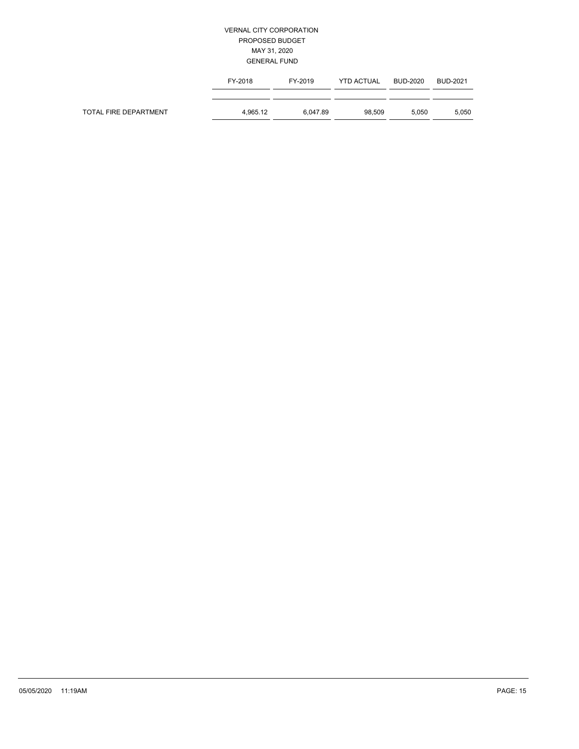VERNAL CITY CORPORATION
PROPOSED BUDGET
MAY 31, 2020
GENERAL FUND

| | FY-2018 | FY-2019 | YTD ACTUAL | BUD-2020 | BUD-2021 |
|---|---|---|---|---|---|
| TOTAL FIRE DEPARTMENT | 4,965.12 | 6,047.89 | 98,509 | 5,050 | 5,050 |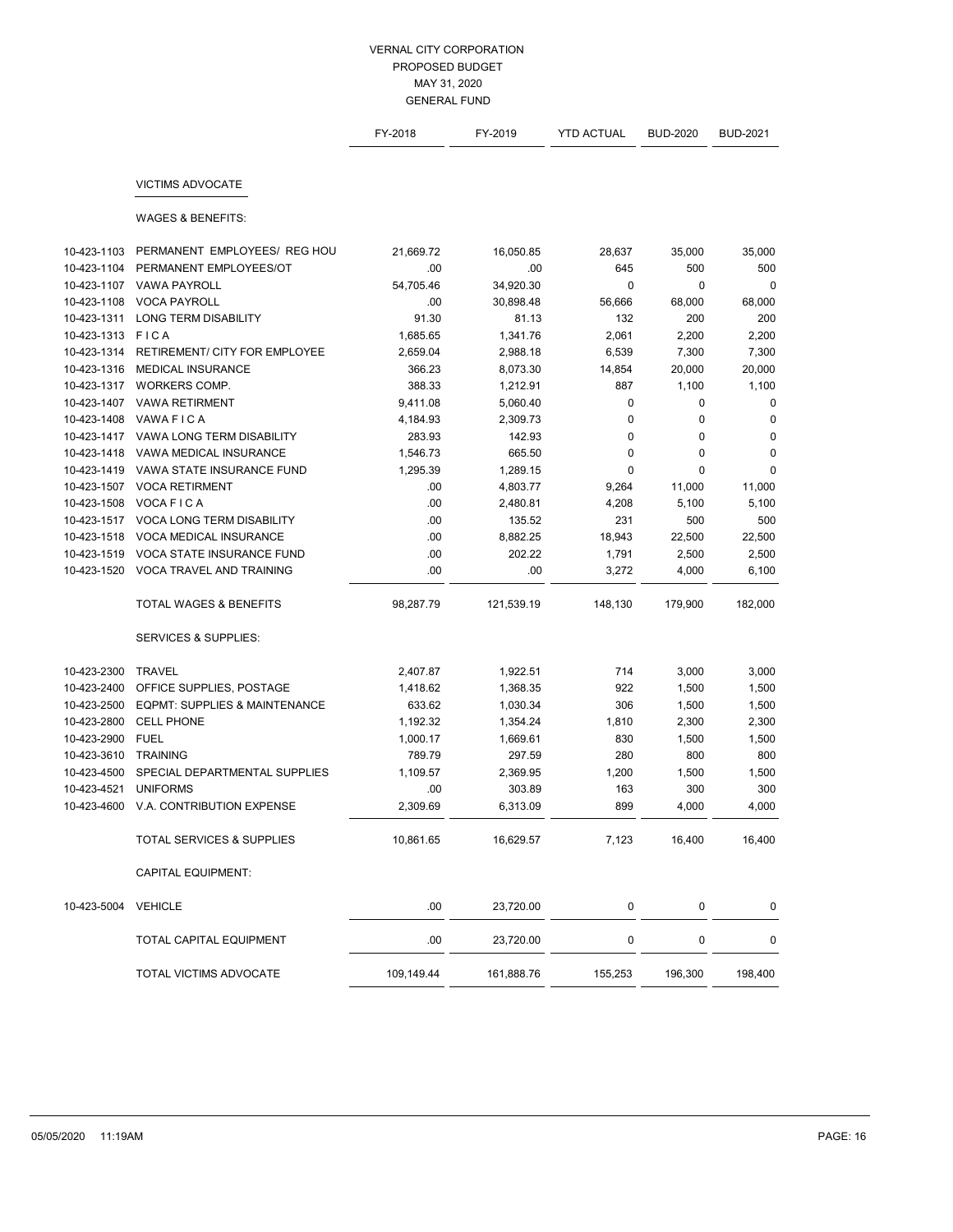VERNAL CITY CORPORATION
PROPOSED BUDGET
MAY 31, 2020
GENERAL FUND

| | | FY-2018 | FY-2019 | YTD ACTUAL | BUD-2020 | BUD-2021 |
|---|---|---|---|---|---|---|
| | **VICTIMS ADVOCATE** | | | | | |
| | WAGES & BENEFITS: | | | | | |
| 10-423-1103 | PERMANENT EMPLOYEES/ REG HOU | 21,669.72 | 16,050.85 | 28,637 | 35,000 | 35,000 |
| 10-423-1104 | PERMANENT EMPLOYEES/OT | .00 | .00 | 645 | 500 | 500 |
| 10-423-1107 | VAWA PAYROLL | 54,705.46 | 34,920.30 | 0 | 0 | 0 |
| 10-423-1108 | VOCA PAYROLL | .00 | 30,898.48 | 56,666 | 68,000 | 68,000 |
| 10-423-1311 | LONG TERM DISABILITY | 91.30 | 81.13 | 132 | 200 | 200 |
| 10-423-1313 | F I C A | 1,685.65 | 1,341.76 | 2,061 | 2,200 | 2,200 |
| 10-423-1314 | RETIREMENT/ CITY FOR EMPLOYEE | 2,659.04 | 2,988.18 | 6,539 | 7,300 | 7,300 |
| 10-423-1316 | MEDICAL INSURANCE | 366.23 | 8,073.30 | 14,854 | 20,000 | 20,000 |
| 10-423-1317 | WORKERS COMP. | 388.33 | 1,212.91 | 887 | 1,100 | 1,100 |
| 10-423-1407 | VAWA RETIRMENT | 9,411.08 | 5,060.40 | 0 | 0 | 0 |
| 10-423-1408 | VAWA F I C A | 4,184.93 | 2,309.73 | 0 | 0 | 0 |
| 10-423-1417 | VAWA LONG TERM DISABILITY | 283.93 | 142.93 | 0 | 0 | 0 |
| 10-423-1418 | VAWA MEDICAL INSURANCE | 1,546.73 | 665.50 | 0 | 0 | 0 |
| 10-423-1419 | VAWA STATE INSURANCE FUND | 1,295.39 | 1,289.15 | 0 | 0 | 0 |
| 10-423-1507 | VOCA RETIREMENT | .00 | 4,803.77 | 9,264 | 11,000 | 11,000 |
| 10-423-1508 | VOCA F I C A | .00 | 2,480.81 | 4,208 | 5,100 | 5,100 |
| 10-423-1517 | VOCA LONG TERM DISABILITY | .00 | 135.52 | 231 | 500 | 500 |
| 10-423-1518 | VOCA MEDICAL INSURANCE | .00 | 8,882.25 | 18,943 | 22,500 | 22,500 |
| 10-423-1519 | VOCA STATE INSURANCE FUND | .00 | 202.22 | 1,791 | 2,500 | 2,500 |
| 10-423-1520 | VOCA TRAVEL AND TRAINING | .00 | .00 | 3,272 | 4,000 | 6,100 |
| | TOTAL WAGES & BENEFITS | 98,287.79 | 121,539.19 | 148,130 | 179,900 | 182,000 |
| | SERVICES & SUPPLIES: | | | | | |
| 10-423-2300 | TRAVEL | 2,407.87 | 1,922.51 | 714 | 3,000 | 3,000 |
| 10-423-2400 | OFFICE SUPPLIES, POSTAGE | 1,418.62 | 1,368.35 | 922 | 1,500 | 1,500 |
| 10-423-2500 | EQPMT: SUPPLIES & MAINTENANCE | 633.62 | 1,030.34 | 306 | 1,500 | 1,500 |
| 10-423-2800 | CELL PHONE | 1,192.32 | 1,354.24 | 1,810 | 2,300 | 2,300 |
| 10-423-2900 | FUEL | 1,000.17 | 1,669.61 | 830 | 1,500 | 1,500 |
| 10-423-3610 | TRAINING | 789.79 | 297.59 | 280 | 800 | 800 |
| 10-423-4500 | SPECIAL DEPARTMENTAL SUPPLIES | 1,109.57 | 2,369.95 | 1,200 | 1,500 | 1,500 |
| 10-423-4521 | UNIFORMS | .00 | 303.89 | 163 | 300 | 300 |
| 10-423-4600 | V.A. CONTRIBUTION EXPENSE | 2,309.69 | 6,313.09 | 899 | 4,000 | 4,000 |
| | TOTAL SERVICES & SUPPLIES | 10,861.65 | 16,629.57 | 7,123 | 16,400 | 16,400 |
| | CAPITAL EQUIPMENT: | | | | | |
| 10-423-5004 | VEHICLE | .00 | 23,720.00 | 0 | 0 | 0 |
| | TOTAL CAPITAL EQUIPMENT | .00 | 23,720.00 | 0 | 0 | 0 |
| | TOTAL VICTIMS ADVOCATE | 109,149.44 | 161,888.76 | 155,253 | 196,300 | 198,400 |

05/05/2020 11:19AM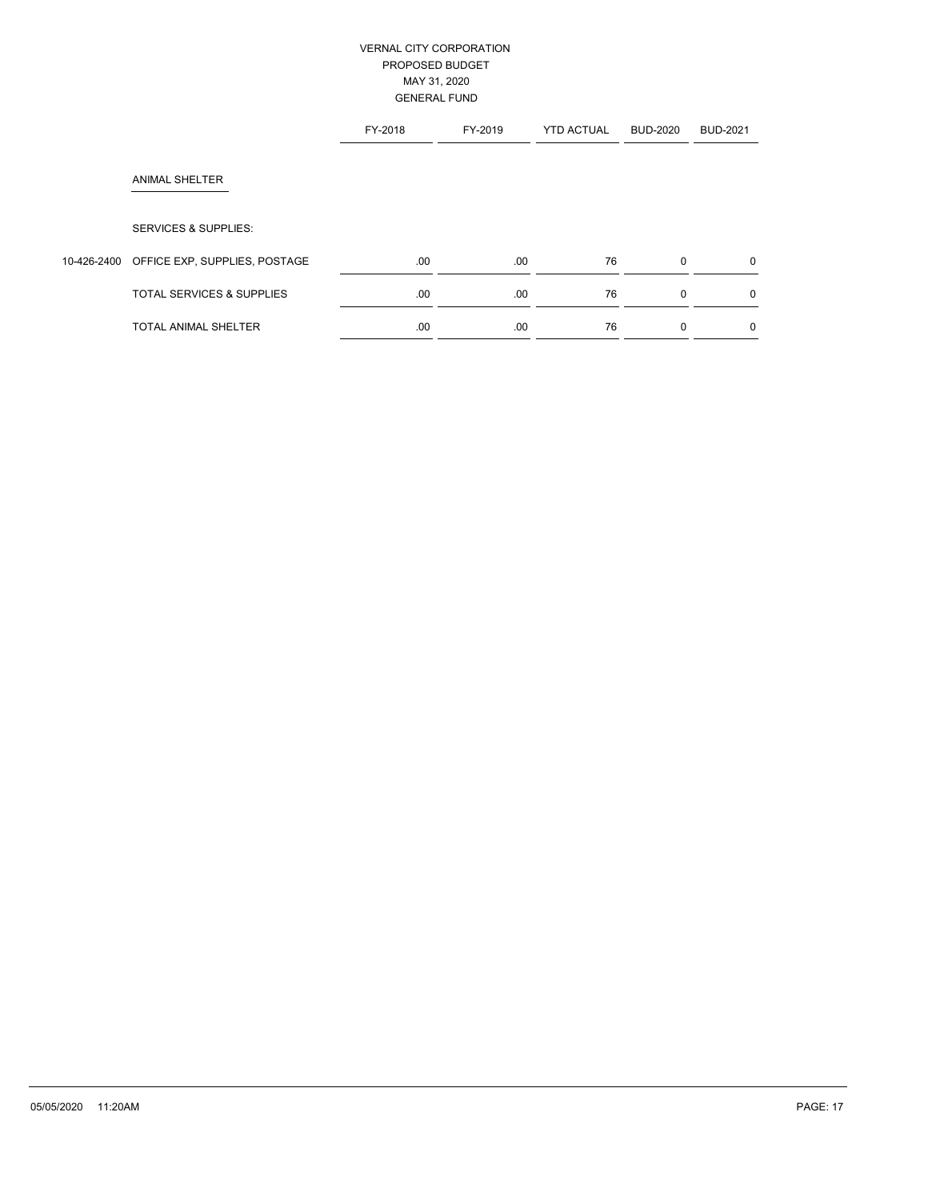VERNAL CITY CORPORATION
PROPOSED BUDGET
MAY 31, 2020
GENERAL FUND

| | | FY-2018 | FY-2019 | YTD ACTUAL | BUD-2020 | BUD-2021 |
|---|---|---|---|---|---|---|
| | ANIMAL SHELTER | | | | | |
| | SERVICES & SUPPLIES: | | | | | |
| 10-426-2400 | OFFICE EXP, SUPPLIES, POSTAGE | .00 | .00 | 76 | 0 | 0 |
| | TOTAL SERVICES & SUPPLIES | .00 | .00 | 76 | 0 | 0 |
| | TOTAL ANIMAL SHELTER | .00 | .00 | 76 | 0 | 0 |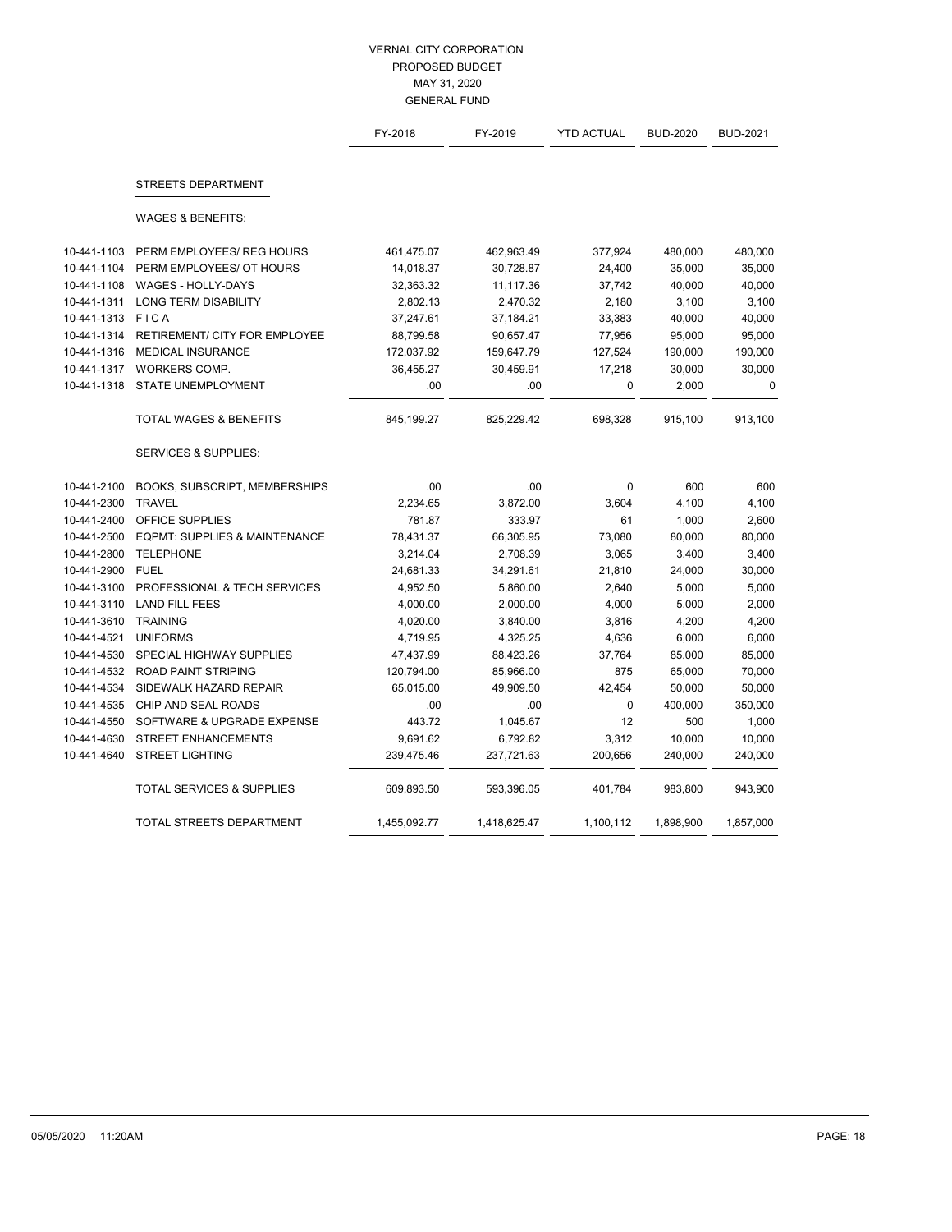# VERNAL CITY CORPORATION
## PROPOSED BUDGET
## MAY 31, 2020
## GENERAL FUND

| | | FY-2018 | FY-2019 | YTD ACTUAL | BUD-2020 | BUD-2021 |
|---|---|---|---|---|---|---|
| | **STREETS DEPARTMENT** | | | | | |
| | WAGES & BENEFITS: | | | | | |
| 10-441-1103 | PERM EMPLOYEES/ REG HOURS | 461,475.07 | 462,963.49 | 377,924 | 480,000 | 480,000 |
| 10-441-1104 | PERM EMPLOYEES/ OT HOURS | 14,018.37 | 30,728.87 | 24,400 | 35,000 | 35,000 |
| 10-441-1108 | WAGES - HOLLY-DAYS | 32,363.32 | 11,117.36 | 37,742 | 40,000 | 40,000 |
| 10-441-1311 | LONG TERM DISABILITY | 2,802.13 | 2,470.32 | 2,180 | 3,100 | 3,100 |
| 10-441-1313 | F I C A | 37,247.61 | 37,184.21 | 33,383 | 40,000 | 40,000 |
| 10-441-1314 | RETIREMENT/ CITY FOR EMPLOYEE | 88,799.58 | 90,657.47 | 77,956 | 95,000 | 95,000 |
| 10-441-1316 | MEDICAL INSURANCE | 172,037.92 | 159,647.79 | 127,524 | 190,000 | 190,000 |
| 10-441-1317 | WORKERS COMP. | 36,455.27 | 30,459.91 | 17,218 | 30,000 | 30,000 |
| 10-441-1318 | STATE UNEMPLOYMENT | .00 | .00 | 0 | 2,000 | 0 |
| | TOTAL WAGES & BENEFITS | 845,199.27 | 825,229.42 | 698,328 | 915,100 | 913,100 |
| | SERVICES & SUPPLIES: | | | | | |
| 10-441-2100 | BOOKS, SUBSCRIPT, MEMBERSHIPS | .00 | .00 | 0 | 600 | 600 |
| 10-441-2300 | TRAVEL | 2,234.65 | 3,872.00 | 3,604 | 4,100 | 4,100 |
| 10-441-2400 | OFFICE SUPPLIES | 781.87 | 333.97 | 61 | 1,000 | 2,600 |
| 10-441-2500 | EQPMT: SUPPLIES & MAINTENANCE | 78,431.37 | 66,305.95 | 73,080 | 80,000 | 80,000 |
| 10-441-2800 | TELEPHONE | 3,214.04 | 2,708.39 | 3,065 | 3,400 | 3,400 |
| 10-441-2900 | FUEL | 24,681.33 | 34,291.61 | 21,810 | 24,000 | 30,000 |
| 10-441-3100 | PROFESSIONAL & TECH SERVICES | 4,952.50 | 5,860.00 | 2,640 | 5,000 | 5,000 |
| 10-441-3110 | LAND FILL FEES | 4,000.00 | 2,000.00 | 4,000 | 5,000 | 2,000 |
| 10-441-3610 | TRAINING | 4,020.00 | 3,840.00 | 3,816 | 4,200 | 4,200 |
| 10-441-4521 | UNIFORMS | 4,719.95 | 4,325.25 | 4,636 | 6,000 | 6,000 |
| 10-441-4530 | SPECIAL HIGHWAY SUPPLIES | 47,437.99 | 88,423.26 | 37,764 | 85,000 | 85,000 |
| 10-441-4532 | ROAD PAINT STRIPING | 120,794.00 | 85,966.00 | 875 | 65,000 | 70,000 |
| 10-441-4534 | SIDEWALK HAZARD REPAIR | 65,015.00 | 49,909.50 | 42,454 | 50,000 | 50,000 |
| 10-441-4535 | CHIP AND SEAL ROADS | .00 | .00 | 0 | 400,000 | 350,000 |
| 10-441-4550 | SOFTWARE & UPGRADE EXPENSE | 443.72 | 1,045.67 | 12 | 500 | 1,000 |
| 10-441-4630 | STREET ENHANCEMENTS | 9,691.62 | 6,792.82 | 3,312 | 10,000 | 10,000 |
| 10-441-4640 | STREET LIGHTING | 239,475.46 | 237,721.63 | 200,656 | 240,000 | 240,000 |
| | TOTAL SERVICES & SUPPLIES | 609,893.50 | 593,396.05 | 401,784 | 983,800 | 943,900 |
| | TOTAL STREETS DEPARTMENT | 1,455,092.77 | 1,418,625.47 | 1,100,112 | 1,898,900 | 1,857,000 |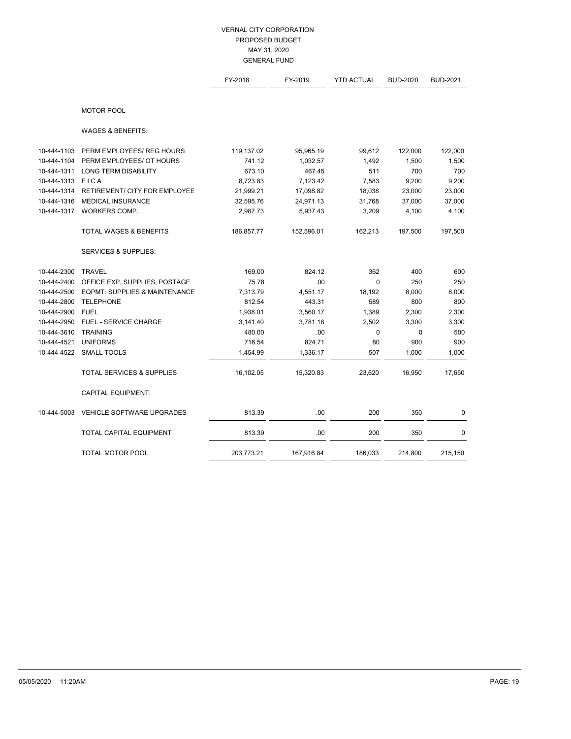VERNAL CITY CORPORATION
PROPOSED BUDGET
MAY 31, 2020
GENERAL FUND

| | | FY-2018 | FY-2019 | YTD ACTUAL | BUD-2020 | BUD-2021 |
|---|---|---|---|---|---|---|
| | **MOTOR POOL** | | | | | |
| | WAGES & BENEFITS: | | | | | |
| 10-444-1103 | PERM EMPLOYEES/ REG HOURS | 119,137.02 | 95,965.19 | 99,612 | 122,000 | 122,000 |
| 10-444-1104 | PERM EMPLOYEES/ OT HOURS | 741.12 | 1,032.57 | 1,492 | 1,500 | 1,500 |
| 10-444-1311 | LONG TERM DISABILITY | 673.10 | 467.45 | 511 | 700 | 700 |
| 10-444-1313 | F I C A | 8,723.83 | 7,123.42 | 7,583 | 9,200 | 9,200 |
| 10-444-1314 | RETIREMENT/ CITY FOR EMPLOYEE | 21,999.21 | 17,098.82 | 18,038 | 23,000 | 23,000 |
| 10-444-1316 | MEDICAL INSURANCE | 32,595.76 | 24,971.13 | 31,768 | 37,000 | 37,000 |
| 10-444-1317 | WORKERS COMP. | 2,987.73 | 5,937.43 | 3,209 | 4,100 | 4,100 |
| | TOTAL WAGES & BENEFITS | 186,857.77 | 152,596.01 | 162,213 | 197,500 | 197,500 |
| | SERVICES & SUPPLIES: | | | | | |
| 10-444-2300 | TRAVEL | 169.00 | 824.12 | 362 | 400 | 600 |
| 10-444-2400 | OFFICE EXP, SUPPLIES, POSTAGE | 75.78 | .00 | 0 | 250 | 250 |
| 10-444-2500 | EQPMT: SUPPLIES & MAINTENANCE | 7,313.79 | 4,551.17 | 18,192 | 8,000 | 8,000 |
| 10-444-2800 | TELEPHONE | 812.54 | 443.31 | 589 | 800 | 800 |
| 10-444-2900 | FUEL | 1,938.01 | 3,560.17 | 1,389 | 2,300 | 2,300 |
| 10-444-2950 | FUEL - SERVICE CHARGE | 3,141.40 | 3,781.18 | 2,502 | 3,300 | 3,300 |
| 10-444-3610 | TRAINING | 480.00 | .00 | 0 | 0 | 500 |
| 10-444-4521 | UNIFORMS | 716.54 | 824.71 | 80 | 900 | 900 |
| 10-444-4522 | SMALL TOOLS | 1,454.99 | 1,336.17 | 507 | 1,000 | 1,000 |
| | TOTAL SERVICES & SUPPLIES | 16,102.05 | 15,320.83 | 23,620 | 16,950 | 17,650 |
| | CAPITAL EQUIPMENT: | | | | | |
| 10-444-5003 | VEHICLE SOFTWARE UPGRADES | 813.39 | .00 | 200 | 350 | 0 |
| | TOTAL CAPITAL EQUIPMENT | 813.39 | .00 | 200 | 350 | 0 |
| | TOTAL MOTOR POOL | 203,773.21 | 167,916.84 | 186,033 | 214,800 | 215,150 |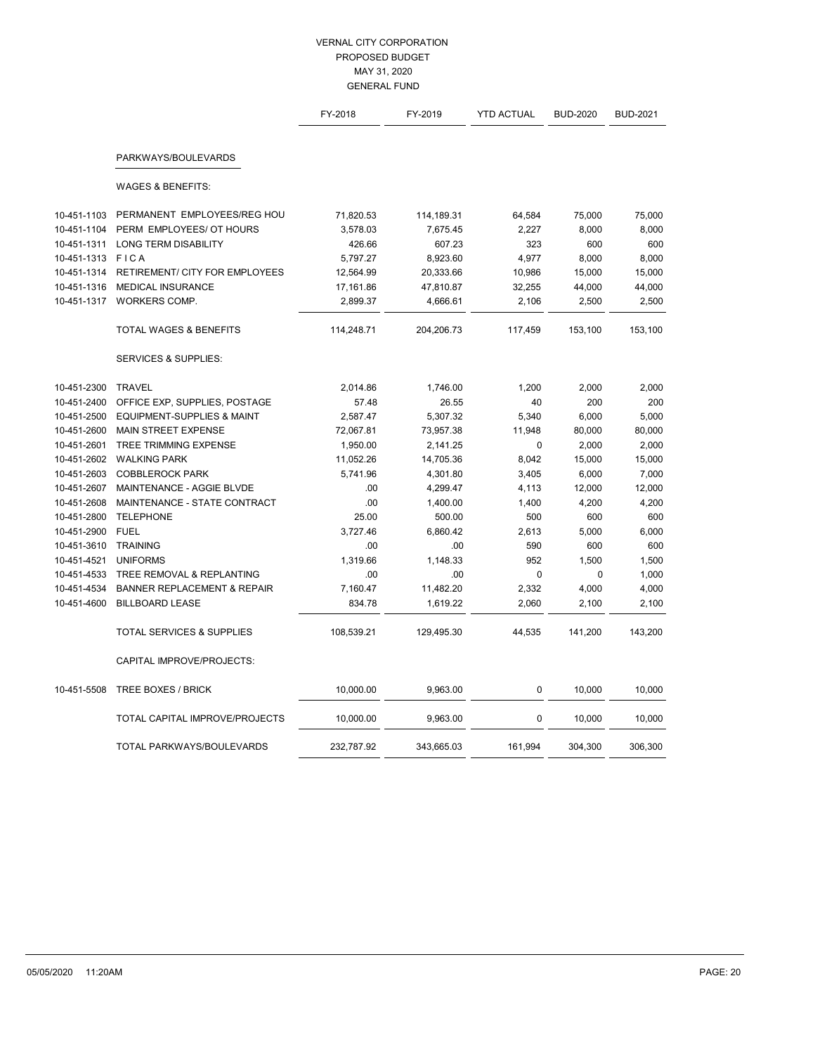# VERNAL CITY CORPORATION
## PROPOSED BUDGET
## MAY 31, 2020
## GENERAL FUND

| | | FY-2018 | FY-2019 | YTD ACTUAL | BUD-2020 | BUD-2021 |
|---|---|---|---|---|---|---|
| | **PARKWAYS/BOULEVARDS** | | | | | |
| | WAGES & BENEFITS: | | | | | |
| 10-451-1103 | PERMANENT EMPLOYEES/REG HOU | 71,820.53 | 114,189.31 | 64,584 | 75,000 | 75,000 |
| 10-451-1104 | PERM EMPLOYEES/ OT HOURS | 3,578.03 | 7,675.45 | 2,227 | 8,000 | 8,000 |
| 10-451-1311 | LONG TERM DISABILITY | 426.66 | 607.23 | 323 | 600 | 600 |
| 10-451-1313 | F I C A | 5,797.27 | 8,923.60 | 4,977 | 8,000 | 8,000 |
| 10-451-1314 | RETIREMENT/ CITY FOR EMPLOYEES | 12,564.99 | 20,333.66 | 10,986 | 15,000 | 15,000 |
| 10-451-1316 | MEDICAL INSURANCE | 17,161.86 | 47,810.87 | 32,255 | 44,000 | 44,000 |
| 10-451-1317 | WORKERS COMP. | 2,899.37 | 4,666.61 | 2,106 | 2,500 | 2,500 |
| | TOTAL WAGES & BENEFITS | 114,248.71 | 204,206.73 | 117,459 | 153,100 | 153,100 |
| | SERVICES & SUPPLIES: | | | | | |
| 10-451-2300 | TRAVEL | 2,014.86 | 1,746.00 | 1,200 | 2,000 | 2,000 |
| 10-451-2400 | OFFICE EXP, SUPPLIES, POSTAGE | 57.48 | 26.55 | 40 | 200 | 200 |
| 10-451-2500 | EQUIPMENT-SUPPLIES & MAINT | 2,587.47 | 5,307.32 | 5,340 | 6,000 | 5,000 |
| 10-451-2600 | MAIN STREET EXPENSE | 72,067.81 | 73,957.38 | 11,948 | 80,000 | 80,000 |
| 10-451-2601 | TREE TRIMMING EXPENSE | 1,950.00 | 2,141.25 | 0 | 2,000 | 2,000 |
| 10-451-2602 | WALKING PARK | 11,052.26 | 14,705.36 | 8,042 | 15,000 | 15,000 |
| 10-451-2603 | COBBLEROCK PARK | 5,741.96 | 4,301.80 | 3,405 | 6,000 | 7,000 |
| 10-451-2607 | MAINTENANCE - AGGIE BLVDE | .00 | 4,299.47 | 4,113 | 12,000 | 12,000 |
| 10-451-2608 | MAINTENANCE - STATE CONTRACT | .00 | 1,400.00 | 1,400 | 4,200 | 4,200 |
| 10-451-2800 | TELEPHONE | 25.00 | 500.00 | 500 | 600 | 600 |
| 10-451-2900 | FUEL | 3,727.46 | 6,860.42 | 2,613 | 5,000 | 6,000 |
| 10-451-3610 | TRAINING | .00 | .00 | 590 | 600 | 600 |
| 10-451-4521 | UNIFORMS | 1,319.66 | 1,148.33 | 952 | 1,500 | 1,500 |
| 10-451-4533 | TREE REMOVAL & REPLANTING | .00 | .00 | 0 | 0 | 1,000 |
| 10-451-4534 | BANNER REPLACEMENT & REPAIR | 7,160.47 | 11,482.20 | 2,332 | 4,000 | 4,000 |
| 10-451-4600 | BILLBOARD LEASE | 834.78 | 1,619.22 | 2,060 | 2,100 | 2,100 |
| | TOTAL SERVICES & SUPPLIES | 108,539.21 | 129,495.30 | 44,535 | 141,200 | 143,200 |
| | CAPITAL IMPROVE/PROJECTS: | | | | | |
| 10-451-5508 | TREE BOXES / BRICK | 10,000.00 | 9,963.00 | 0 | 10,000 | 10,000 |
| | TOTAL CAPITAL IMPROVE/PROJECTS | 10,000.00 | 9,963.00 | 0 | 10,000 | 10,000 |
| | TOTAL PARKWAYS/BOULEVARDS | 232,787.92 | 343,665.03 | 161,994 | 304,300 | 306,300 |

05/05/2020 11:20AM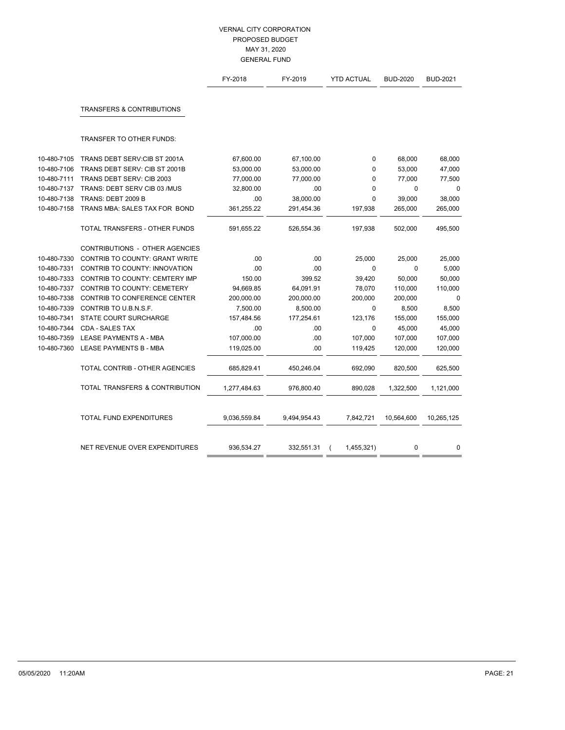# VERNAL CITY CORPORATION
## PROPOSED BUDGET
### MAY 31, 2020
### GENERAL FUND

| | | FY-2018 | FY-2019 | YTD ACTUAL | BUD-2020 | BUD-2021 |
|---|---|---|---|---|---|---|
| | **TRANSFERS & CONTRIBUTIONS** | | | | | |
| | TRANSFER TO OTHER FUNDS: | | | | | |
| 10-480-7105 | TRANS DEBT SERV:CIB ST 2001A | 67,600.00 | 67,100.00 | 0 | 68,000 | 68,000 |
| 10-480-7106 | TRANS DEBT SERV: CIB ST 2001B | 53,000.00 | 53,000.00 | 0 | 53,000 | 47,000 |
| 10-480-7111 | TRANS DEBT SERV: CIB 2003 | 77,000.00 | 77,000.00 | 0 | 77,000 | 77,500 |
| 10-480-7137 | TRANS: DEBT SERV CIB 03 /MUS | 32,800.00 | .00 | 0 | 0 | 0 |
| 10-480-7138 | TRANS: DEBT 2009 B | .00 | 38,000.00 | 0 | 39,000 | 38,000 |
| 10-480-7158 | TRANS MBA: SALES TAX FOR BOND | 361,255.22 | 291,454.36 | 197,938 | 265,000 | 265,000 |
| | TOTAL TRANSFERS - OTHER FUNDS | 591,655.22 | 526,554.36 | 197,938 | 502,000 | 495,500 |
| | CONTRIBUTIONS - OTHER AGENCIES | | | | | |
| 10-480-7330 | CONTRIB TO COUNTY: GRANT WRITE | .00 | .00 | 25,000 | 25,000 | 25,000 |
| 10-480-7331 | CONTRIB TO COUNTY: INNOVATION | .00 | .00 | 0 | 0 | 5,000 |
| 10-480-7333 | CONTRIB TO COUNTY: CEMTERY IMP | 150.00 | 399.52 | 39,420 | 50,000 | 50,000 |
| 10-480-7337 | CONTRIB TO COUNTY: CEMETERY | 94,669.85 | 64,091.91 | 78,070 | 110,000 | 110,000 |
| 10-480-7338 | CONTRIB TO CONFERENCE CENTER | 200,000.00 | 200,000.00 | 200,000 | 200,000 | 0 |
| 10-480-7339 | CONTRIB TO U.B.N.S.F. | 7,500.00 | 8,500.00 | 0 | 8,500 | 8,500 |
| 10-480-7341 | STATE COURT SURCHARGE | 157,484.56 | 177,254.61 | 123,176 | 155,000 | 155,000 |
| 10-480-7344 | CDA - SALES TAX | .00 | .00 | 0 | 45,000 | 45,000 |
| 10-480-7359 | LEASE PAYMENTS A - MBA | 107,000.00 | .00 | 107,000 | 107,000 | 107,000 |
| 10-480-7360 | LEASE PAYMENTS B - MBA | 119,025.00 | .00 | 119,425 | 120,000 | 120,000 |
| | TOTAL CONTRIB - OTHER AGENCIES | 685,829.41 | 450,246.04 | 692,090 | 820,500 | 625,500 |
| | TOTAL TRANSFERS & CONTRIBUTION | 1,277,484.63 | 976,800.40 | 890,028 | 1,322,500 | 1,121,000 |
| | TOTAL FUND EXPENDITURES | 9,036,559.84 | 9,494,954.43 | 7,842,721 | 10,564,600 | 10,265,125 |
| | NET REVENUE OVER EXPENDITURES | 936,534.27 | 332,551.31 | ( 1,455,321) | 0 | 0 |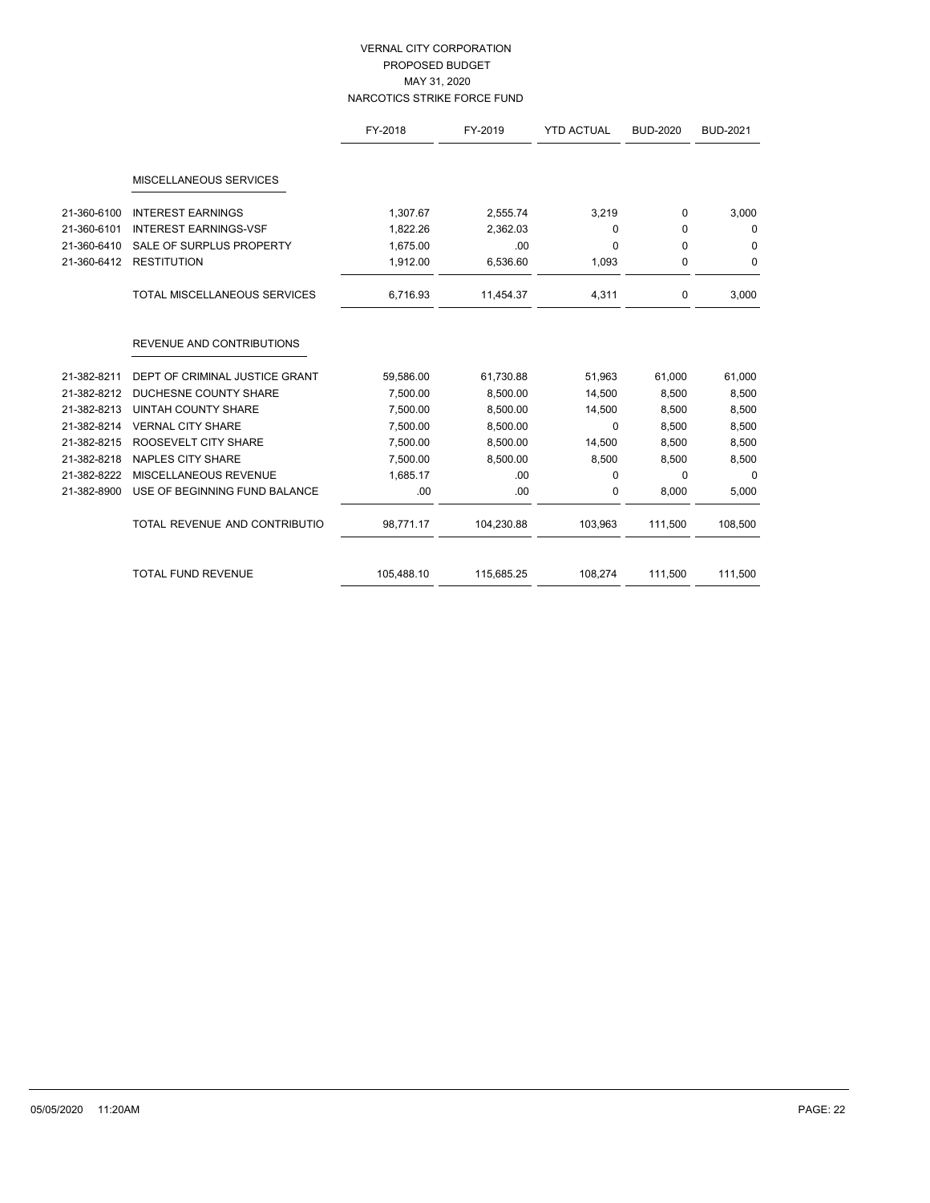VERNAL CITY CORPORATION
PROPOSED BUDGET
MAY 31, 2020
NARCOTICS STRIKE FORCE FUND

| | | FY-2018 | FY-2019 | YTD ACTUAL | BUD-2020 | BUD-2021 |
|---|---|---|---|---|---|---|
| | **MISCELLANEOUS SERVICES** | | | | | |
| 21-360-6100 | INTEREST EARNINGS | 1,307.67 | 2,555.74 | 3,219 | 0 | 3,000 |
| 21-360-6101 | INTEREST EARNINGS-VSF | 1,822.26 | 2,362.03 | 0 | 0 | 0 |
| 21-360-6410 | SALE OF SURPLUS PROPERTY | 1,675.00 | .00 | 0 | 0 | 0 |
| 21-360-6412 | RESTITUTION | 1,912.00 | 6,536.60 | 1,093 | 0 | 0 |
| | TOTAL MISCELLANEOUS SERVICES | 6,716.93 | 11,454.37 | 4,311 | 0 | 3,000 |
| | **REVENUE AND CONTRIBUTIONS** | | | | | |
| 21-382-8211 | DEPT OF CRIMINAL JUSTICE GRANT | 59,586.00 | 61,730.88 | 51,963 | 61,000 | 61,000 |
| 21-382-8212 | DUCHESNE COUNTY SHARE | 7,500.00 | 8,500.00 | 14,500 | 8,500 | 8,500 |
| 21-382-8213 | UINTAH COUNTY SHARE | 7,500.00 | 8,500.00 | 14,500 | 8,500 | 8,500 |
| 21-382-8214 | VERNAL CITY SHARE | 7,500.00 | 8,500.00 | 0 | 8,500 | 8,500 |
| 21-382-8215 | ROOSEVELT CITY SHARE | 7,500.00 | 8,500.00 | 14,500 | 8,500 | 8,500 |
| 21-382-8218 | NAPLES CITY SHARE | 7,500.00 | 8,500.00 | 8,500 | 8,500 | 8,500 |
| 21-382-8222 | MISCELLANEOUS REVENUE | 1,685.17 | .00 | 0 | 0 | 0 |
| 21-382-8900 | USE OF BEGINNING FUND BALANCE | .00 | .00 | 0 | 8,000 | 5,000 |
| | TOTAL REVENUE AND CONTRIBUTIO | 98,771.17 | 104,230.88 | 103,963 | 111,500 | 108,500 |
| | TOTAL FUND REVENUE | 105,488.10 | 115,685.25 | 108,274 | 111,500 | 111,500 |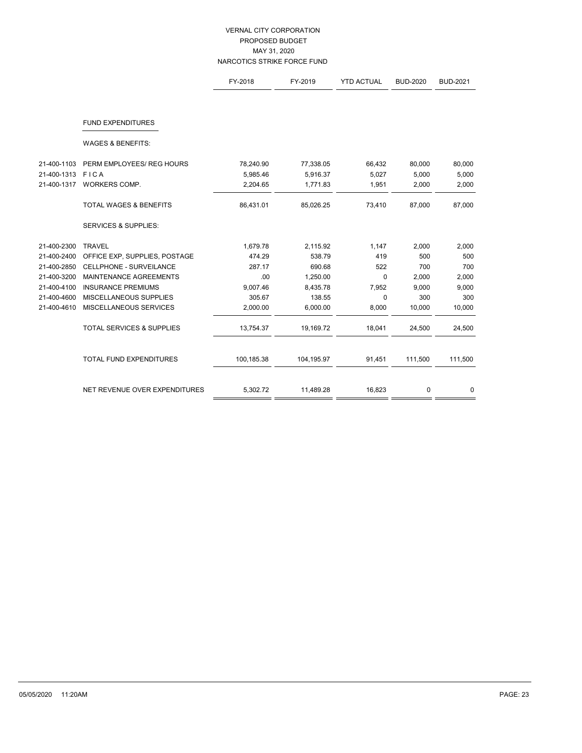# VERNAL CITY CORPORATION
## PROPOSED BUDGET
## MAY 31, 2020
## NARCOTICS STRIKE FORCE FUND

| | | FY-2018 | FY-2019 | YTD ACTUAL | BUD-2020 | BUD-2021 |
|---|---|---|---|---|---|---|
| | **FUND EXPENDITURES** | | | | | |
| | WAGES & BENEFITS: | | | | | |
| 21-400-1103 | PERM EMPLOYEES/ REG HOURS | 78,240.90 | 77,338.05 | 66,432 | 80,000 | 80,000 |
| 21-400-1313 | F I C A | 5,985.46 | 5,916.37 | 5,027 | 5,000 | 5,000 |
| 21-400-1317 | WORKERS COMP. | 2,204.65 | 1,771.83 | 1,951 | 2,000 | 2,000 |
| | TOTAL WAGES & BENEFITS | 86,431.01 | 85,026.25 | 73,410 | 87,000 | 87,000 |
| | SERVICES & SUPPLIES: | | | | | |
| 21-400-2300 | TRAVEL | 1,679.78 | 2,115.92 | 1,147 | 2,000 | 2,000 |
| 21-400-2400 | OFFICE EXP, SUPPLIES, POSTAGE | 474.29 | 538.79 | 419 | 500 | 500 |
| 21-400-2850 | CELLPHONE - SURVEILANCE | 287.17 | 690.68 | 522 | 700 | 700 |
| 21-400-3200 | MAINTENANCE AGREEMENTS | .00 | 1,250.00 | 0 | 2,000 | 2,000 |
| 21-400-4100 | INSURANCE PREMIUMS | 9,007.46 | 8,435.78 | 7,952 | 9,000 | 9,000 |
| 21-400-4600 | MISCELLANEOUS SUPPLIES | 305.67 | 138.55 | 0 | 300 | 300 |
| 21-400-4610 | MISCELLANEOUS SERVICES | 2,000.00 | 6,000.00 | 8,000 | 10,000 | 10,000 |
| | TOTAL SERVICES & SUPPLIES | 13,754.37 | 19,169.72 | 18,041 | 24,500 | 24,500 |
| | TOTAL FUND EXPENDITURES | 100,185.38 | 104,195.97 | 91,451 | 111,500 | 111,500 |
| | NET REVENUE OVER EXPENDITURES | 5,302.72 | 11,489.28 | 16,823 | 0 | 0 |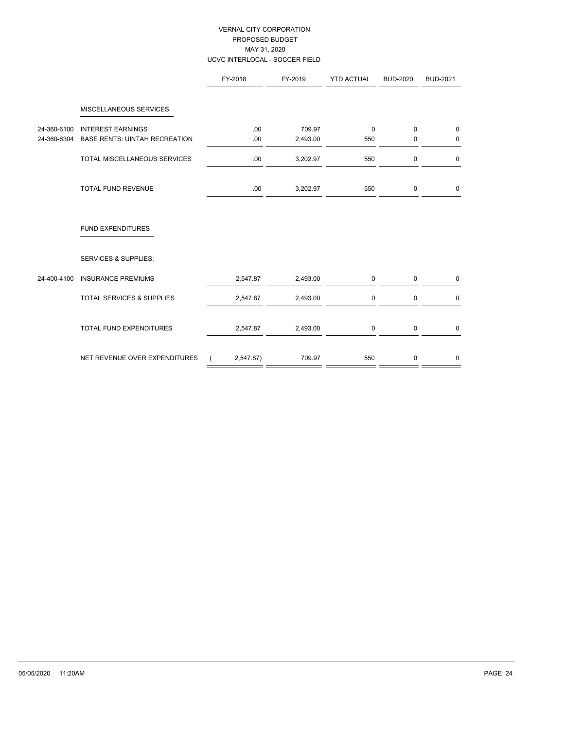VERNAL CITY CORPORATION
PROPOSED BUDGET
MAY 31, 2020
UCVC INTERLOCAL - SOCCER FIELD

| | | FY-2018 | FY-2019 | YTD ACTUAL | BUD-2020 | BUD-2021 |
|---|---|---|---|---|---|---|
| | **MISCELLANEOUS SERVICES** | | | | | |
| 24-360-6100 | INTEREST EARNINGS | .00 | 709.97 | 0 | 0 | 0 |
| 24-360-6304 | BASE RENTS: UINTAH RECREATION | .00 | 2,493.00 | 550 | 0 | 0 |
| | TOTAL MISCELLANEOUS SERVICES | .00 | 3,202.97 | 550 | 0 | 0 |
| | TOTAL FUND REVENUE | .00 | 3,202.97 | 550 | 0 | 0 |
| | **FUND EXPENDITURES** | | | | | |
| | SERVICES & SUPPLIES: | | | | | |
| 24-400-4100 | INSURANCE PREMIUMS | 2,547.87 | 2,493.00 | 0 | 0 | 0 |
| | TOTAL SERVICES & SUPPLIES | 2,547.87 | 2,493.00 | 0 | 0 | 0 |
| | TOTAL FUND EXPENDITURES | 2,547.87 | 2,493.00 | 0 | 0 | 0 |
| | NET REVENUE OVER EXPENDITURES | ( 2,547.87) | 709.97 | 550 | 0 | 0 |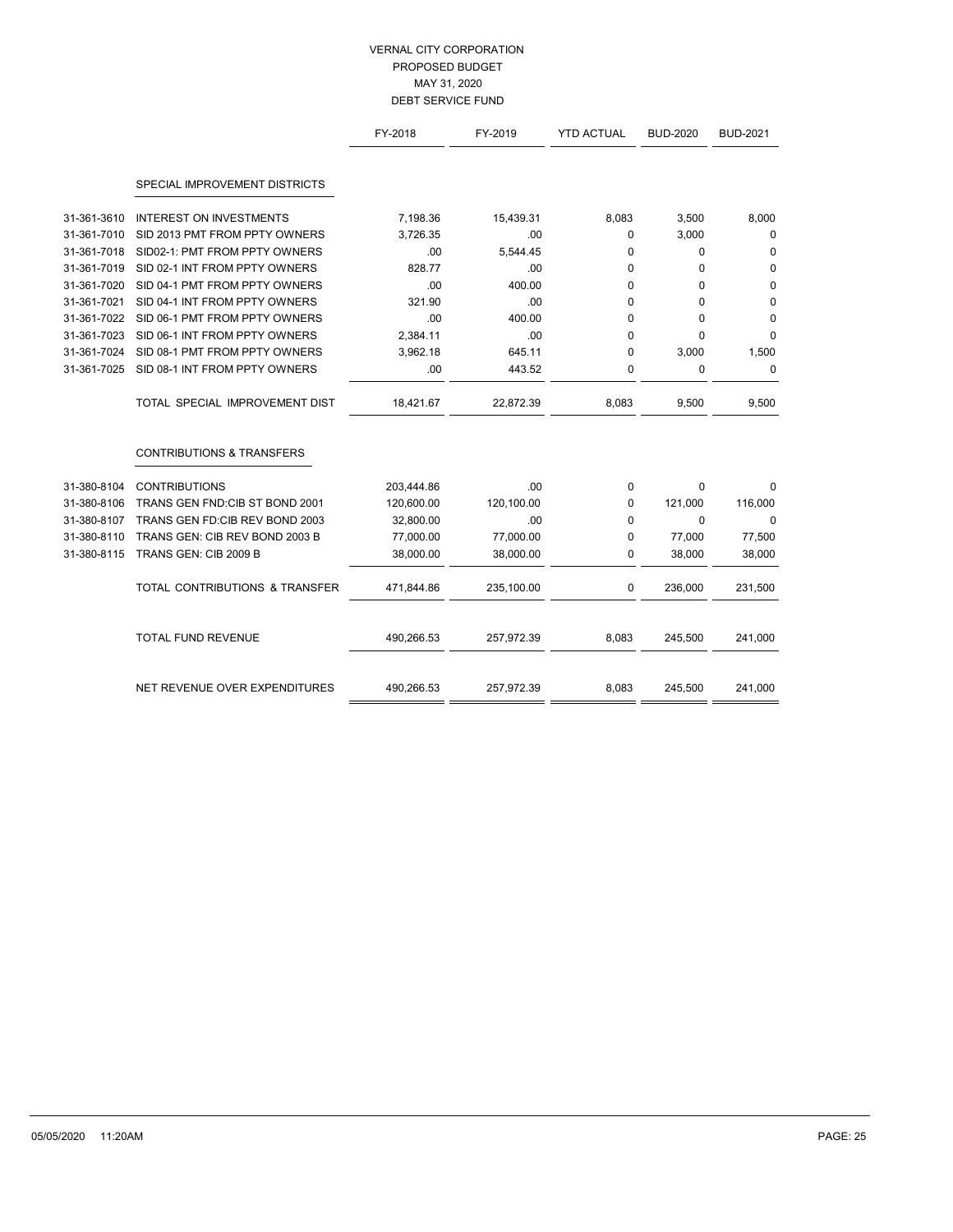VERNAL CITY CORPORATION
PROPOSED BUDGET
MAY 31, 2020
DEBT SERVICE FUND

| | | FY-2018 | FY-2019 | YTD ACTUAL | BUD-2020 | BUD-2021 |
|---|---|---|---|---|---|---|
| | **SPECIAL IMPROVEMENT DISTRICTS** | | | | | |
| 31-361-3610 | INTEREST ON INVESTMENTS | 7,198.36 | 15,439.31 | 8,083 | 3,500 | 8,000 |
| 31-361-7010 | SID 2013 PMT FROM PPTY OWNERS | 3,726.35 | .00 | 0 | 3,000 | 0 |
| 31-361-7018 | SID02-1: PMT FROM PPTY OWNERS | .00 | 5,544.45 | 0 | 0 | 0 |
| 31-361-7019 | SID 02-1 INT FROM PPTY OWNERS | 828.77 | .00 | 0 | 0 | 0 |
| 31-361-7020 | SID 04-1 PMT FROM PPTY OWNERS | .00 | 400.00 | 0 | 0 | 0 |
| 31-361-7021 | SID 04-1 INT FROM PPTY OWNERS | 321.90 | .00 | 0 | 0 | 0 |
| 31-361-7022 | SID 06-1 PMT FROM PPTY OWNERS | .00 | 400.00 | 0 | 0 | 0 |
| 31-361-7023 | SID 06-1 INT FROM PPTY OWNERS | 2,384.11 | .00 | 0 | 0 | 0 |
| 31-361-7024 | SID 08-1 PMT FROM PPTY OWNERS | 3,962.18 | 645.11 | 0 | 3,000 | 1,500 |
| 31-361-7025 | SID 08-1 INT FROM PPTY OWNERS | .00 | 443.52 | 0 | 0 | 0 |
| | TOTAL SPECIAL IMPROVEMENT DIST | 18,421.67 | 22,872.39 | 8,083 | 9,500 | 9,500 |
| | **CONTRIBUTIONS & TRANSFERS** | | | | | |
| 31-380-8104 | CONTRIBUTIONS | 203,444.86 | .00 | 0 | 0 | 0 |
| 31-380-8106 | TRANS GEN FND:CIB ST BOND 2001 | 120,600.00 | 120,100.00 | 0 | 121,000 | 116,000 |
| 31-380-8107 | TRANS GEN FD:CIB REV BOND 2003 | 32,800.00 | .00 | 0 | 0 | 0 |
| 31-380-8110 | TRANS GEN: CIB REV BOND 2003 B | 77,000.00 | 77,000.00 | 0 | 77,000 | 77,500 |
| 31-380-8115 | TRANS GEN: CIB 2009 B | 38,000.00 | 38,000.00 | 0 | 38,000 | 38,000 |
| | TOTAL CONTRIBUTIONS & TRANSFER | 471,844.86 | 235,100.00 | 0 | 236,000 | 231,500 |
| | TOTAL FUND REVENUE | 490,266.53 | 257,972.39 | 8,083 | 245,500 | 241,000 |
| | NET REVENUE OVER EXPENDITURES | 490,266.53 | 257,972.39 | 8,083 | 245,500 | 241,000 |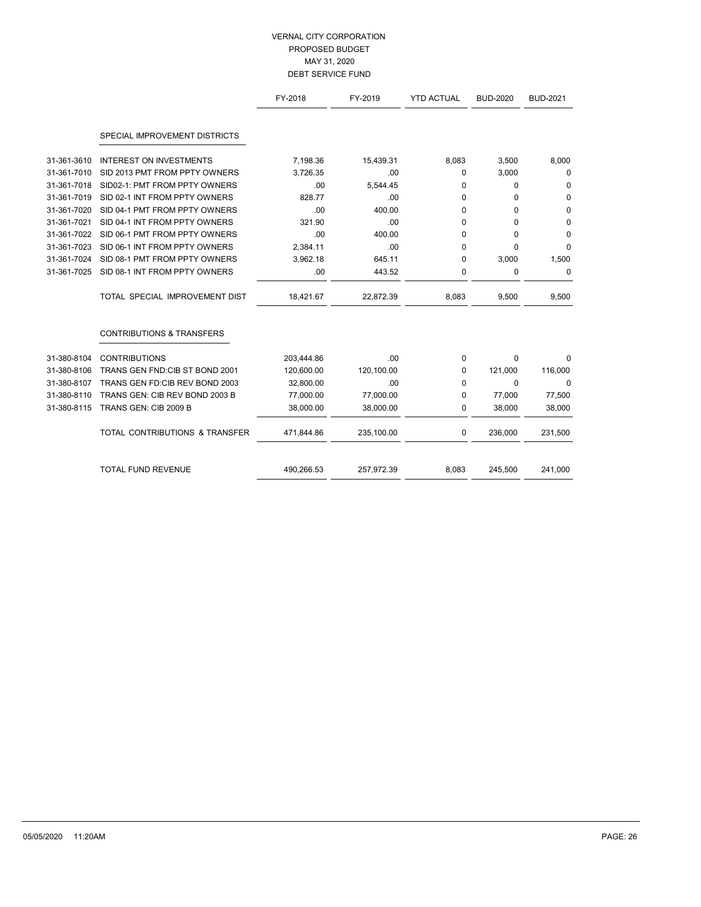VERNAL CITY CORPORATION
PROPOSED BUDGET
MAY 31, 2020
DEBT SERVICE FUND

| | | FY-2018 | FY-2019 | YTD ACTUAL | BUD-2020 | BUD-2021 |
|---|---|---|---|---|---|---|
| | **SPECIAL IMPROVEMENT DISTRICTS** | | | | | |
| 31-361-3610 | INTEREST ON INVESTMENTS | 7,198.36 | 15,439.31 | 8,083 | 3,500 | 8,000 |
| 31-361-7010 | SID 2013 PMT FROM PPTY OWNERS | 3,726.35 | .00 | 0 | 3,000 | 0 |
| 31-361-7018 | SID02-1: PMT FROM PPTY OWNERS | .00 | 5,544.45 | 0 | 0 | 0 |
| 31-361-7019 | SID 02-1 INT FROM PPTY OWNERS | 828.77 | .00 | 0 | 0 | 0 |
| 31-361-7020 | SID 04-1 PMT FROM PPTY OWNERS | .00 | 400.00 | 0 | 0 | 0 |
| 31-361-7021 | SID 04-1 INT FROM PPTY OWNERS | 321.90 | .00 | 0 | 0 | 0 |
| 31-361-7022 | SID 06-1 PMT FROM PPTY OWNERS | .00 | 400.00 | 0 | 0 | 0 |
| 31-361-7023 | SID 06-1 INT FROM PPTY OWNERS | 2,384.11 | .00 | 0 | 0 | 0 |
| 31-361-7024 | SID 08-1 PMT FROM PPTY OWNERS | 3,962.18 | 645.11 | 0 | 3,000 | 1,500 |
| 31-361-7025 | SID 08-1 INT FROM PPTY OWNERS | .00 | 443.52 | 0 | 0 | 0 |
| | TOTAL SPECIAL IMPROVEMENT DIST | 18,421.67 | 22,872.39 | 8,083 | 9,500 | 9,500 |
| | **CONTRIBUTIONS & TRANSFERS** | | | | | |
| 31-380-8104 | CONTRIBUTIONS | 203,444.86 | .00 | 0 | 0 | 0 |
| 31-380-8106 | TRANS GEN FND:CIB ST BOND 2001 | 120,600.00 | 120,100.00 | 0 | 121,000 | 116,000 |
| 31-380-8107 | TRANS GEN FD:CIB REV BOND 2003 | 32,800.00 | .00 | 0 | 0 | 0 |
| 31-380-8110 | TRANS GEN: CIB REV BOND 2003 B | 77,000.00 | 77,000.00 | 0 | 77,000 | 77,500 |
| 31-380-8115 | TRANS GEN: CIB 2009 B | 38,000.00 | 38,000.00 | 0 | 38,000 | 38,000 |
| | TOTAL CONTRIBUTIONS & TRANSFER | 471,844.86 | 235,100.00 | 0 | 236,000 | 231,500 |
| | TOTAL FUND REVENUE | 490,266.53 | 257,972.39 | 8,083 | 245,500 | 241,000 |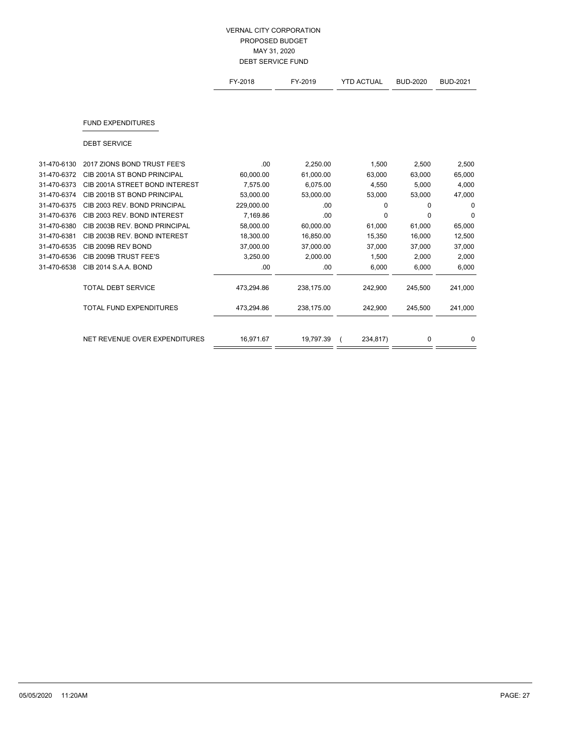VERNAL CITY CORPORATION
PROPOSED BUDGET
MAY 31, 2020
DEBT SERVICE FUND

| | | FY-2018 | FY-2019 | YTD ACTUAL | BUD-2020 | BUD-2021 |
|---|---|---|---|---|---|---|
| | **FUND EXPENDITURES** | | | | | |
| | DEBT SERVICE | | | | | |
| 31-470-6130 | 2017 ZIONS BOND TRUST FEE'S | .00 | 2,250.00 | 1,500 | 2,500 | 2,500 |
| 31-470-6372 | CIB 2001A ST BOND PRINCIPAL | 60,000.00 | 61,000.00 | 63,000 | 63,000 | 65,000 |
| 31-470-6373 | CIB 2001A STREET BOND INTEREST | 7,575.00 | 6,075.00 | 4,550 | 5,000 | 4,000 |
| 31-470-6374 | CIB 2001B ST BOND PRINCIPAL | 53,000.00 | 53,000.00 | 53,000 | 53,000 | 47,000 |
| 31-470-6375 | CIB 2003 REV. BOND PRINCIPAL | 229,000.00 | .00 | 0 | 0 | 0 |
| 31-470-6376 | CIB 2003 REV. BOND INTEREST | 7,169.86 | .00 | 0 | 0 | 0 |
| 31-470-6380 | CIB 2003B REV. BOND PRINCIPAL | 58,000.00 | 60,000.00 | 61,000 | 61,000 | 65,000 |
| 31-470-6381 | CIB 2003B REV. BOND INTEREST | 18,300.00 | 16,850.00 | 15,350 | 16,000 | 12,500 |
| 31-470-6535 | CIB 2009B REV BOND | 37,000.00 | 37,000.00 | 37,000 | 37,000 | 37,000 |
| 31-470-6536 | CIB 2009B TRUST FEE'S | 3,250.00 | 2,000.00 | 1,500 | 2,000 | 2,000 |
| 31-470-6538 | CIB 2014 S.A.A. BOND | .00 | .00 | 6,000 | 6,000 | 6,000 |
| | TOTAL DEBT SERVICE | 473,294.86 | 238,175.00 | 242,900 | 245,500 | 241,000 |
| | TOTAL FUND EXPENDITURES | 473,294.86 | 238,175.00 | 242,900 | 245,500 | 241,000 |
| | NET REVENUE OVER EXPENDITURES | 16,971.67 | 19,797.39 | ( 234,817) | 0 | 0 |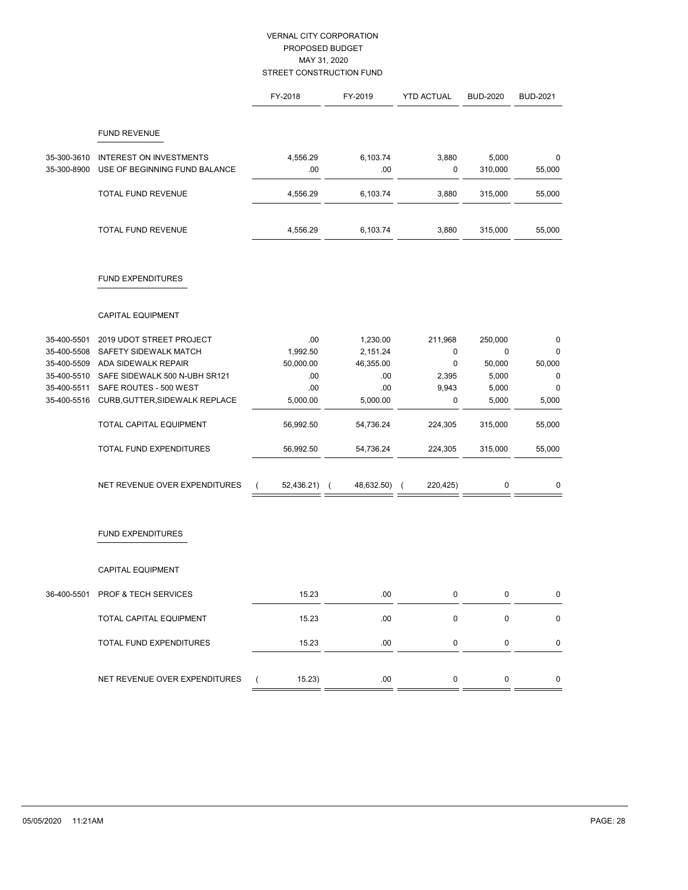VERNAL CITY CORPORATION
PROPOSED BUDGET
MAY 31, 2020
STREET CONSTRUCTION FUND

| | | FY-2018 | FY-2019 | YTD ACTUAL | BUD-2020 | BUD-2021 |
|---|---|---|---|---|---|---|
| | **FUND REVENUE** | | | | | |
| 35-300-3610 | INTEREST ON INVESTMENTS | 4,556.29 | 6,103.74 | 3,880 | 5,000 | 0 |
| 35-300-8900 | USE OF BEGINNING FUND BALANCE | .00 | .00 | 0 | 310,000 | 55,000 |
| | TOTAL FUND REVENUE | 4,556.29 | 6,103.74 | 3,880 | 315,000 | 55,000 |
| | TOTAL FUND REVENUE | 4,556.29 | 6,103.74 | 3,880 | 315,000 | 55,000 |
| | **FUND EXPENDITURES** | | | | | |
| | CAPITAL EQUIPMENT | | | | | |
| 35-400-5501 | 2019 UDOT STREET PROJECT | .00 | 1,230.00 | 211,968 | 250,000 | 0 |
| 35-400-5508 | SAFETY SIDEWALK MATCH | 1,992.50 | 2,151.24 | 0 | 0 | 0 |
| 35-400-5509 | ADA SIDEWALK REPAIR | 50,000.00 | 46,355.00 | 0 | 50,000 | 50,000 |
| 35-400-5510 | SAFE SIDEWALK 500 N-UBH SR121 | .00 | .00 | 2,395 | 5,000 | 0 |
| 35-400-5511 | SAFE ROUTES - 500 WEST | .00 | .00 | 9,943 | 5,000 | 0 |
| 35-400-5516 | CURB,GUTTER,SIDEWALK REPLACE | 5,000.00 | 5,000.00 | 0 | 5,000 | 5,000 |
| | TOTAL CAPITAL EQUIPMENT | 56,992.50 | 54,736.24 | 224,305 | 315,000 | 55,000 |
| | TOTAL FUND EXPENDITURES | 56,992.50 | 54,736.24 | 224,305 | 315,000 | 55,000 |
| | NET REVENUE OVER EXPENDITURES | ( 52,436.21) | ( 48,632.50) | ( 220,425) | 0 | 0 |

| | | FY-2018 | FY-2019 | YTD ACTUAL | BUD-2020 | BUD-2021 |
|---|---|---|---|---|---|---|
| | **FUND EXPENDITURES** | | | | | |
| | CAPITAL EQUIPMENT | | | | | |
| 36-400-5501 | PROF & TECH SERVICES | 15.23 | .00 | 0 | 0 | 0 |
| | TOTAL CAPITAL EQUIPMENT | 15.23 | .00 | 0 | 0 | 0 |
| | TOTAL FUND EXPENDITURES | 15.23 | .00 | 0 | 0 | 0 |
| | NET REVENUE OVER EXPENDITURES | ( 15.23) | .00 | 0 | 0 | 0 |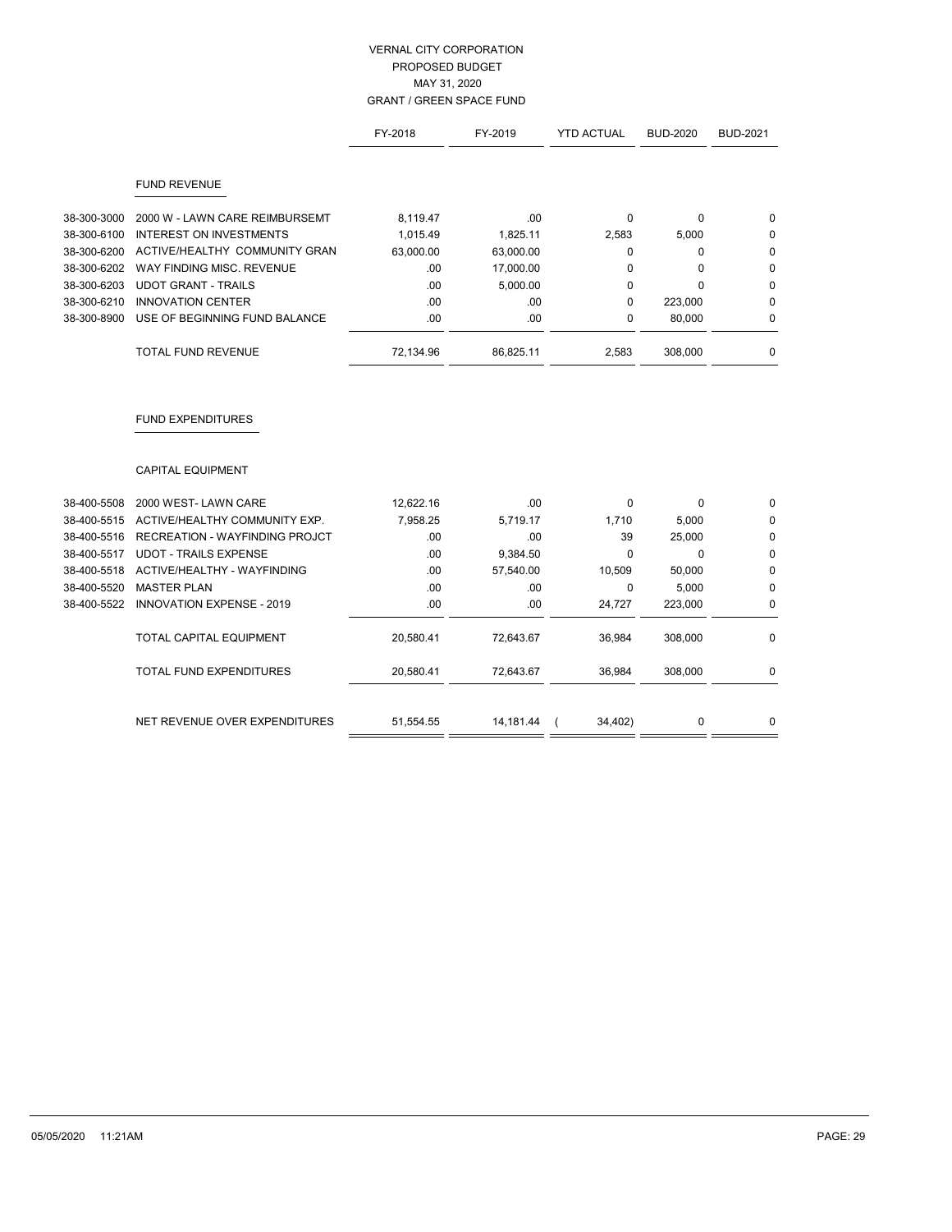# VERNAL CITY CORPORATION
## PROPOSED BUDGET
## MAY 31, 2020
## GRANT / GREEN SPACE FUND

| | | FY-2018 | FY-2019 | YTD ACTUAL | BUD-2020 | BUD-2021 |
|---|---|---|---|---|---|---|
| | **FUND REVENUE** | | | | | |
| 38-300-3000 | 2000 W - LAWN CARE REIMBURSEMT | 8,119.47 | .00 | 0 | 0 | 0 |
| 38-300-6100 | INTEREST ON INVESTMENTS | 1,015.49 | 1,825.11 | 2,583 | 5,000 | 0 |
| 38-300-6200 | ACTIVE/HEALTHY COMMUNITY GRAN | 63,000.00 | 63,000.00 | 0 | 0 | 0 |
| 38-300-6202 | WAY FINDING MISC. REVENUE | .00 | 17,000.00 | 0 | 0 | 0 |
| 38-300-6203 | UDOT GRANT - TRAILS | .00 | 5,000.00 | 0 | 0 | 0 |
| 38-300-6210 | INNOVATION CENTER | .00 | .00 | 0 | 223,000 | 0 |
| 38-300-8900 | USE OF BEGINNING FUND BALANCE | .00 | .00 | 0 | 80,000 | 0 |
| | TOTAL FUND REVENUE | 72,134.96 | 86,825.11 | 2,583 | 308,000 | 0 |
| | **FUND EXPENDITURES** | | | | | |
| | CAPITAL EQUIPMENT | | | | | |
| 38-400-5508 | 2000 WEST- LAWN CARE | 12,622.16 | .00 | 0 | 0 | 0 |
| 38-400-5515 | ACTIVE/HEALTHY COMMUNITY EXP. | 7,958.25 | 5,719.17 | 1,710 | 5,000 | 0 |
| 38-400-5516 | RECREATION - WAYFINDING PROJCT | .00 | .00 | 39 | 25,000 | 0 |
| 38-400-5517 | UDOT - TRAILS EXPENSE | .00 | 9,384.50 | 0 | 0 | 0 |
| 38-400-5518 | ACTIVE/HEALTHY - WAYFINDING | .00 | 57,540.00 | 10,509 | 50,000 | 0 |
| 38-400-5520 | MASTER PLAN | .00 | .00 | 0 | 5,000 | 0 |
| 38-400-5522 | INNOVATION EXPENSE - 2019 | .00 | .00 | 24,727 | 223,000 | 0 |
| | TOTAL CAPITAL EQUIPMENT | 20,580.41 | 72,643.67 | 36,984 | 308,000 | 0 |
| | TOTAL FUND EXPENDITURES | 20,580.41 | 72,643.67 | 36,984 | 308,000 | 0 |
| | NET REVENUE OVER EXPENDITURES | 51,554.55 | 14,181.44 | ( 34,402) | 0 | 0 |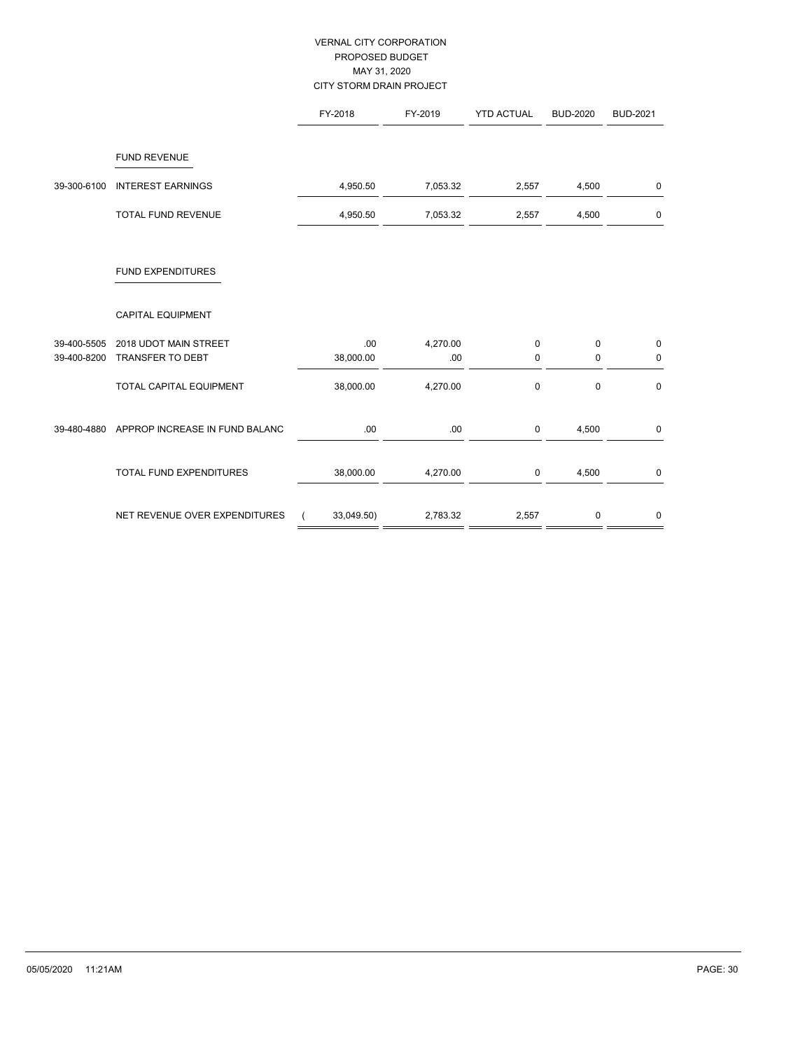# VERNAL CITY CORPORATION
## PROPOSED BUDGET
## MAY 31, 2020
## CITY STORM DRAIN PROJECT

| | | FY-2018 | FY-2019 | YTD ACTUAL | BUD-2020 | BUD-2021 |
|---|---|---|---|---|---|---|
| | FUND REVENUE | | | | | |
| 39-300-6100 | INTEREST EARNINGS | 4,950.50 | 7,053.32 | 2,557 | 4,500 | 0 |
| | TOTAL FUND REVENUE | 4,950.50 | 7,053.32 | 2,557 | 4,500 | 0 |
| | FUND EXPENDITURES | | | | | |
| | CAPITAL EQUIPMENT | | | | | |
| 39-400-5505 | 2018 UDOT MAIN STREET | .00 | 4,270.00 | 0 | 0 | 0 |
| 39-400-8200 | TRANSFER TO DEBT | 38,000.00 | .00 | 0 | 0 | 0 |
| | TOTAL CAPITAL EQUIPMENT | 38,000.00 | 4,270.00 | 0 | 0 | 0 |
| 39-480-4880 | APPROP INCREASE IN FUND BALANC | .00 | .00 | 0 | 4,500 | 0 |
| | TOTAL FUND EXPENDITURES | 38,000.00 | 4,270.00 | 0 | 4,500 | 0 |
| | NET REVENUE OVER EXPENDITURES | ( 33,049.50) | 2,783.32 | 2,557 | 0 | 0 |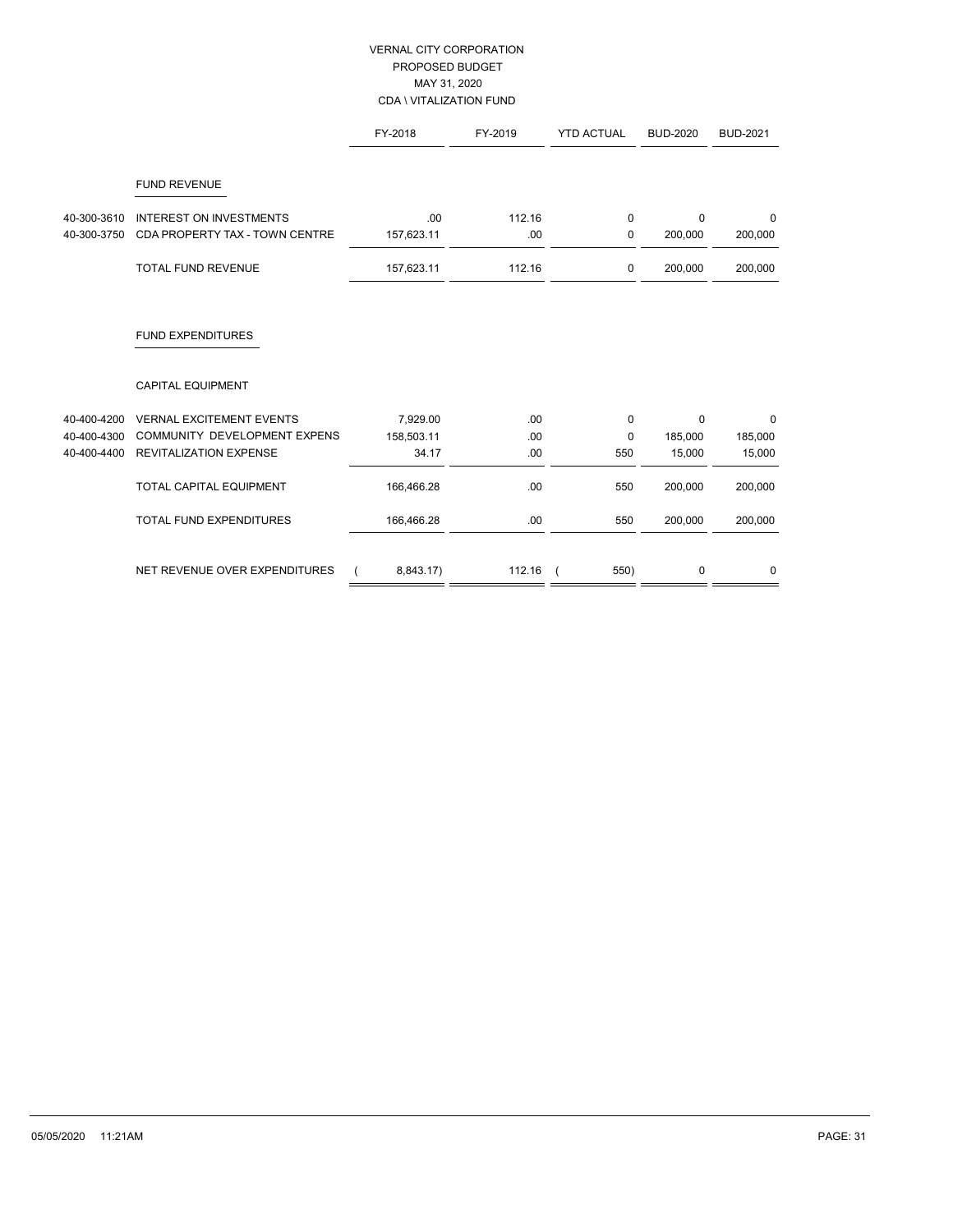# VERNAL CITY CORPORATION
## PROPOSED BUDGET
## MAY 31, 2020
## CDA \ VITALIZATION FUND

| | | FY-2018 | FY-2019 | YTD ACTUAL | BUD-2020 | BUD-2021 |
|---|---|---|---|---|---|---|
| | **FUND REVENUE** | | | | | |
| 40-300-3610 | INTEREST ON INVESTMENTS | .00 | 112.16 | 0 | 0 | 0 |
| 40-300-3750 | CDA PROPERTY TAX - TOWN CENTRE | 157,623.11 | .00 | 0 | 200,000 | 200,000 |
| | TOTAL FUND REVENUE | 157,623.11 | 112.16 | 0 | 200,000 | 200,000 |
| | **FUND EXPENDITURES** | | | | | |
| | CAPITAL EQUIPMENT | | | | | |
| 40-400-4200 | VERNAL EXCITEMENT EVENTS | 7,929.00 | .00 | 0 | 0 | 0 |
| 40-400-4300 | COMMUNITY DEVELOPMENT EXPENS | 158,503.11 | .00 | 0 | 185,000 | 185,000 |
| 40-400-4400 | REVITALIZATION EXPENSE | 34.17 | .00 | 550 | 15,000 | 15,000 |
| | TOTAL CAPITAL EQUIPMENT | 166,466.28 | .00 | 550 | 200,000 | 200,000 |
| | TOTAL FUND EXPENDITURES | 166,466.28 | .00 | 550 | 200,000 | 200,000 |
| | NET REVENUE OVER EXPENDITURES | ( 8,843.17) | 112.16 | ( 550) | 0 | 0 |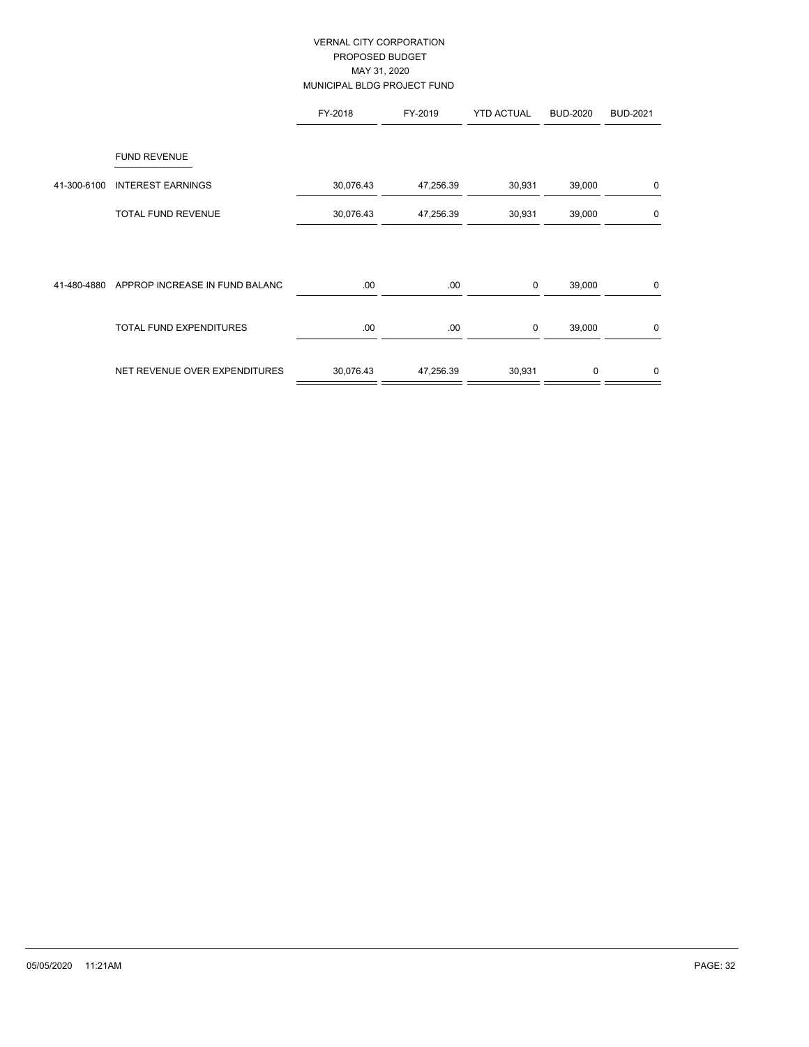VERNAL CITY CORPORATION
PROPOSED BUDGET
MAY 31, 2020
MUNICIPAL BLDG PROJECT FUND

| | | FY-2018 | FY-2019 | YTD ACTUAL | BUD-2020 | BUD-2021 |
|---|---|---|---|---|---|---|
| | FUND REVENUE | | | | | |
| 41-300-6100 | INTEREST EARNINGS | 30,076.43 | 47,256.39 | 30,931 | 39,000 | 0 |
| | TOTAL FUND REVENUE | 30,076.43 | 47,256.39 | 30,931 | 39,000 | 0 |
| 41-480-4880 | APPROP INCREASE IN FUND BALANC | .00 | .00 | 0 | 39,000 | 0 |
| | TOTAL FUND EXPENDITURES | .00 | .00 | 0 | 39,000 | 0 |
| | NET REVENUE OVER EXPENDITURES | 30,076.43 | 47,256.39 | 30,931 | 0 | 0 |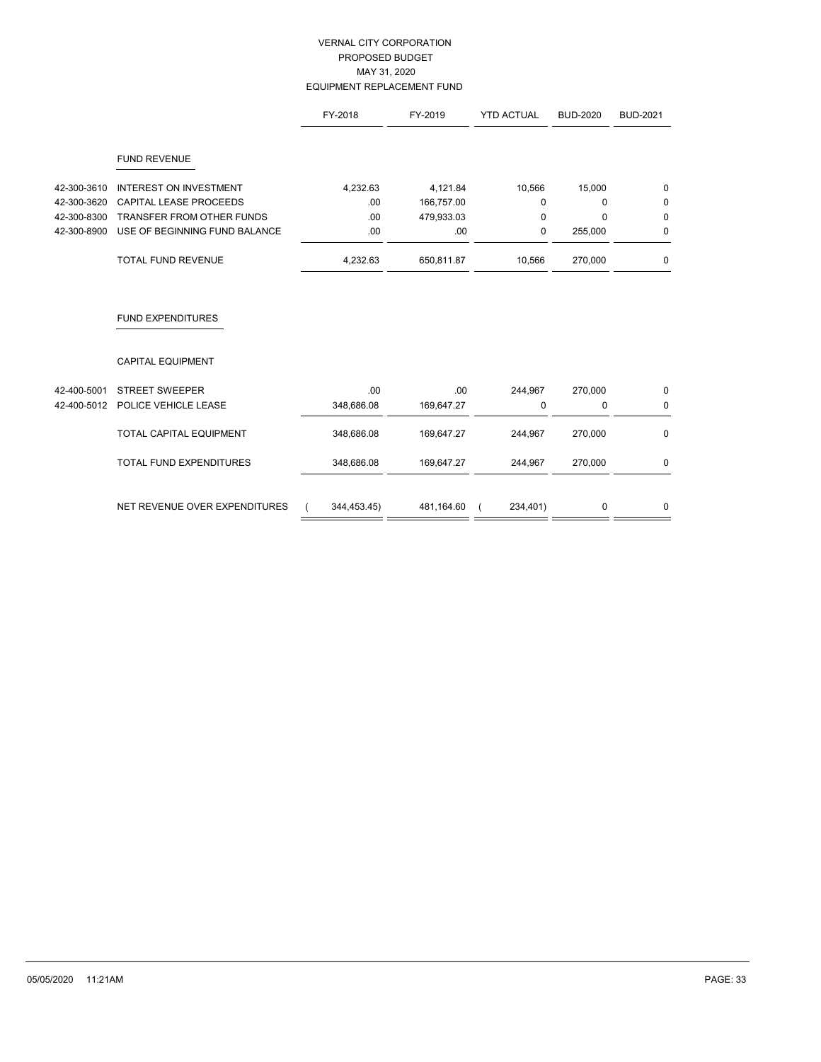VERNAL CITY CORPORATION
PROPOSED BUDGET
MAY 31, 2020
EQUIPMENT REPLACEMENT FUND

| | | FY-2018 | FY-2019 | YTD ACTUAL | BUD-2020 | BUD-2021 |
|---|---|---|---|---|---|---|
| | **FUND REVENUE** | | | | | |
| 42-300-3610 | INTEREST ON INVESTMENT | 4,232.63 | 4,121.84 | 10,566 | 15,000 | 0 |
| 42-300-3620 | CAPITAL LEASE PROCEEDS | .00 | 166,757.00 | 0 | 0 | 0 |
| 42-300-8300 | TRANSFER FROM OTHER FUNDS | .00 | 479,933.03 | 0 | 0 | 0 |
| 42-300-8900 | USE OF BEGINNING FUND BALANCE | .00 | .00 | 0 | 255,000 | 0 |
| | TOTAL FUND REVENUE | 4,232.63 | 650,811.87 | 10,566 | 270,000 | 0 |
| | **FUND EXPENDITURES** | | | | | |
| | CAPITAL EQUIPMENT | | | | | |
| 42-400-5001 | STREET SWEEPER | .00 | .00 | 244,967 | 270,000 | 0 |
| 42-400-5012 | POLICE VEHICLE LEASE | 348,686.08 | 169,647.27 | 0 | 0 | 0 |
| | TOTAL CAPITAL EQUIPMENT | 348,686.08 | 169,647.27 | 244,967 | 270,000 | 0 |
| | TOTAL FUND EXPENDITURES | 348,686.08 | 169,647.27 | 244,967 | 270,000 | 0 |
| | NET REVENUE OVER EXPENDITURES | ( 344,453.45) | 481,164.60 | ( 234,401) | 0 | 0 |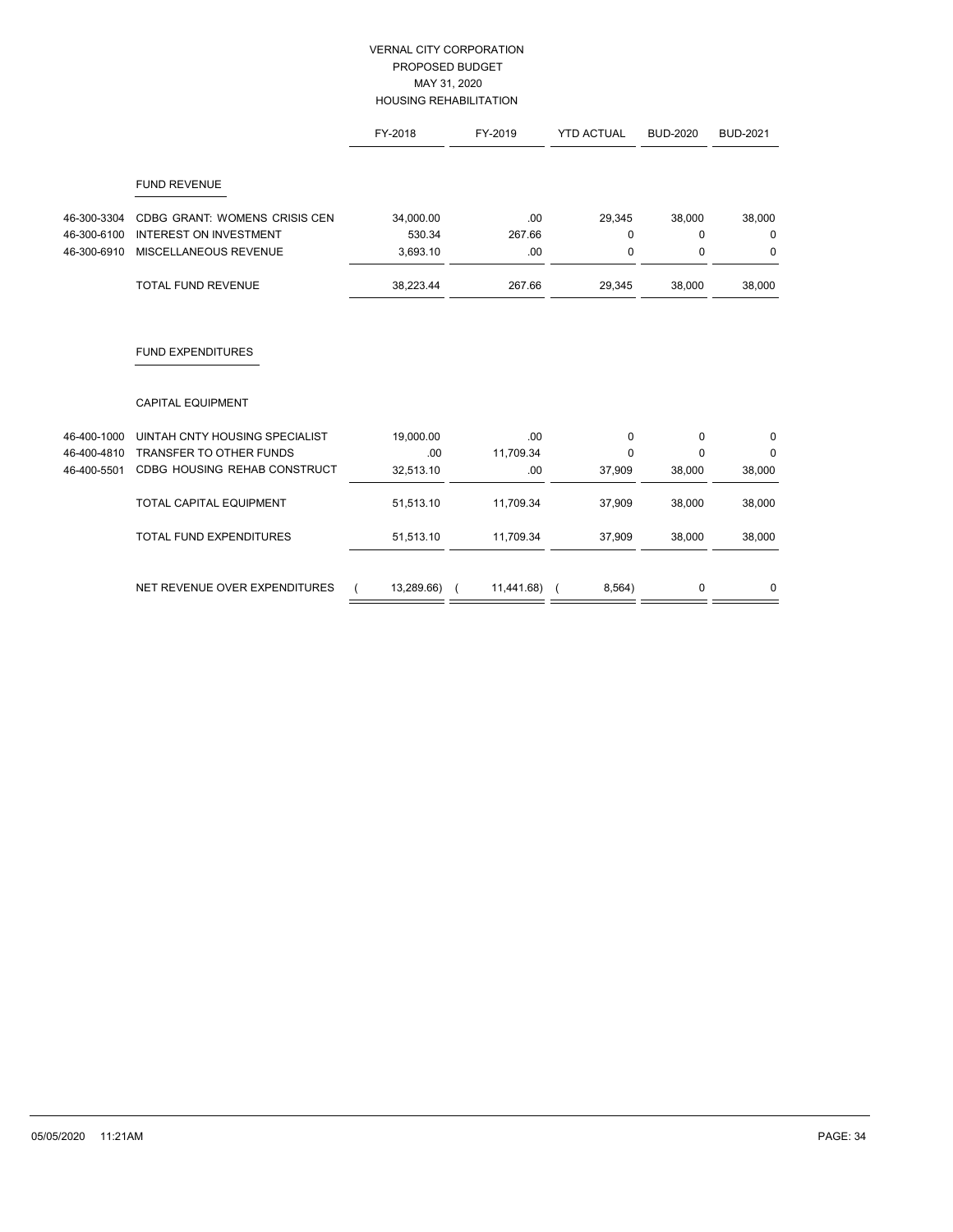# VERNAL CITY CORPORATION
## PROPOSED BUDGET
## MAY 31, 2020
## HOUSING REHABILITATION

| | | FY-2018 | FY-2019 | YTD ACTUAL | BUD-2020 | BUD-2021 |
|---|---|---|---|---|---|---|
| | **FUND REVENUE** | | | | | |
| 46-300-3304 | CDBG GRANT: WOMENS CRISIS CEN | 34,000.00 | .00 | 29,345 | 38,000 | 38,000 |
| 46-300-6100 | INTEREST ON INVESTMENT | 530.34 | 267.66 | 0 | 0 | 0 |
| 46-300-6910 | MISCELLANEOUS REVENUE | 3,693.10 | .00 | 0 | 0 | 0 |
| | TOTAL FUND REVENUE | 38,223.44 | 267.66 | 29,345 | 38,000 | 38,000 |
| | **FUND EXPENDITURES** | | | | | |
| | CAPITAL EQUIPMENT | | | | | |
| 46-400-1000 | UINTAH CNTY HOUSING SPECIALIST | 19,000.00 | .00 | 0 | 0 | 0 |
| 46-400-4810 | TRANSFER TO OTHER FUNDS | .00 | 11,709.34 | 0 | 0 | 0 |
| 46-400-5501 | CDBG HOUSING REHAB CONSTRUCT | 32,513.10 | .00 | 37,909 | 38,000 | 38,000 |
| | TOTAL CAPITAL EQUIPMENT | 51,513.10 | 11,709.34 | 37,909 | 38,000 | 38,000 |
| | TOTAL FUND EXPENDITURES | 51,513.10 | 11,709.34 | 37,909 | 38,000 | 38,000 |
| | NET REVENUE OVER EXPENDITURES | ( 13,289.66) | ( 11,441.68) | ( 8,564) | 0 | 0 |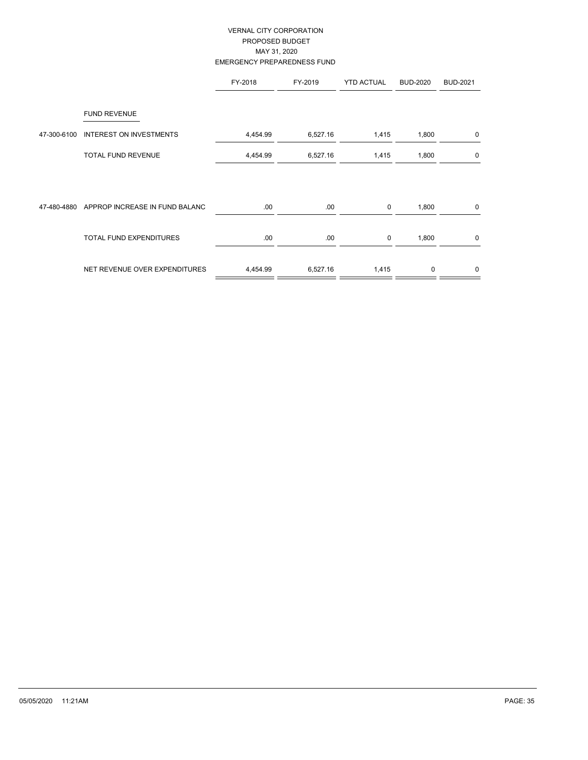VERNAL CITY CORPORATION
PROPOSED BUDGET
MAY 31, 2020
EMERGENCY PREPAREDNESS FUND

| | | FY-2018 | FY-2019 | YTD ACTUAL | BUD-2020 | BUD-2021 |
|---|---|---|---|---|---|---|
| | FUND REVENUE | | | | | |
| 47-300-6100 | INTEREST ON INVESTMENTS | 4,454.99 | 6,527.16 | 1,415 | 1,800 | 0 |
| | TOTAL FUND REVENUE | 4,454.99 | 6,527.16 | 1,415 | 1,800 | 0 |
| 47-480-4880 | APPROP INCREASE IN FUND BALANC | .00 | .00 | 0 | 1,800 | 0 |
| | TOTAL FUND EXPENDITURES | .00 | .00 | 0 | 1,800 | 0 |
| | NET REVENUE OVER EXPENDITURES | 4,454.99 | 6,527.16 | 1,415 | 0 | 0 |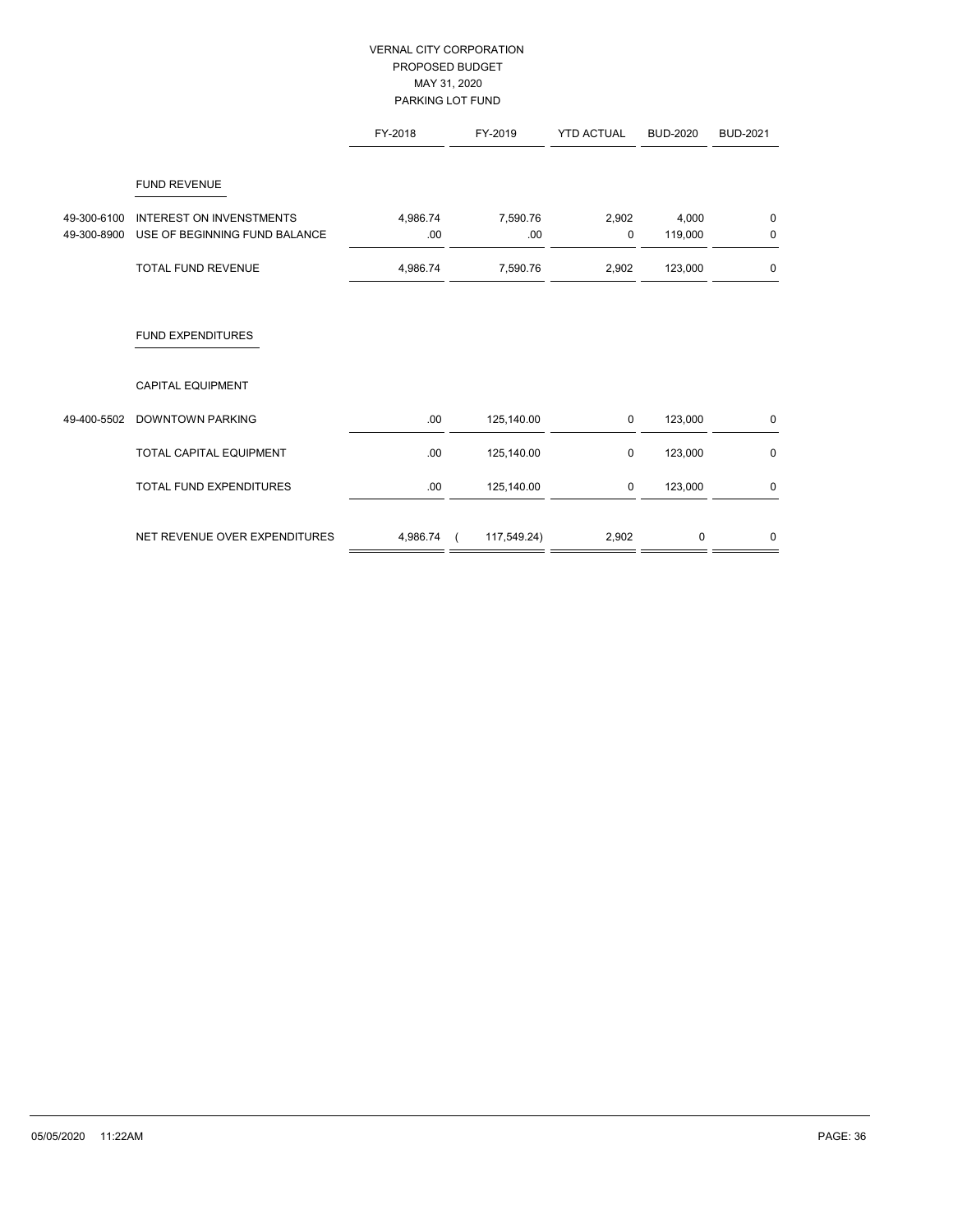# VERNAL CITY CORPORATION
## PROPOSED BUDGET
## MAY 31, 2020
## PARKING LOT FUND

| | | FY-2018 | FY-2019 | YTD ACTUAL | BUD-2020 | BUD-2021 |
|---|---|---|---|---|---|---|
| | **FUND REVENUE** | | | | | |
| 49-300-6100 | INTEREST ON INVESTMENTS | 4,986.74 | 7,590.76 | 2,902 | 4,000 | 0 |
| 49-300-8900 | USE OF BEGINNING FUND BALANCE | .00 | .00 | 0 | 119,000 | 0 |
| | TOTAL FUND REVENUE | 4,986.74 | 7,590.76 | 2,902 | 123,000 | 0 |
| | **FUND EXPENDITURES** | | | | | |
| | CAPITAL EQUIPMENT | | | | | |
| 49-400-5502 | DOWNTOWN PARKING | .00 | 125,140.00 | 0 | 123,000 | 0 |
| | TOTAL CAPITAL EQUIPMENT | .00 | 125,140.00 | 0 | 123,000 | 0 |
| | TOTAL FUND EXPENDITURES | .00 | 125,140.00 | 0 | 123,000 | 0 |
| | NET REVENUE OVER EXPENDITURES | 4,986.74 | ( 117,549.24) | 2,902 | 0 | 0 |

05/05/2020 11:22AM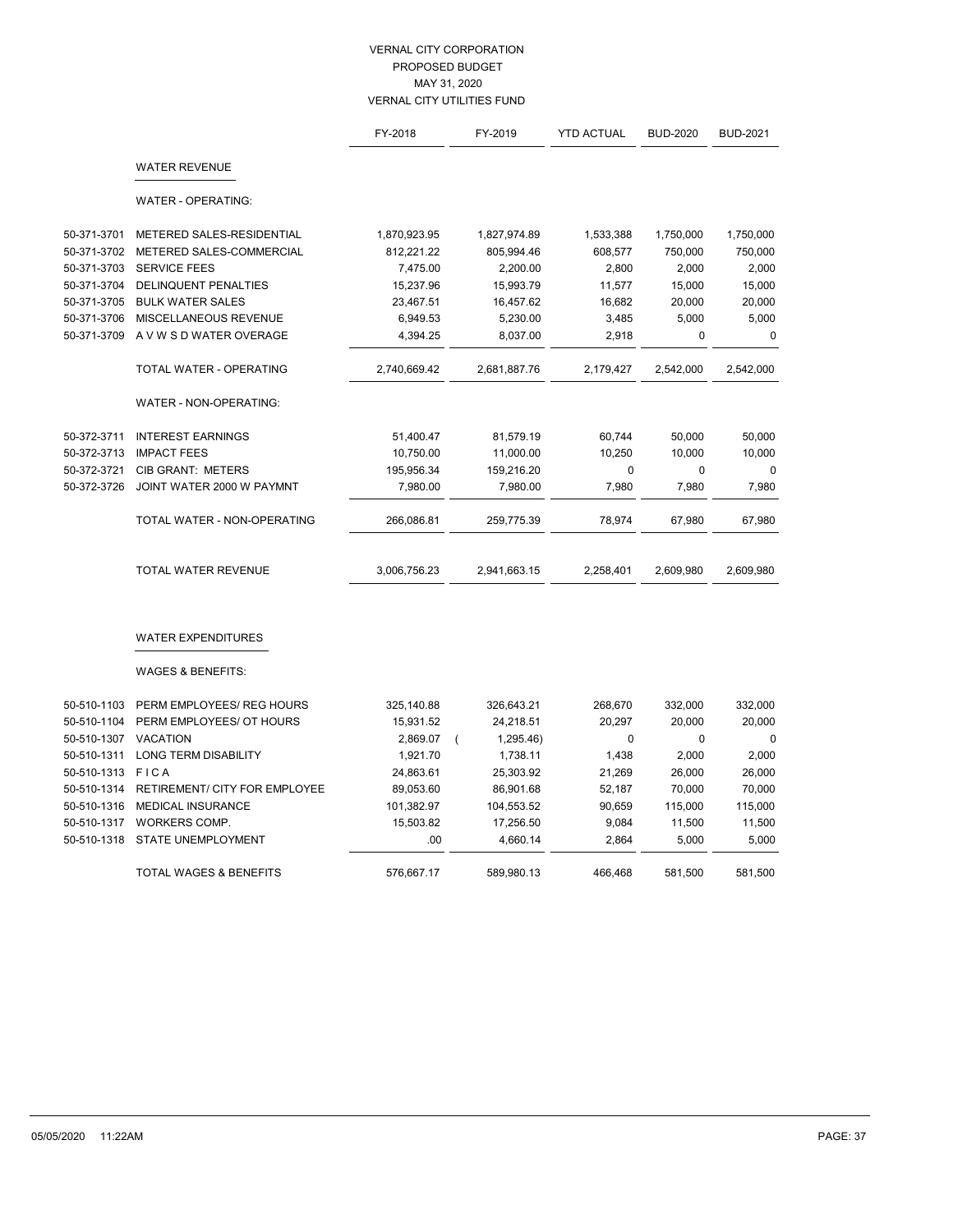# VERNAL CITY CORPORATION
## PROPOSED BUDGET
## MAY 31, 2020
## VERNAL CITY UTILITIES FUND

| | | FY-2018 | FY-2019 | YTD ACTUAL | BUD-2020 | BUD-2021 |
|---|---|---|---|---|---|---|
| | **WATER REVENUE** | | | | | |
| | WATER - OPERATING: | | | | | |
| 50-371-3701 | METERED SALES-RESIDENTIAL | 1,870,923.95 | 1,827,974.89 | 1,533,388 | 1,750,000 | 1,750,000 |
| 50-371-3702 | METERED SALES-COMMERCIAL | 812,221.22 | 805,994.46 | 608,577 | 750,000 | 750,000 |
| 50-371-3703 | SERVICE FEES | 7,475.00 | 2,200.00 | 2,800 | 2,000 | 2,000 |
| 50-371-3704 | DELINQUENT PENALTIES | 15,237.96 | 15,993.79 | 11,577 | 15,000 | 15,000 |
| 50-371-3705 | BULK WATER SALES | 23,467.51 | 16,457.62 | 16,682 | 20,000 | 20,000 |
| 50-371-3706 | MISCELLANEOUS REVENUE | 6,949.53 | 5,230.00 | 3,485 | 5,000 | 5,000 |
| 50-371-3709 | A V W S D WATER OVERAGE | 4,394.25 | 8,037.00 | 2,918 | 0 | 0 |
| | TOTAL WATER - OPERATING | 2,740,669.42 | 2,681,887.76 | 2,179,427 | 2,542,000 | 2,542,000 |
| | WATER - NON-OPERATING: | | | | | |
| 50-372-3711 | INTEREST EARNINGS | 51,400.47 | 81,579.19 | 60,744 | 50,000 | 50,000 |
| 50-372-3713 | IMPACT FEES | 10,750.00 | 11,000.00 | 10,250 | 10,000 | 10,000 |
| 50-372-3721 | CIB GRANT: METERS | 195,956.34 | 159,216.20 | 0 | 0 | 0 |
| 50-372-3726 | JOINT WATER 2000 W PAYMNT | 7,980.00 | 7,980.00 | 7,980 | 7,980 | 7,980 |
| | TOTAL WATER - NON-OPERATING | 266,086.81 | 259,775.39 | 78,974 | 67,980 | 67,980 |
| | TOTAL WATER REVENUE | 3,006,756.23 | 2,941,663.15 | 2,258,401 | 2,609,980 | 2,609,980 |
| | **WATER EXPENDITURES** | | | | | |
| | WAGES & BENEFITS: | | | | | |
| 50-510-1103 | PERM EMPLOYEES/ REG HOURS | 325,140.88 | 326,643.21 | 268,670 | 332,000 | 332,000 |
| 50-510-1104 | PERM EMPLOYEES/ OT HOURS | 15,931.52 | 24,218.51 | 20,297 | 20,000 | 20,000 |
| 50-510-1307 | VACATION | 2,869.07 | ( 1,295.46) | 0 | 0 | 0 |
| 50-510-1311 | LONG TERM DISABILITY | 1,921.70 | 1,738.11 | 1,438 | 2,000 | 2,000 |
| 50-510-1313 | F I C A | 24,863.61 | 25,303.92 | 21,269 | 26,000 | 26,000 |
| 50-510-1314 | RETIREMENT/ CITY FOR EMPLOYEE | 89,053.60 | 86,901.68 | 52,187 | 70,000 | 70,000 |
| 50-510-1316 | MEDICAL INSURANCE | 101,382.97 | 104,553.52 | 90,659 | 115,000 | 115,000 |
| 50-510-1317 | WORKERS COMP. | 15,503.82 | 17,256.50 | 9,084 | 11,500 | 11,500 |
| 50-510-1318 | STATE UNEMPLOYMENT | .00 | 4,660.14 | 2,864 | 5,000 | 5,000 |
| | TOTAL WAGES & BENEFITS | 576,667.17 | 589,980.13 | 466,468 | 581,500 | 581,500 |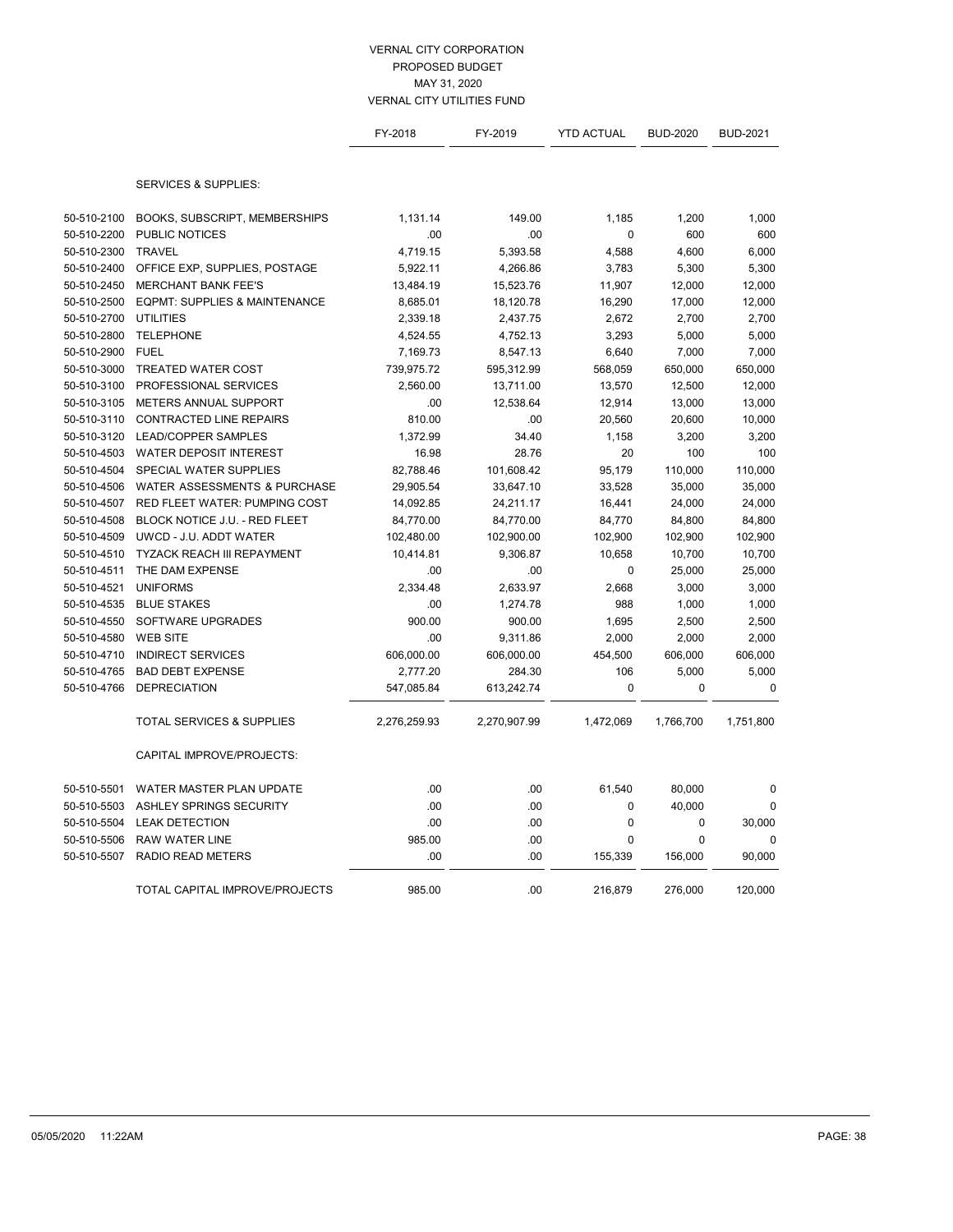VERNAL CITY CORPORATION
PROPOSED BUDGET
MAY 31, 2020
VERNAL CITY UTILITIES FUND

| | | FY-2018 | FY-2019 | YTD ACTUAL | BUD-2020 | BUD-2021 |
|---|---|---|---|---|---|---|
| | SERVICES & SUPPLIES: | | | | | |
| 50-510-2100 | BOOKS, SUBSCRIPT, MEMBERSHIPS | 1,131.14 | 149.00 | 1,185 | 1,200 | 1,000 |
| 50-510-2200 | PUBLIC NOTICES | .00 | .00 | 0 | 600 | 600 |
| 50-510-2300 | TRAVEL | 4,719.15 | 5,393.58 | 4,588 | 4,600 | 6,000 |
| 50-510-2400 | OFFICE EXP, SUPPLIES, POSTAGE | 5,922.11 | 4,266.86 | 3,783 | 5,300 | 5,300 |
| 50-510-2450 | MERCHANT BANK FEE'S | 13,484.19 | 15,523.76 | 11,907 | 12,000 | 12,000 |
| 50-510-2500 | EQPMT: SUPPLIES & MAINTENANCE | 8,685.01 | 18,120.78 | 16,290 | 17,000 | 12,000 |
| 50-510-2700 | UTILITIES | 2,339.18 | 2,437.75 | 2,672 | 2,700 | 2,700 |
| 50-510-2800 | TELEPHONE | 4,524.55 | 4,752.13 | 3,293 | 5,000 | 5,000 |
| 50-510-2900 | FUEL | 7,169.73 | 8,547.13 | 6,640 | 7,000 | 7,000 |
| 50-510-3000 | TREATED WATER COST | 739,975.72 | 595,312.99 | 568,059 | 650,000 | 650,000 |
| 50-510-3100 | PROFESSIONAL SERVICES | 2,560.00 | 13,711.00 | 13,570 | 12,500 | 12,000 |
| 50-510-3105 | METERS ANNUAL SUPPORT | .00 | 12,538.64 | 12,914 | 13,000 | 13,000 |
| 50-510-3110 | CONTRACTED LINE REPAIRS | 810.00 | .00 | 20,560 | 20,600 | 10,000 |
| 50-510-3120 | LEAD/COPPER SAMPLES | 1,372.99 | 34.40 | 1,158 | 3,200 | 3,200 |
| 50-510-4503 | WATER DEPOSIT INTEREST | 16.98 | 28.76 | 20 | 100 | 100 |
| 50-510-4504 | SPECIAL WATER SUPPLIES | 82,788.46 | 101,608.42 | 95,179 | 110,000 | 110,000 |
| 50-510-4506 | WATER ASSESSMENTS & PURCHASE | 29,905.54 | 33,647.10 | 33,528 | 35,000 | 35,000 |
| 50-510-4507 | RED FLEET WATER: PUMPING COST | 14,092.85 | 24,211.17 | 16,441 | 24,000 | 24,000 |
| 50-510-4508 | BLOCK NOTICE J.U. - RED FLEET | 84,770.00 | 84,770.00 | 84,770 | 84,800 | 84,800 |
| 50-510-4509 | UWCD - J.U. ADDT WATER | 102,480.00 | 102,900.00 | 102,900 | 102,900 | 102,900 |
| 50-510-4510 | TYZACK REACH III REPAYMENT | 10,414.81 | 9,306.87 | 10,658 | 10,700 | 10,700 |
| 50-510-4511 | THE DAM EXPENSE | .00 | .00 | 0 | 25,000 | 25,000 |
| 50-510-4521 | UNIFORMS | 2,334.48 | 2,633.97 | 2,668 | 3,000 | 3,000 |
| 50-510-4535 | BLUE STAKES | .00 | 1,274.78 | 988 | 1,000 | 1,000 |
| 50-510-4550 | SOFTWARE UPGRADES | 900.00 | 900.00 | 1,695 | 2,500 | 2,500 |
| 50-510-4580 | WEB SITE | .00 | 9,311.86 | 2,000 | 2,000 | 2,000 |
| 50-510-4710 | INDIRECT SERVICES | 606,000.00 | 606,000.00 | 454,500 | 606,000 | 606,000 |
| 50-510-4765 | BAD DEBT EXPENSE | 2,777.20 | 284.30 | 106 | 5,000 | 5,000 |
| 50-510-4766 | DEPRECIATION | 547,085.84 | 613,242.74 | 0 | 0 | 0 |
| | TOTAL SERVICES & SUPPLIES | 2,276,259.93 | 2,270,907.99 | 1,472,069 | 1,766,700 | 1,751,800 |
| | CAPITAL IMPROVE/PROJECTS: | | | | | |
| 50-510-5501 | WATER MASTER PLAN UPDATE | .00 | .00 | 61,540 | 80,000 | 0 |
| 50-510-5503 | ASHLEY SPRINGS SECURITY | .00 | .00 | 0 | 40,000 | 0 |
| 50-510-5504 | LEAK DETECTION | .00 | .00 | 0 | 0 | 30,000 |
| 50-510-5506 | RAW WATER LINE | 985.00 | .00 | 0 | 0 | 0 |
| 50-510-5507 | RADIO READ METERS | .00 | .00 | 155,339 | 156,000 | 90,000 |
| | TOTAL CAPITAL IMPROVE/PROJECTS | 985.00 | .00 | 216,879 | 276,000 | 120,000 |

05/05/2020 11:22AM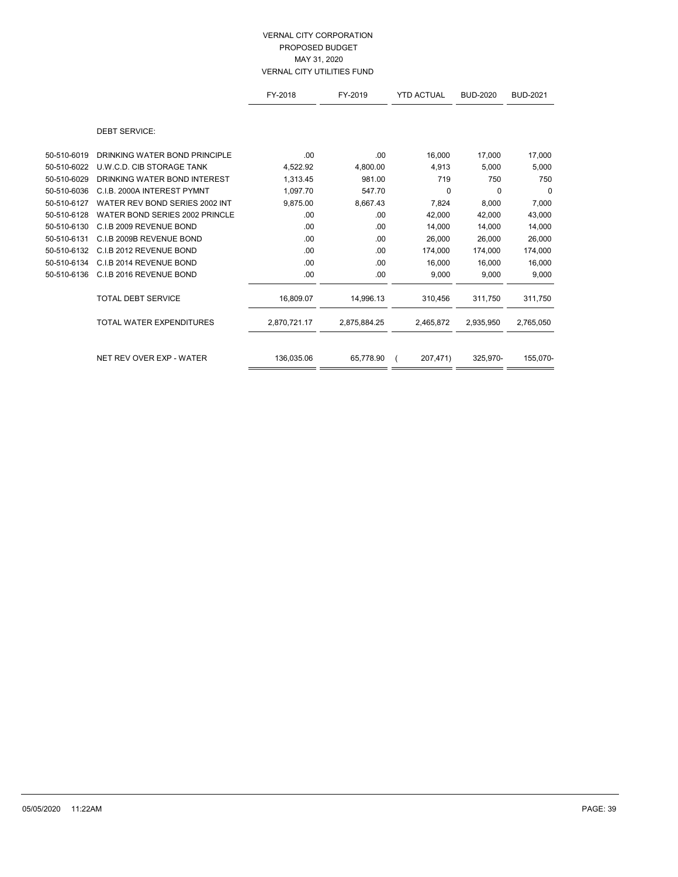VERNAL CITY CORPORATION
PROPOSED BUDGET
MAY 31, 2020
VERNAL CITY UTILITIES FUND

| | | FY-2018 | FY-2019 | YTD ACTUAL | BUD-2020 | BUD-2021 |
|---|---|---|---|---|---|---|
| | DEBT SERVICE: | | | | | |
| 50-510-6019 | DRINKING WATER BOND PRINCIPLE | .00 | .00 | 16,000 | 17,000 | 17,000 |
| 50-510-6022 | U.W.C.D. CIB STORAGE TANK | 4,522.92 | 4,800.00 | 4,913 | 5,000 | 5,000 |
| 50-510-6029 | DRINKING WATER BOND INTEREST | 1,313.45 | 981.00 | 719 | 750 | 750 |
| 50-510-6036 | C.I.B. 2000A INTEREST PYMNT | 1,097.70 | 547.70 | 0 | 0 | 0 |
| 50-510-6127 | WATER REV BOND SERIES 2002 INT | 9,875.00 | 8,667.43 | 7,824 | 8,000 | 7,000 |
| 50-510-6128 | WATER BOND SERIES 2002 PRINCLE | .00 | .00 | 42,000 | 42,000 | 43,000 |
| 50-510-6130 | C.I.B 2009 REVENUE BOND | .00 | .00 | 14,000 | 14,000 | 14,000 |
| 50-510-6131 | C.I.B 2009B REVENUE BOND | .00 | .00 | 26,000 | 26,000 | 26,000 |
| 50-510-6132 | C.I.B 2012 REVENUE BOND | .00 | .00 | 174,000 | 174,000 | 174,000 |
| 50-510-6134 | C.I.B 2014 REVENUE BOND | .00 | .00 | 16,000 | 16,000 | 16,000 |
| 50-510-6136 | C.I.B 2016 REVENUE BOND | .00 | .00 | 9,000 | 9,000 | 9,000 |
| | TOTAL DEBT SERVICE | 16,809.07 | 14,996.13 | 310,456 | 311,750 | 311,750 |
| | TOTAL WATER EXPENDITURES | 2,870,721.17 | 2,875,884.25 | 2,465,872 | 2,935,950 | 2,765,050 |
| | NET REV OVER EXP - WATER | 136,035.06 | 65,778.90 | ( 207,471) | 325,970- | 155,070- |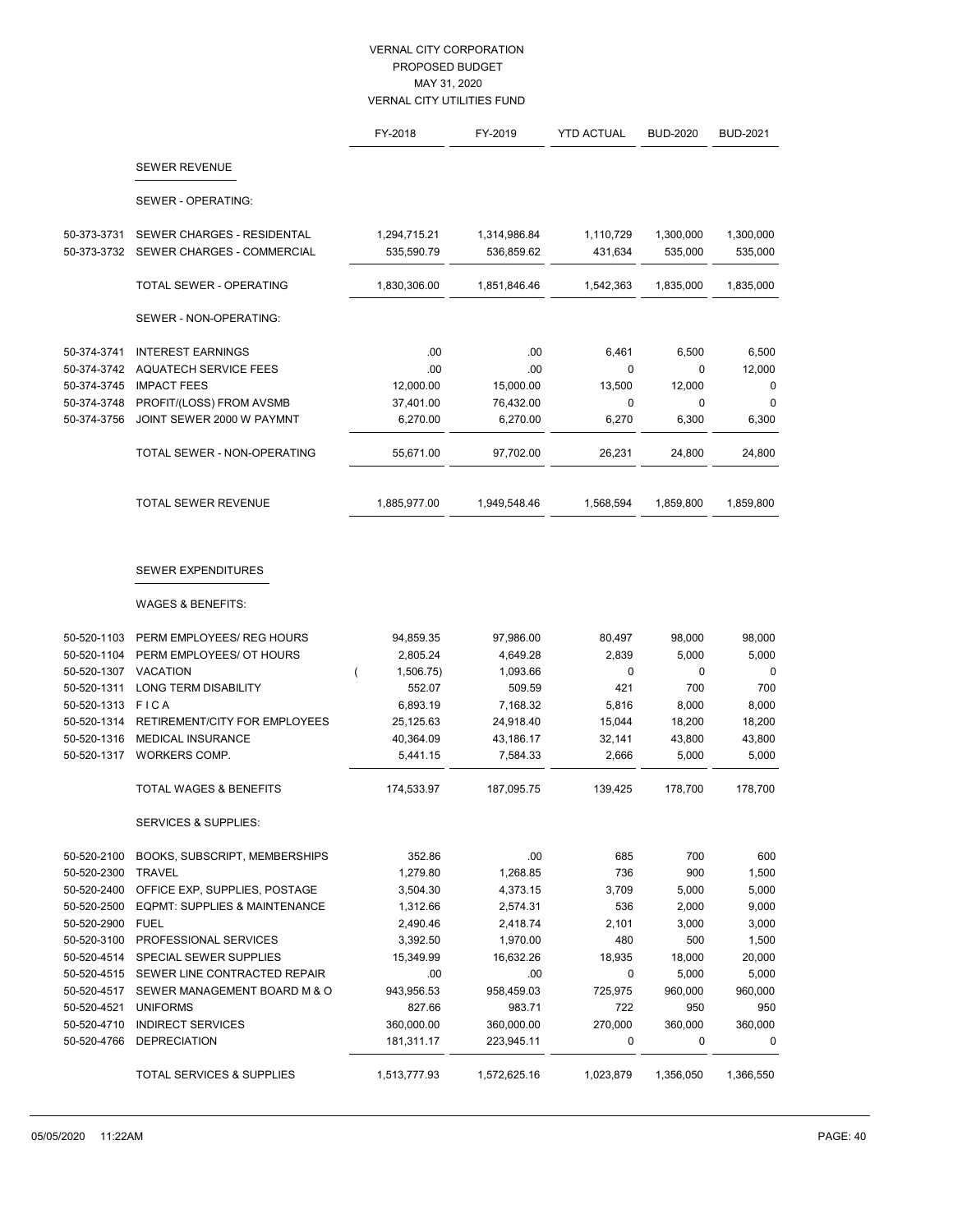# VERNAL CITY CORPORATION
## PROPOSED BUDGET
## MAY 31, 2020
## VERNAL CITY UTILITIES FUND

| | | FY-2018 | FY-2019 | YTD ACTUAL | BUD-2020 | BUD-2021 |
|---|---|---|---|---|---|---|
| | **SEWER REVENUE** | | | | | |
| | SEWER - OPERATING: | | | | | |
| 50-373-3731 | SEWER CHARGES - RESIDENTAL | 1,294,715.21 | 1,314,986.84 | 1,110,729 | 1,300,000 | 1,300,000 |
| 50-373-3732 | SEWER CHARGES - COMMERCIAL | 535,590.79 | 536,859.62 | 431,634 | 535,000 | 535,000 |
| | TOTAL SEWER - OPERATING | 1,830,306.00 | 1,851,846.46 | 1,542,363 | 1,835,000 | 1,835,000 |
| | SEWER - NON-OPERATING: | | | | | |
| 50-374-3741 | INTEREST EARNINGS | .00 | .00 | 6,461 | 6,500 | 6,500 |
| 50-374-3742 | AQUATECH SERVICE FEES | .00 | .00 | 0 | 0 | 12,000 |
| 50-374-3745 | IMPACT FEES | 12,000.00 | 15,000.00 | 13,500 | 12,000 | 0 |
| 50-374-3748 | PROFIT/(LOSS) FROM AVSMB | 37,401.00 | 76,432.00 | 0 | 0 | 0 |
| 50-374-3756 | JOINT SEWER 2000 W PAYMNT | 6,270.00 | 6,270.00 | 6,270 | 6,300 | 6,300 |
| | TOTAL SEWER - NON-OPERATING | 55,671.00 | 97,702.00 | 26,231 | 24,800 | 24,800 |
| | TOTAL SEWER REVENUE | 1,885,977.00 | 1,949,548.46 | 1,568,594 | 1,859,800 | 1,859,800 |
| | **SEWER EXPENDITURES** | | | | | |
| | WAGES & BENEFITS: | | | | | |
| 50-520-1103 | PERM EMPLOYEES/ REG HOURS | 94,859.35 | 97,986.00 | 80,497 | 98,000 | 98,000 |
| 50-520-1104 | PERM EMPLOYEES/ OT HOURS | 2,805.24 | 4,649.28 | 2,839 | 5,000 | 5,000 |
| 50-520-1307 | VACATION | ( 1,506.75) | 1,093.66 | 0 | 0 | 0 |
| 50-520-1311 | LONG TERM DISABILITY | 552.07 | 509.59 | 421 | 700 | 700 |
| 50-520-1313 | F I C A | 6,893.19 | 7,168.32 | 5,816 | 8,000 | 8,000 |
| 50-520-1314 | RETIREMENT/CITY FOR EMPLOYEES | 25,125.63 | 24,918.40 | 15,044 | 18,200 | 18,200 |
| 50-520-1316 | MEDICAL INSURANCE | 40,364.09 | 43,186.17 | 32,141 | 43,800 | 43,800 |
| 50-520-1317 | WORKERS COMP. | 5,441.15 | 7,584.33 | 2,666 | 5,000 | 5,000 |
| | TOTAL WAGES & BENEFITS | 174,533.97 | 187,095.75 | 139,425 | 178,700 | 178,700 |
| | SERVICES & SUPPLIES: | | | | | |
| 50-520-2100 | BOOKS, SUBSCRIPT, MEMBERSHIPS | 352.86 | .00 | 685 | 700 | 600 |
| 50-520-2300 | TRAVEL | 1,279.80 | 1,268.85 | 736 | 900 | 1,500 |
| 50-520-2400 | OFFICE EXP, SUPPLIES, POSTAGE | 3,504.30 | 4,373.15 | 3,709 | 5,000 | 5,000 |
| 50-520-2500 | EQPMT: SUPPLIES & MAINTENANCE | 1,312.66 | 2,574.31 | 536 | 2,000 | 9,000 |
| 50-520-2900 | FUEL | 2,490.46 | 2,418.74 | 2,101 | 3,000 | 3,000 |
| 50-520-3100 | PROFESSIONAL SERVICES | 3,392.50 | 1,970.00 | 480 | 500 | 1,500 |
| 50-520-4514 | SPECIAL SEWER SUPPLIES | 15,349.99 | 16,632.26 | 18,935 | 18,000 | 20,000 |
| 50-520-4515 | SEWER LINE CONTRACTED REPAIR | .00 | .00 | 0 | 5,000 | 5,000 |
| 50-520-4517 | SEWER MANAGEMENT BOARD M & O | 943,956.53 | 958,459.03 | 725,975 | 960,000 | 960,000 |
| 50-520-4521 | UNIFORMS | 827.66 | 983.71 | 722 | 950 | 950 |
| 50-520-4710 | INDIRECT SERVICES | 360,000.00 | 360,000.00 | 270,000 | 360,000 | 360,000 |
| 50-520-4766 | DEPRECIATION | 181,311.17 | 223,945.11 | 0 | 0 | 0 |
| | TOTAL SERVICES & SUPPLIES | 1,513,777.93 | 1,572,625.16 | 1,023,879 | 1,356,050 | 1,366,550 |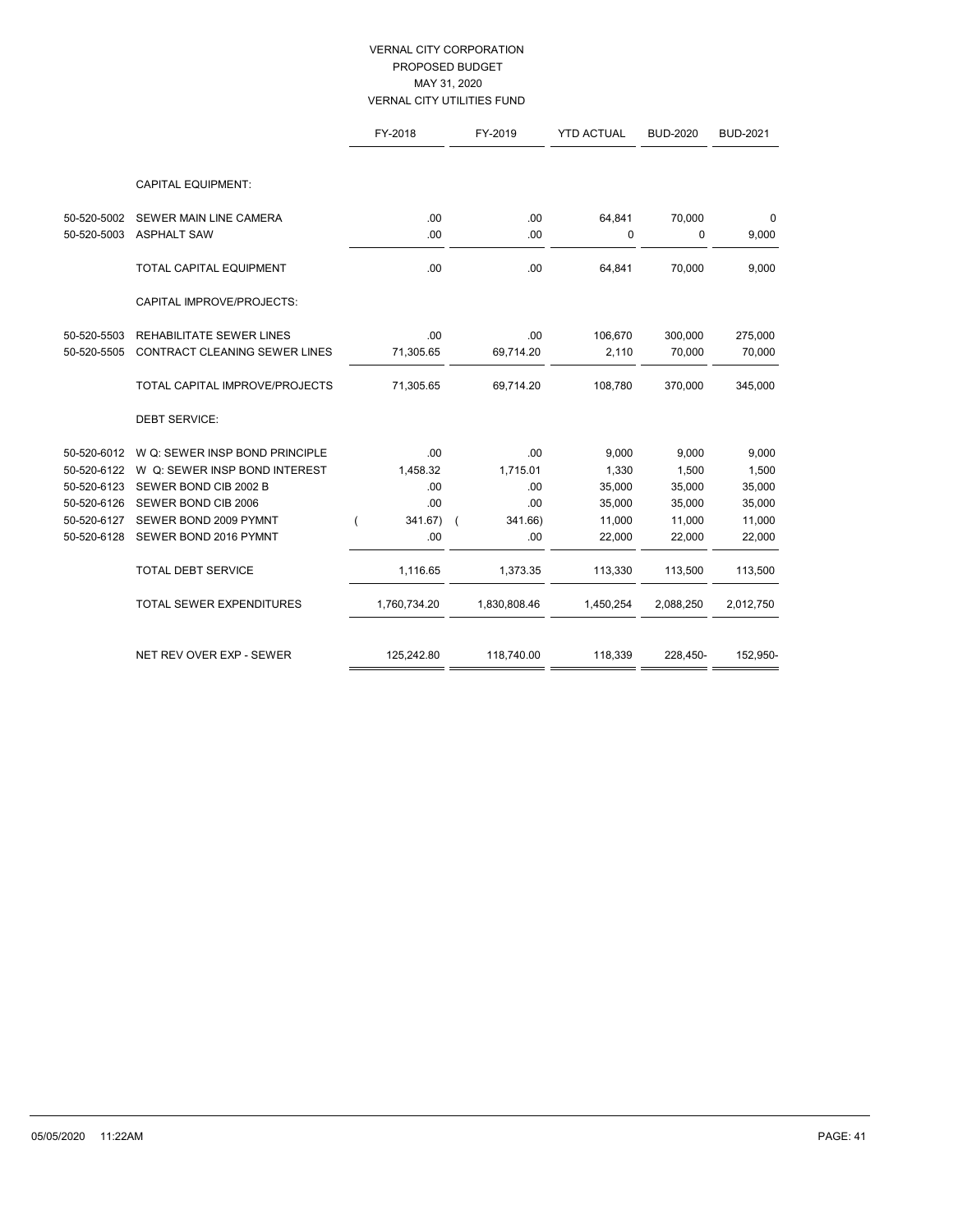VERNAL CITY CORPORATION
PROPOSED BUDGET
MAY 31, 2020
VERNAL CITY UTILITIES FUND

| | | FY-2018 | FY-2019 | YTD ACTUAL | BUD-2020 | BUD-2021 |
|---|---|---|---|---|---|---|
| | CAPITAL EQUIPMENT: | | | | | |
| 50-520-5002 | SEWER MAIN LINE CAMERA | .00 | .00 | 64,841 | 70,000 | 0 |
| 50-520-5003 | ASPHALT SAW | .00 | .00 | 0 | 0 | 9,000 |
| | TOTAL CAPITAL EQUIPMENT | .00 | .00 | 64,841 | 70,000 | 9,000 |
| | CAPITAL IMPROVE/PROJECTS: | | | | | |
| 50-520-5503 | REHABILITATE SEWER LINES | .00 | .00 | 106,670 | 300,000 | 275,000 |
| 50-520-5505 | CONTRACT CLEANING SEWER LINES | 71,305.65 | 69,714.20 | 2,110 | 70,000 | 70,000 |
| | TOTAL CAPITAL IMPROVE/PROJECTS | 71,305.65 | 69,714.20 | 108,780 | 370,000 | 345,000 |
| | DEBT SERVICE: | | | | | |
| 50-520-6012 | W Q: SEWER INSP BOND PRINCIPLE | .00 | .00 | 9,000 | 9,000 | 9,000 |
| 50-520-6122 | W Q: SEWER INSP BOND INTEREST | 1,458.32 | 1,715.01 | 1,330 | 1,500 | 1,500 |
| 50-520-6123 | SEWER BOND CIB 2002 B | .00 | .00 | 35,000 | 35,000 | 35,000 |
| 50-520-6126 | SEWER BOND CIB 2006 | .00 | .00 | 35,000 | 35,000 | 35,000 |
| 50-520-6127 | SEWER BOND 2009 PYMNT | ( 341.67) | ( 341.66) | 11,000 | 11,000 | 11,000 |
| 50-520-6128 | SEWER BOND 2016 PYMNT | .00 | .00 | 22,000 | 22,000 | 22,000 |
| | TOTAL DEBT SERVICE | 1,116.65 | 1,373.35 | 113,330 | 113,500 | 113,500 |
| | TOTAL SEWER EXPENDITURES | 1,760,734.20 | 1,830,808.46 | 1,450,254 | 2,088,250 | 2,012,750 |
| | NET REV OVER EXP - SEWER | 125,242.80 | 118,740.00 | 118,339 | 228,450- | 152,950- |

05/05/2020 11:22AM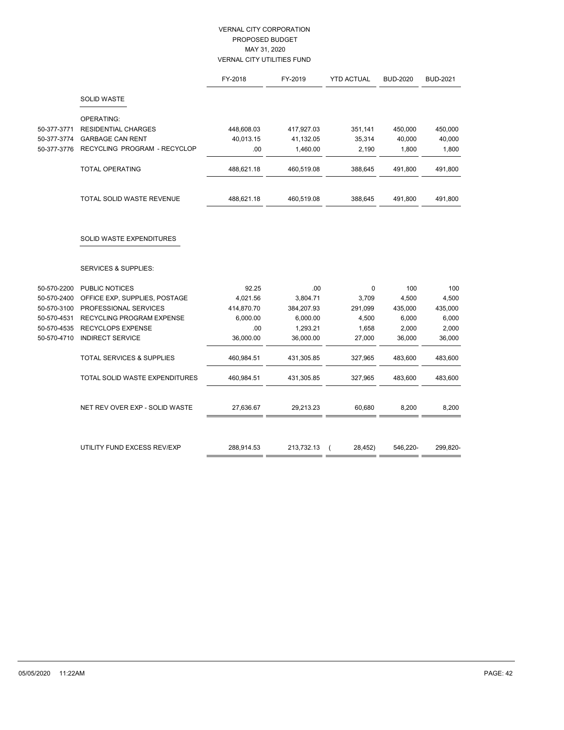VERNAL CITY CORPORATION
PROPOSED BUDGET
MAY 31, 2020
VERNAL CITY UTILITIES FUND

| | | FY-2018 | FY-2019 | YTD ACTUAL | BUD-2020 | BUD-2021 |
|---|---|---|---|---|---|---|
| | SOLID WASTE | | | | | |
| | OPERATING: | | | | | |
| 50-377-3771 | RESIDENTIAL CHARGES | 448,608.03 | 417,927.03 | 351,141 | 450,000 | 450,000 |
| 50-377-3774 | GARBAGE CAN RENT | 40,013.15 | 41,132.05 | 35,314 | 40,000 | 40,000 |
| 50-377-3776 | RECYCLING PROGRAM - RECYCLOP | .00 | 1,460.00 | 2,190 | 1,800 | 1,800 |
| | TOTAL OPERATING | 488,621.18 | 460,519.08 | 388,645 | 491,800 | 491,800 |
| | TOTAL SOLID WASTE REVENUE | 488,621.18 | 460,519.08 | 388,645 | 491,800 | 491,800 |
| | SOLID WASTE EXPENDITURES | | | | | |
| | SERVICES & SUPPLIES: | | | | | |
| 50-570-2200 | PUBLIC NOTICES | 92.25 | .00 | 0 | 100 | 100 |
| 50-570-2400 | OFFICE EXP, SUPPLIES, POSTAGE | 4,021.56 | 3,804.71 | 3,709 | 4,500 | 4,500 |
| 50-570-3100 | PROFESSIONAL SERVICES | 414,870.70 | 384,207.93 | 291,099 | 435,000 | 435,000 |
| 50-570-4531 | RECYCLING PROGRAM EXPENSE | 6,000.00 | 6,000.00 | 4,500 | 6,000 | 6,000 |
| 50-570-4535 | RECYCLOPS EXPENSE | .00 | 1,293.21 | 1,658 | 2,000 | 2,000 |
| 50-570-4710 | INDIRECT SERVICE | 36,000.00 | 36,000.00 | 27,000 | 36,000 | 36,000 |
| | TOTAL SERVICES & SUPPLIES | 460,984.51 | 431,305.85 | 327,965 | 483,600 | 483,600 |
| | TOTAL SOLID WASTE EXPENDITURES | 460,984.51 | 431,305.85 | 327,965 | 483,600 | 483,600 |
| | NET REV OVER EXP - SOLID WASTE | 27,636.67 | 29,213.23 | 60,680 | 8,200 | 8,200 |
| | UTILITY FUND EXCESS REV/EXP | 288,914.53 | 213,732.13 | ( 28,452) | 546,220- | 299,820- |